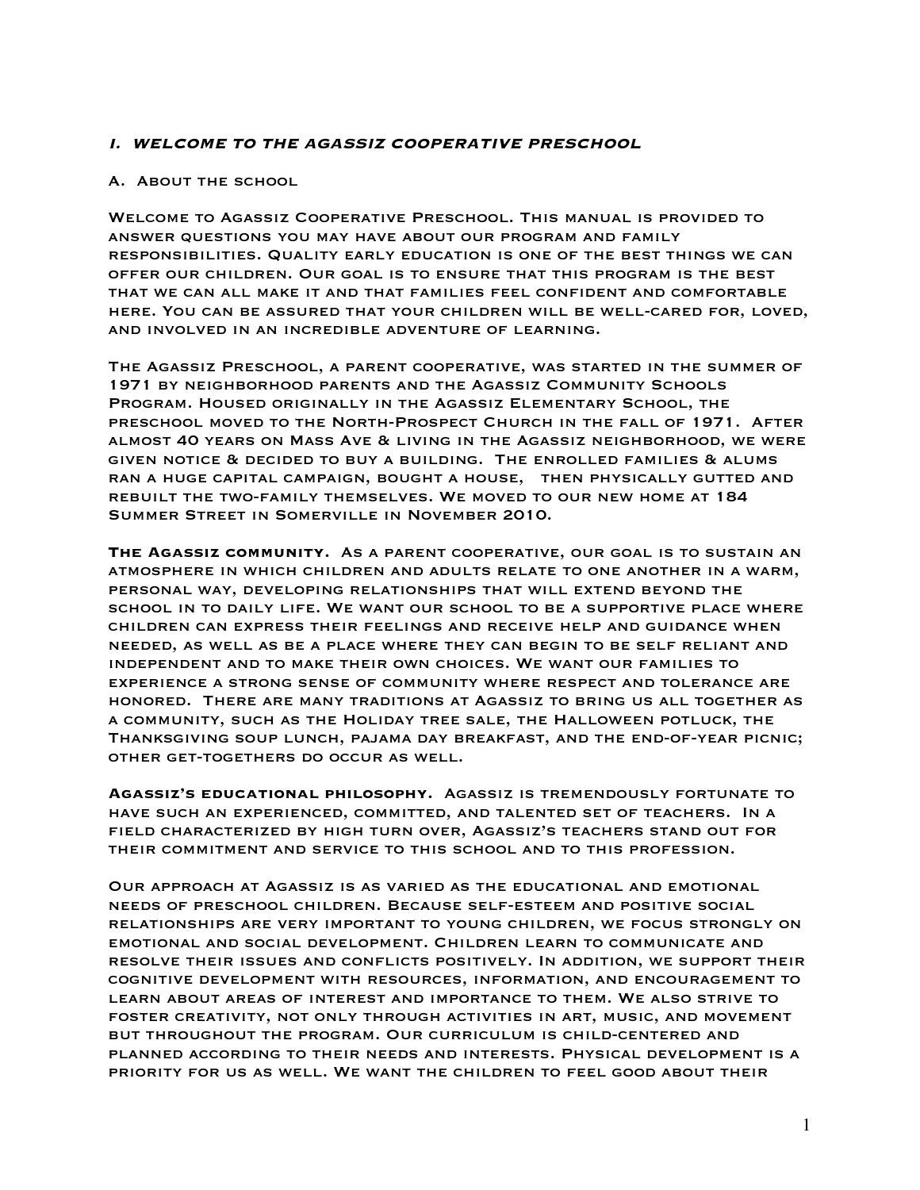# I. WELCOME TO THE AGASSIZ COOPERATIVE PRESCHOOL

## A. About the school

Welcome to Agassiz Cooperative Preschool. This manual is provided to answer questions you may have about our program and family responsibilities. Quality early education is one of the best things we can offer our children. Our goal is to ensure that this program is the best that we can all make it and that families feel confident and comfortable here. You can be assured that your children will be well-cared for, loved, and involved in an incredible adventure of learning.

The Agassiz Preschool, a parent cooperative, was started in the summer of 1971 by neighborhood parents and the Agassiz Community Schools Program. Housed originally in the Agassiz Elementary School, the preschool moved to the North-Prospect Church in the fall of 1971. After almost 40 years on Mass Ave & living in the Agassiz neighborhood, we were given notice & decided to buy a building. The enrolled families & alums ran a huge capital campaign, bought a house, then physically gutted and rebuilt the two-family themselves. We moved to our new home at 184 Summer Street in Somerville in November 2010.

**The Agassiz community.** As a parent cooperative, our goal is to sustain an atmosphere in which children and adults relate to one another in a warm, personal way, developing relationships that will extend beyond the school in to daily life. We want our school to be a supportive place where children can express their feelings and receive help and guidance when needed, as well as be a place where they can begin to be self reliant and independent and to make their own choices. We want our families to experience a strong sense of community where respect and tolerance are honored. There are many traditions at Agassiz to bring us all together as a community, such as the Holiday tree sale, the Halloween potluck, the Thanksgiving soup lunch, pajama day breakfast, and the end-of-year picnic; other get-togethers do occur as well.

**Agassiz's educational philosophy.** Agassiz is tremendously fortunate to have such an experienced, committed, and talented set of teachers. In a field characterized by high turn over, Agassiz's teachers stand out for their commitment and service to this school and to this profession.

Our approach at Agassiz is as varied as the educational and emotional needs of preschool children. Because self-esteem and positive social relationships are very important to young children, we focus strongly on emotional and social development. Children learn to communicate and resolve their issues and conflicts positively. In addition, we support their cognitive development with resources, information, and encouragement to learn about areas of interest and importance to them. We also strive to foster creativity, not only through activities in art, music, and movement but throughout the program. Our curriculum is child-centered and planned according to their needs and interests. Physical development is a priority for us as well. We want the children to feel good about their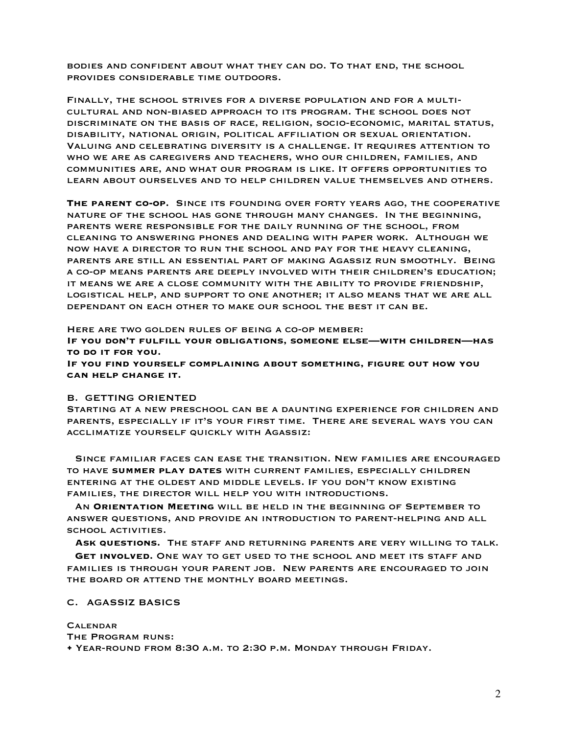bodies and confident about what they can do. To that end, the school provides considerable time outdoors.

Finally, the school strives for a diverse population and for a multi-cultural and non-biased approach to its program. The school does not discriminate on the basis of race, religion, socio-economic, marital status, disability, national origin, political affiliation or sexual orientation. Valuing and celebrating diversity is a challenge. It requires attention to who we are as caregivers and teachers, who our children, families, and communities are, and what our program is like. It offers opportunities to learn about ourselves and to help children value themselves and others.

**The parent co-op.** Since its founding over forty years ago, the cooperative nature of the school has gone through many changes. In the beginning, parents were responsible for the daily running of the school, from cleaning to answering phones and dealing with paper work. Although we now have a director to run the school and pay for the heavy cleaning, parents are still an essential part of making Agassiz run smoothly. Being a co-op means parents are deeply involved with their children's education; it means we are a close community with the ability to provide friendship, logistical help, and support to one another; it also means that we are all dependant on each other to make our school the best it can be.

Here are two golden rules of being a co-op member:

**If you don't fulfill your obligations, someone else—with children—has to do it for you.**

**If you find yourself complaining about something, figure out how you can help change it.**

## B. GETTING ORIENTED

Starting at a new preschool can be a daunting experience for children and parents, especially if it's your first time. There are several ways you can acclimatize yourself quickly with Agassiz:

Since familiar faces can ease the transition. New families are encouraged to have **summer play dates** with current families, especially children entering at the oldest and middle levels. If you don't know existing families, the director will help you with introductions.

An **Orientation Meeting** will be held in the beginning of September to answer questions, and provide an introduction to parent-helping and all school activities.

**Ask questions.** The staff and returning parents are very willing to talk.

**Get involved.** One way to get used to the school and meet its staff and families is through your parent job. New parents are encouraged to join the board or attend the monthly board meetings.

## C. AGASSIZ BASICS

Calendar

The Program runs:

+ Year-round from 8:30 a.m. to 2:30 p.m. Monday through Friday.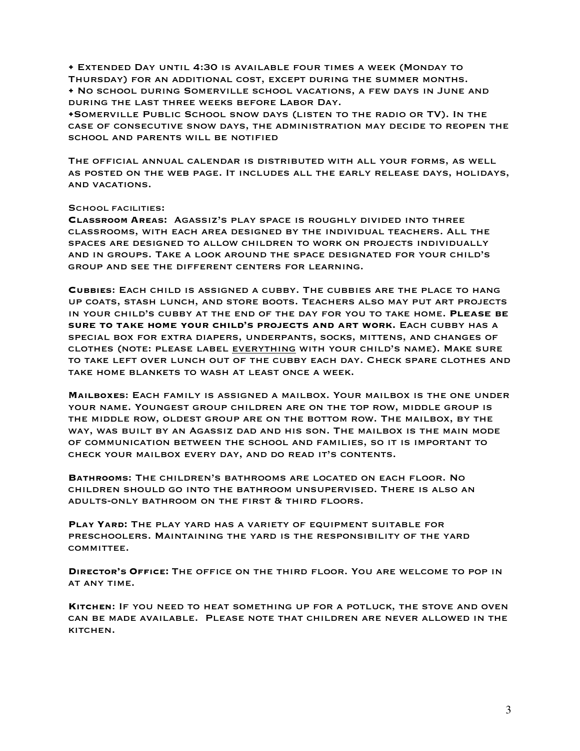+ Extended Day until 4:30 is available four times a week (Monday to Thursday) for an additional cost, except during the summer months.
+ No school during Somerville school vacations, a few days in June and during the last three weeks before Labor Day.
+Somerville Public School snow days (listen to the radio or TV). In the case of consecutive snow days, the administration may decide to reopen the school and parents will be notified

The official annual calendar is distributed with all your forms, as well as posted on the web page. It includes all the early release days, holidays, and vacations.

School facilities:

**Classroom Areas:** Agassiz's play space is roughly divided into three classrooms, with each area designed by the individual teachers. All the spaces are designed to allow children to work on projects individually and in groups. Take a look around the space designated for your child's group and see the different centers for learning.

**Cubbies:** Each child is assigned a cubby. The cubbies are the place to hang up coats, stash lunch, and store boots. Teachers also may put art projects in your child's cubby at the end of the day for you to take home. **Please be sure to take home your child's projects and art work.** Each cubby has a special box for extra diapers, underpants, socks, mittens, and changes of clothes (note: please label <u>everything</u> with your child's name). Make sure to take left over lunch out of the cubby each day. Check spare clothes and take home blankets to wash at least once a week.

**Mailboxes:** Each family is assigned a mailbox. Your mailbox is the one under your name. Youngest group children are on the top row, middle group is the middle row, oldest group are on the bottom row. The mailbox, by the way, was built by an Agassiz dad and his son. The mailbox is the main mode of communication between the school and families, so it is important to check your mailbox every day, and do read it's contents.

**Bathrooms:** The children's bathrooms are located on each floor. No children should go into the bathroom unsupervised. There is also an adults-only bathroom on the first & third floors.

**Play Yard:** The play yard has a variety of equipment suitable for preschoolers. Maintaining the yard is the responsibility of the yard committee.

**Director's Office:** The office on the third floor. You are welcome to pop in at any time.

**Kitchen:** If you need to heat something up for a potluck, the stove and oven can be made available. Please note that children are never allowed in the kitchen.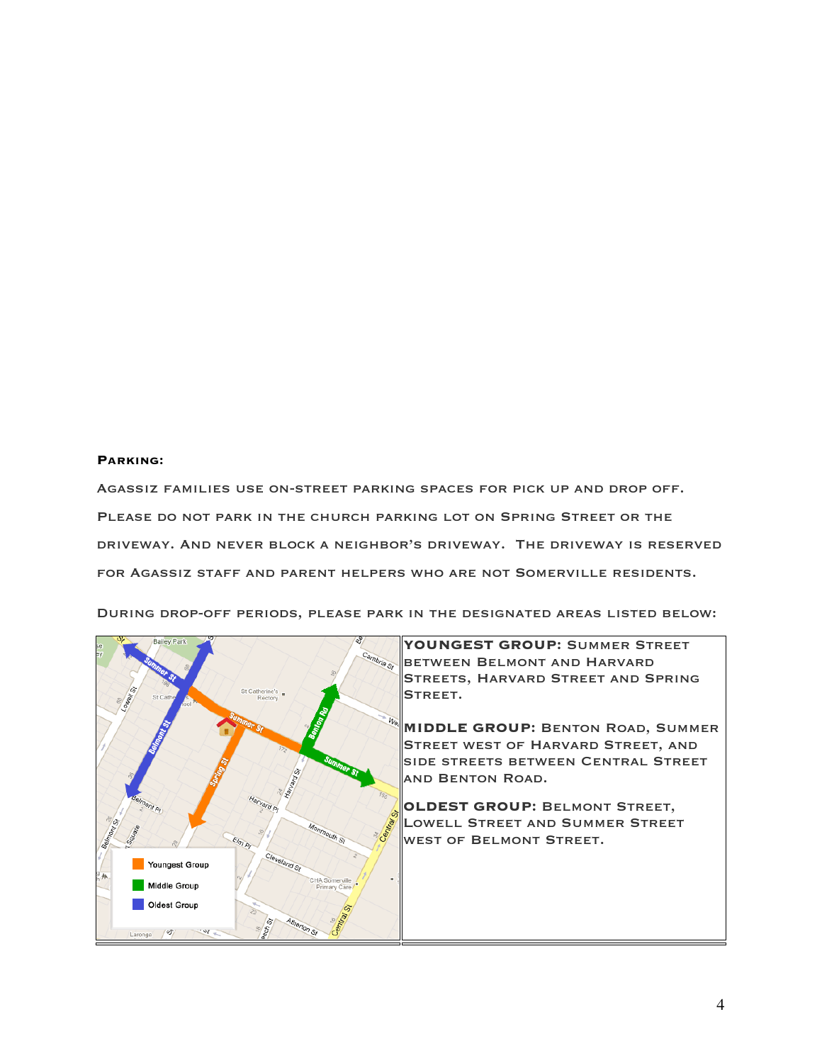**Parking:**

Agassiz families use on-street parking spaces for pick up and drop off. Please do not park in the church parking lot on Spring Street or the driveway. And never block a neighbor's driveway. The driveway is reserved for Agassiz staff and parent helpers who are not Somerville residents.

During drop-off periods, please park in the designated areas listed below:

Youngest Group

Middle Group

Oldest Group

**Youngest Group:** Summer Street between Belmont and Harvard Streets, Harvard Street and Spring Street.

**Middle Group:** Benton Road, Summer Street west of Harvard Street, and side streets between Central Street and Benton Road.

**Oldest Group:** Belmont Street, Lowell Street and Summer Street west of Belmont Street.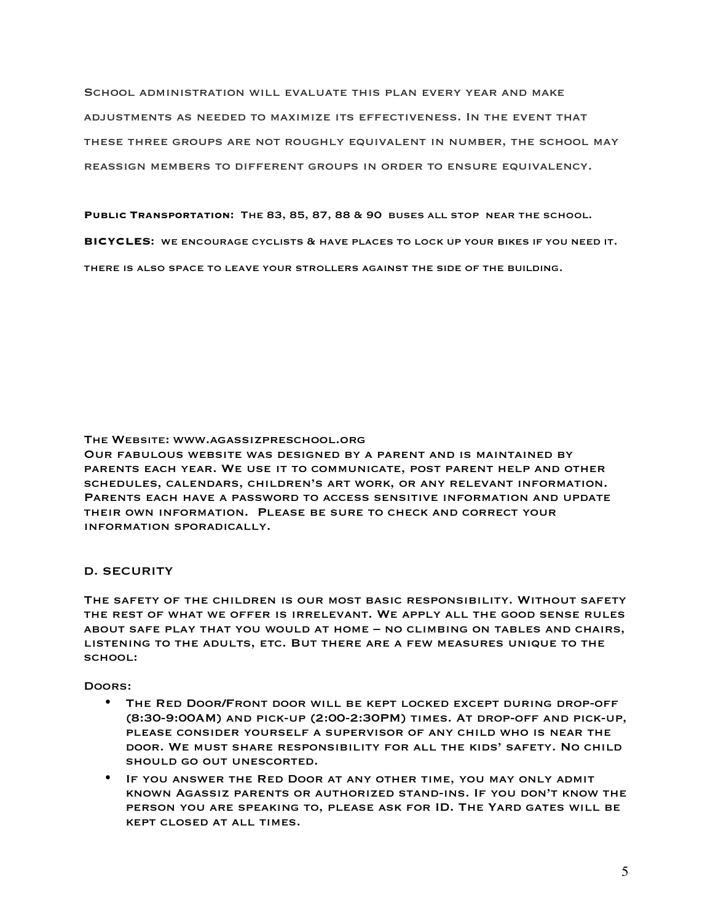School administration will evaluate this plan every year and make adjustments as needed to maximize its effectiveness. In the event that these three groups are not roughly equivalent in number, the school may reassign members to different groups in order to ensure equivalency.

**Public Transportation:** The 83, 85, 87, 88 & 90 buses all stop near the school.

**BICYCLES:** we encourage cyclists & have places to lock up your bikes if you need it.

there is also space to leave your strollers against the side of the building.

The Website: www.agassizpreschool.org
Our fabulous website was designed by a parent and is maintained by parents each year. We use it to communicate, post parent help and other schedules, calendars, children's art work, or any relevant information. Parents each have a password to access sensitive information and update their own information. Please be sure to check and correct your information sporadically.

## D. SECURITY

The safety of the children is our most basic responsibility. Without safety the rest of what we offer is irrelevant. We apply all the good sense rules about safe play that you would at home – no climbing on tables and chairs, listening to the adults, etc. But there are a few measures unique to the school:

Doors:

- The Red Door/Front door will be kept locked except during drop-off (8:30-9:00AM) and pick-up (2:00-2:30PM) times. At drop-off and pick-up, please consider yourself a supervisor of any child who is near the door. We must share responsibility for all the kids' safety. No child should go out unescorted.
- If you answer the Red Door at any other time, you may only admit known Agassiz parents or authorized stand-ins. If you don't know the person you are speaking to, please ask for ID. The Yard gates will be kept closed at all times.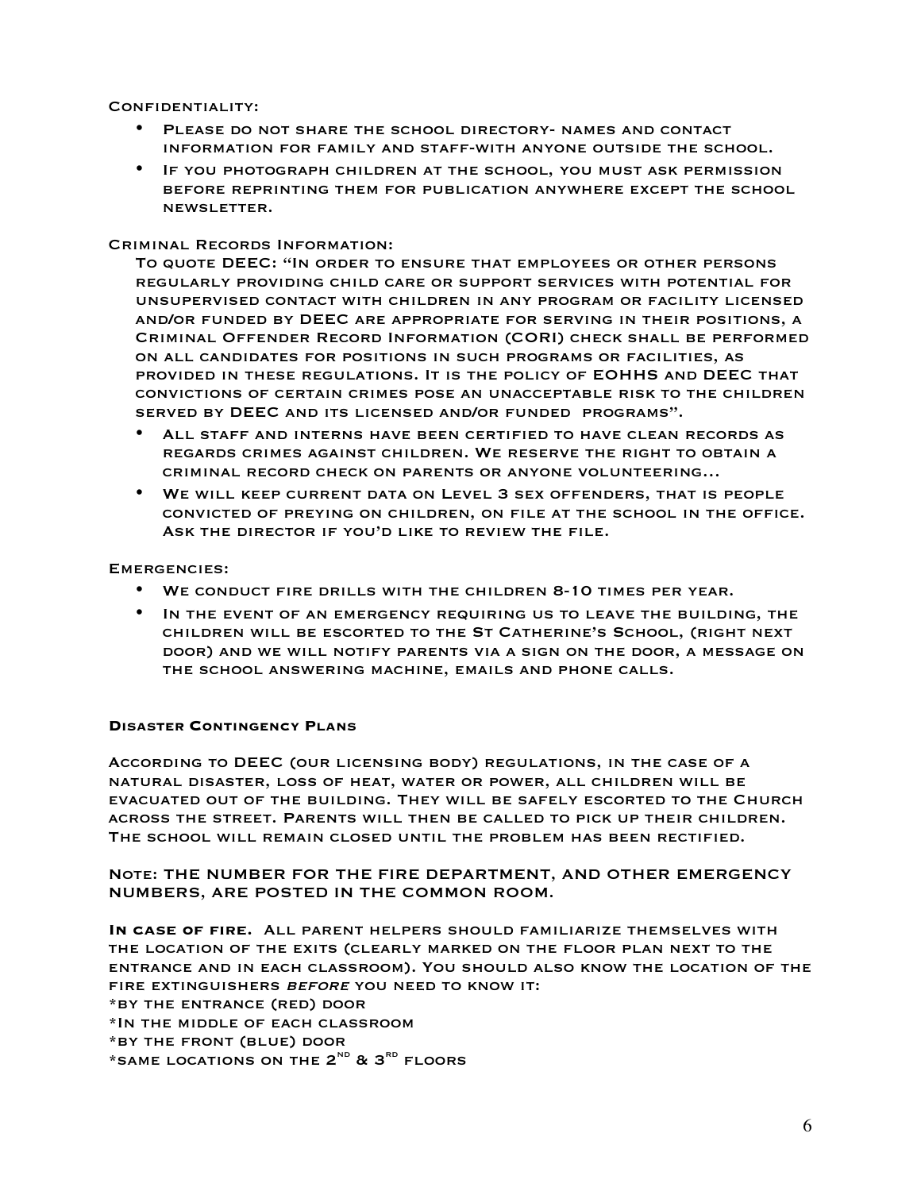Confidentiality:

- Please do not share the school directory- names and contact information for family and staff-with anyone outside the school.
- If you photograph children at the school, you must ask permission before reprinting them for publication anywhere except the school newsletter.

Criminal Records Information:

To quote DEEC: "In order to ensure that employees or other persons regularly providing child care or support services with potential for unsupervised contact with children in any program or facility licensed and/or funded by DEEC are appropriate for serving in their positions, a Criminal Offender Record Information (CORI) check shall be performed on all candidates for positions in such programs or facilities, as provided in these regulations. It is the policy of EOHHS and DEEC that convictions of certain crimes pose an unacceptable risk to the children served by DEEC and its licensed and/or funded programs".

- All staff and interns have been certified to have clean records as regards crimes against children. We reserve the right to obtain a criminal record check on parents or anyone volunteering...
- We will keep current data on Level 3 sex offenders, that is people convicted of preying on children, on file at the school in the office. Ask the director if you'd like to review the file.

Emergencies:

- We conduct fire drills with the children 8-10 times per year.
- In the event of an emergency requiring us to leave the building, the children will be escorted to the St Catherine's School, (right next door) and we will notify parents via a sign on the door, a message on the school answering machine, emails and phone calls.

**Disaster Contingency Plans**

According to DEEC (our licensing body) regulations, in the case of a natural disaster, loss of heat, water or power, all children will be evacuated out of the building. They will be safely escorted to the Church across the street. Parents will then be called to pick up their children. The school will remain closed until the problem has been rectified.

Note: THE NUMBER FOR THE FIRE DEPARTMENT, AND OTHER EMERGENCY NUMBERS, ARE POSTED IN THE COMMON ROOM.

**In case of fire.** All parent helpers should familiarize themselves with the location of the exits (clearly marked on the floor plan next to the entrance and in each classroom). You should also know the location of the fire extinguishers *before* you need to know it:

*by the entrance (red) door
*In the middle of each classroom
*by the front (blue) door
*same locations on the 2nd & 3rd floors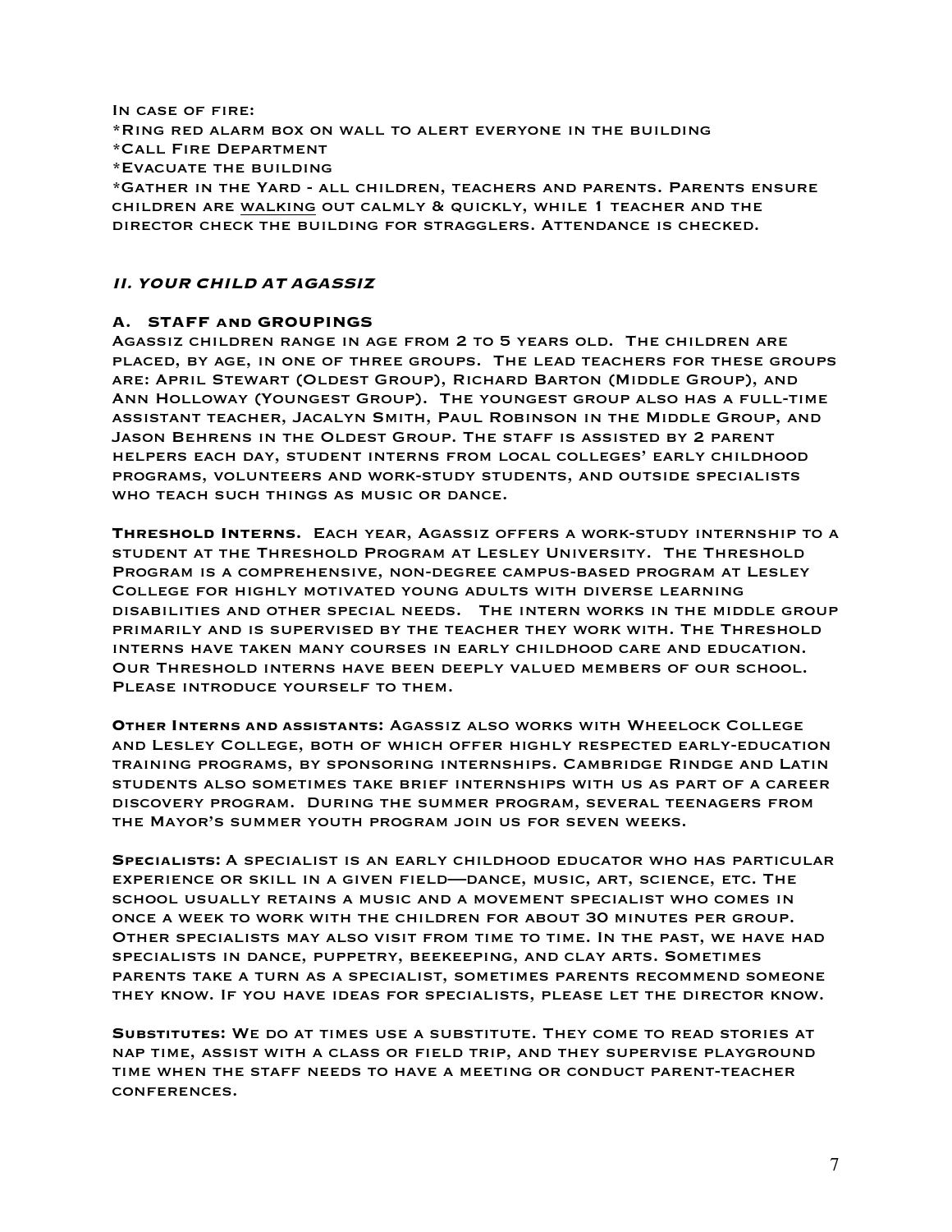In case of fire:

*Ring red alarm box on wall to alert everyone in the building

*Call Fire Department

*Evacuate the building

*Gather in the Yard - all children, teachers and parents. Parents ensure children are <u>walking</u> out calmly & quickly, while 1 teacher and the director check the building for stragglers. Attendance is checked.

## ***II. Your Child at Agassiz***

### **A. STAFF and GROUPINGS**

Agassiz children range in age from 2 to 5 years old. The children are placed, by age, in one of three groups. The lead teachers for these groups are: April Stewart (Oldest Group), Richard Barton (Middle Group), and Ann Holloway (Youngest Group). The youngest group also has a full-time assistant teacher, Jacalyn Smith, Paul Robinson in the Middle Group, and Jason Behrens in the Oldest Group. The staff is assisted by 2 parent helpers each day, student interns from local colleges' early childhood programs, volunteers and work-study students, and outside specialists who teach such things as music or dance.

**Threshold Interns.** Each year, Agassiz offers a work-study internship to a student at the Threshold Program at Lesley University. The Threshold Program is a comprehensive, non-degree campus-based program at Lesley College for highly motivated young adults with diverse learning disabilities and other special needs. The intern works in the middle group primarily and is supervised by the teacher they work with. The Threshold interns have taken many courses in early childhood care and education. Our Threshold interns have been deeply valued members of our school. Please introduce yourself to them.

**Other Interns and assistants:** Agassiz also works with Wheelock College and Lesley College, both of which offer highly respected early-education training programs, by sponsoring internships. Cambridge Rindge and Latin students also sometimes take brief internships with us as part of a career discovery program. During the summer program, several teenagers from the Mayor's summer youth program join us for seven weeks.

**Specialists:** A specialist is an early childhood educator who has particular experience or skill in a given field—dance, music, art, science, etc. The school usually retains a music and a movement specialist who comes in once a week to work with the children for about 30 minutes per group. Other specialists may also visit from time to time. In the past, we have had specialists in dance, puppetry, beekeeping, and clay arts. Sometimes parents take a turn as a specialist, sometimes parents recommend someone they know. If you have ideas for specialists, please let the director know.

**Substitutes:** We do at times use a substitute. They come to read stories at nap time, assist with a class or field trip, and they supervise playground time when the staff needs to have a meeting or conduct parent-teacher conferences.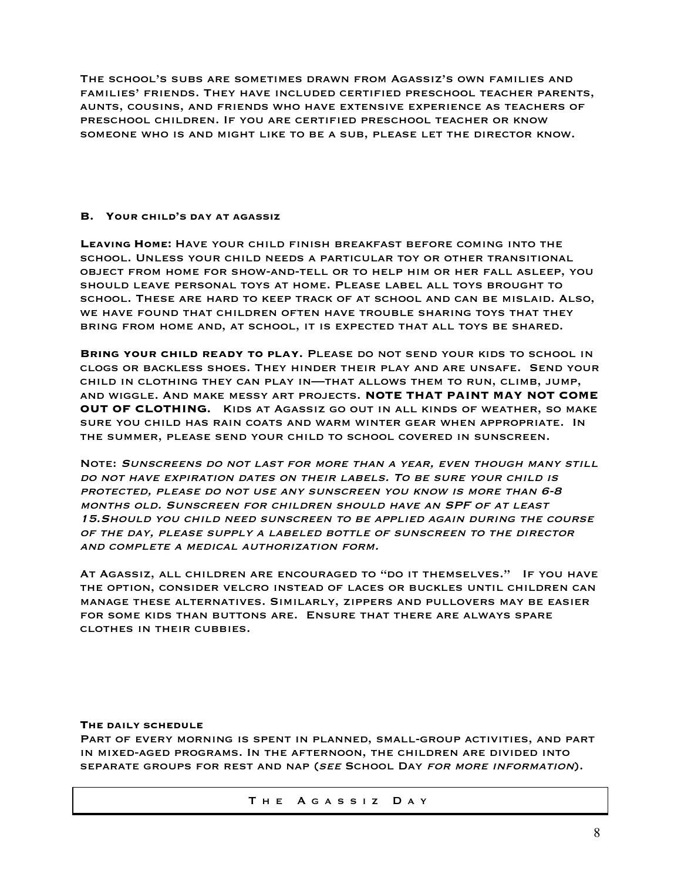The school's subs are sometimes drawn from Agassiz's own families and families' friends. They have included certified preschool teacher parents, aunts, cousins, and friends who have extensive experience as teachers of preschool children. If you are certified preschool teacher or know someone who is and might like to be a sub, please let the director know.

### B. Your child's day at agassiz

**Leaving Home:** Have your child finish breakfast before coming into the school. Unless your child needs a particular toy or other transitional object from home for show-and-tell or to help him or her fall asleep, you should leave personal toys at home. Please label all toys brought to school. These are hard to keep track of at school and can be mislaid. Also, we have found that children often have trouble sharing toys that they bring from home and, at school, it is expected that all toys be shared.

**Bring your child ready to play.** Please do not send your kids to school in clogs or backless shoes. They hinder their play and are unsafe. Send your child in clothing they can play in—that allows them to run, climb, jump, and wiggle. And make messy art projects. **NOTE THAT PAINT MAY NOT COME OUT OF CLOTHING.** Kids at Agassiz go out in all kinds of weather, so make sure you child has rain coats and warm winter gear when appropriate. In the summer, please send your child to school covered in sunscreen.

Note: *Sunscreens do not last for more than a year, even though many still do not have expiration dates on their labels. To be sure your child is protected, please do not use any sunscreen you know is more than 6-8 months old. Sunscreen for children should have an SPF of at least 15.Should you child need sunscreen to be applied again during the course of the day, please supply a labeled bottle of sunscreen to the director and complete a medical authorization form.*

At Agassiz, all children are encouraged to "do it themselves." If you have the option, consider velcro instead of laces or buckles until children can manage these alternatives. Similarly, zippers and pullovers may be easier for some kids than buttons are. Ensure that there are always spare clothes in their cubbies.

**The daily schedule**

Part of every morning is spent in planned, small-group activities, and part in mixed-aged programs. In the afternoon, the children are divided into separate groups for rest and nap (*see* School Day *for more information*).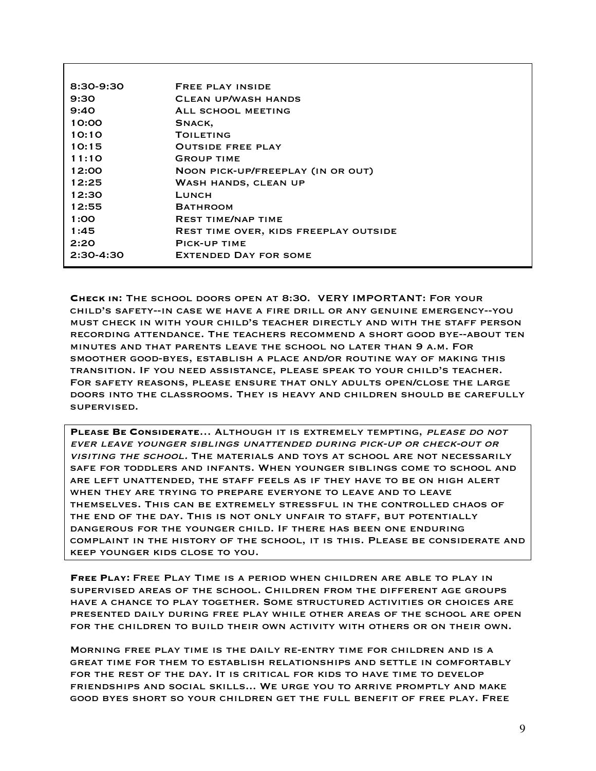| | |
|---|---|
| 8:30-9:30 | Free play inside |
| 9:30 | Clean up/wash hands |
| 9:40 | All school meeting |
| 10:00 | Snack, |
| 10:10 | Toileting |
| 10:15 | Outside free play |
| 11:10 | Group time |
| 12:00 | Noon pick-up/freeplay (in or out) |
| 12:25 | Wash hands, clean up |
| 12:30 | Lunch |
| 12:55 | Bathroom |
| 1:00 | Rest time/nap time |
| 1:45 | Rest time over, kids freeplay outside |
| 2:20 | Pick-up time |
| 2:30-4:30 | Extended Day for some |

**Check in:** The school doors open at 8:30. VERY IMPORTANT: For your child's safety--in case we have a fire drill or any genuine emergency--you must check in with your child's teacher directly and with the staff person recording attendance. The teachers recommend a short good bye--about ten minutes and that parents leave the school no later than 9 a.m. For smoother good-byes, establish a place and/or routine way of making this transition. If you need assistance, please speak to your child's teacher. For safety reasons, please ensure that only adults open/close the large doors into the classrooms. They is heavy and children should be carefully supervised.

**Please Be Considerate...** Although it is extremely tempting, *please do not ever leave younger siblings unattended during pick-up or check-out or visiting the school.* The materials and toys at school are not necessarily safe for toddlers and infants. When younger siblings come to school and are left unattended, the staff feels as if they have to be on high alert when they are trying to prepare everyone to leave and to leave themselves. This can be extremely stressful in the controlled chaos of the end of the day. This is not only unfair to staff, but potentially dangerous for the younger child. If there has been one enduring complaint in the history of the school, it is this. Please be considerate and keep younger kids close to you.

**Free Play:** Free Play Time is a period when children are able to play in supervised areas of the school. Children from the different age groups have a chance to play together. Some structured activities or choices are presented daily during free play while other areas of the school are open for the children to build their own activity with others or on their own.

Morning free play time is the daily re-entry time for children and is a great time for them to establish relationships and settle in comfortably for the rest of the day. It is critical for kids to have time to develop friendships and social skills... We urge you to arrive promptly and make good byes short so your children get the full benefit of free play. Free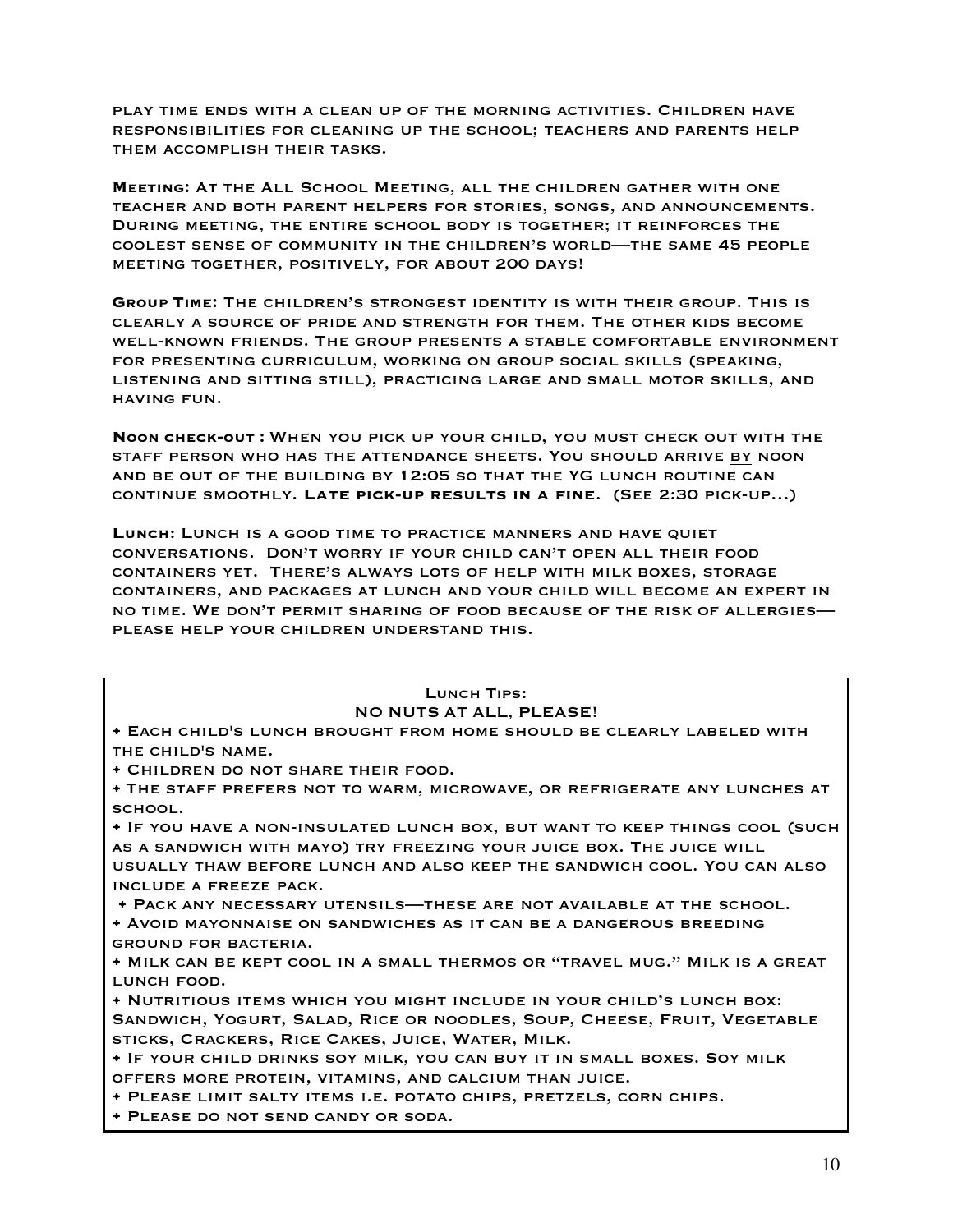play time ends with a clean up of the morning activities. Children have responsibilities for cleaning up the school; teachers and parents help them accomplish their tasks.

**Meeting:** At the All School Meeting, all the children gather with one teacher and both parent helpers for stories, songs, and announcements. During meeting, the entire school body is together; it reinforces the coolest sense of community in the children's world—the same 45 people meeting together, positively, for about 200 days!

**Group Time:** The children's strongest identity is with their group. This is clearly a source of pride and strength for them. The other kids become well-known friends. The group presents a stable comfortable environment for presenting curriculum, working on group social skills (speaking, listening and sitting still), practicing large and small motor skills, and having fun.

**Noon check-out :** When you pick up your child, you must check out with the staff person who has the attendance sheets. You should arrive <u>by</u> noon and be out of the building by 12:05 so that the YG lunch routine can continue smoothly. **Late pick-up results in a fine**. (See 2:30 pick-up...)

**Lunch:** Lunch is a good time to practice manners and have quiet conversations. Don't worry if your child can't open all their food containers yet. There's always lots of help with milk boxes, storage containers, and packages at lunch and your child will become an expert in no time. We don't permit sharing of food because of the risk of allergies—please help your children understand this.

Lunch Tips:

NO NUTS AT ALL, PLEASE!

- Each child's lunch brought from home should be clearly labeled with the child's name.
- Children do not share their food.
- The staff prefers not to warm, microwave, or refrigerate any lunches at school.
- If you have a non-insulated lunch box, but want to keep things cool (such as a sandwich with mayo) try freezing your juice box. The juice will usually thaw before lunch and also keep the sandwich cool. You can also include a freeze pack.
- Pack any necessary utensils—these are not available at the school.
- Avoid mayonnaise on sandwiches as it can be a dangerous breeding ground for bacteria.
- Milk can be kept cool in a small thermos or "travel mug." Milk is a great lunch food.
- Nutritious items which you might include in your child's lunch box: Sandwich, Yogurt, Salad, Rice or noodles, Soup, Cheese, Fruit, Vegetable sticks, Crackers, Rice Cakes, Juice, Water, Milk.
- If your child drinks soy milk, you can buy it in small boxes. Soy milk offers more protein, vitamins, and calcium than juice.
- Please limit salty items i.e. potato chips, pretzels, corn chips.
- Please do not send candy or soda.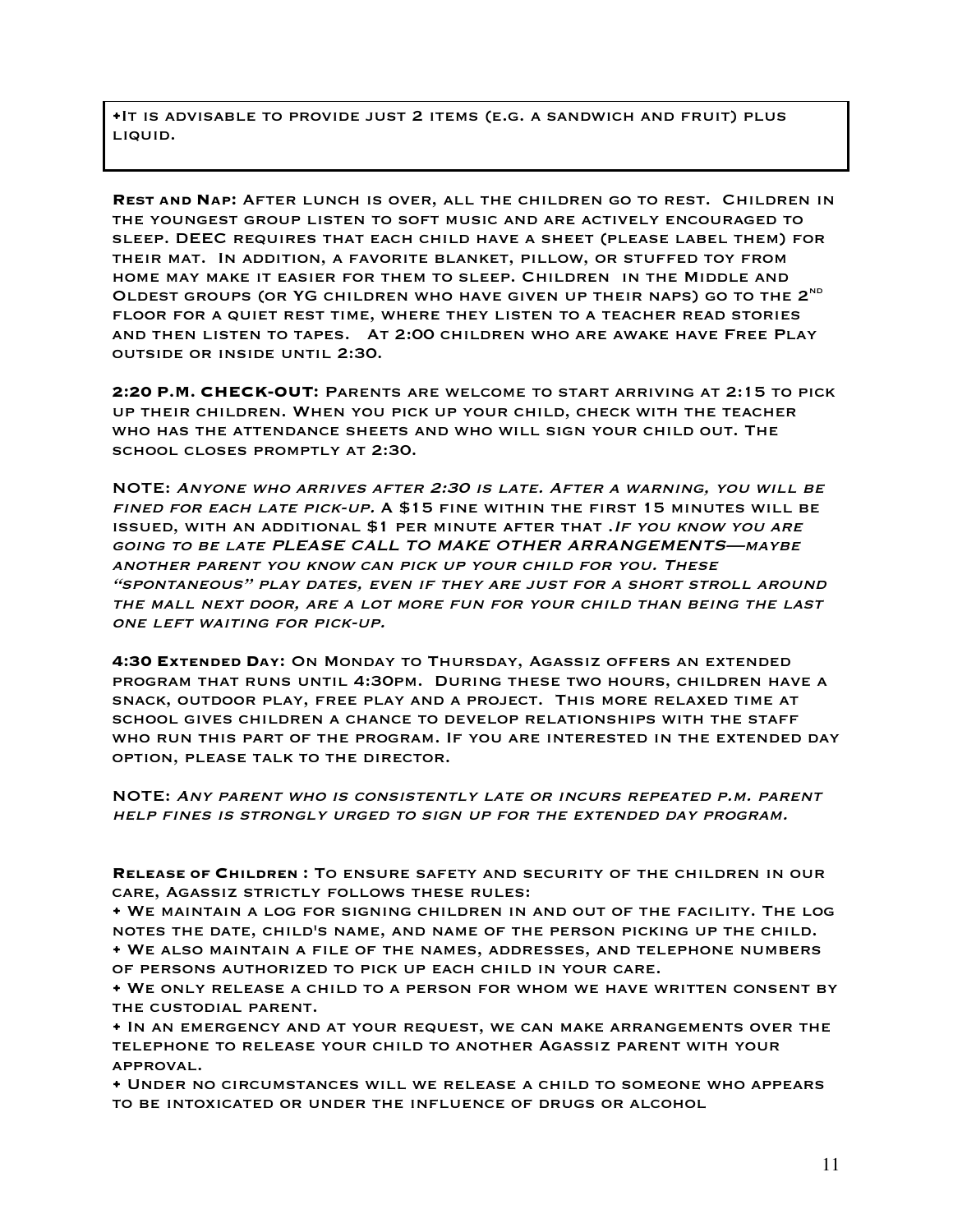+It is advisable to provide just 2 items (e.g. a sandwich and fruit) plus liquid.

**Rest and Nap:** After lunch is over, all the children go to rest. Children in the youngest group listen to soft music and are actively encouraged to sleep. DEEC requires that each child have a sheet (please label them) for their mat. In addition, a favorite blanket, pillow, or stuffed toy from home may make it easier for them to sleep. Children in the Middle and Oldest groups (or YG children who have given up their naps) go to the 2nd floor for a quiet rest time, where they listen to a teacher read stories and then listen to tapes. At 2:00 children who are awake have Free Play outside or inside until 2:30.

**2:20 P.M. CHECK-OUT:** Parents are welcome to start arriving at 2:15 to pick up their children. When you pick up your child, check with the teacher who has the attendance sheets and who will sign your child out. The school closes promptly at 2:30.

NOTE: *Anyone who arrives after 2:30 is late. After a warning, you will be fined for each late pick-up.* A $15 fine within the first 15 minutes will be issued, with an additional $1 per minute after that .*If you know you are going to be late PLEASE CALL TO MAKE OTHER ARRANGEMENTS—maybe another parent you know can pick up your child for you. These "spontaneous" play dates, even if they are just for a short stroll around the mall next door, are a lot more fun for your child than being the last one left waiting for pick-up.*

**4:30 Extended Day:** On Monday to Thursday, Agassiz offers an extended program that runs until 4:30pm. During these two hours, children have a snack, outdoor play, free play and a project. This more relaxed time at school gives children a chance to develop relationships with the staff who run this part of the program. If you are interested in the extended day option, please talk to the director.

NOTE: *Any parent who is consistently late or incurs repeated p.m. parent help fines is strongly urged to sign up for the extended day program.*

**Release of Children :** To ensure safety and security of the children in our care, Agassiz strictly follows these rules:

+ We maintain a log for signing children in and out of the facility. The log notes the date, child's name, and name of the person picking up the child.
+ We also maintain a file of the names, addresses, and telephone numbers of persons authorized to pick up each child in your care.
+ We only release a child to a person for whom we have written consent by the custodial parent.
+ In an emergency and at your request, we can make arrangements over the telephone to release your child to another Agassiz parent with your approval.
+ Under no circumstances will we release a child to someone who appears to be intoxicated or under the influence of drugs or alcohol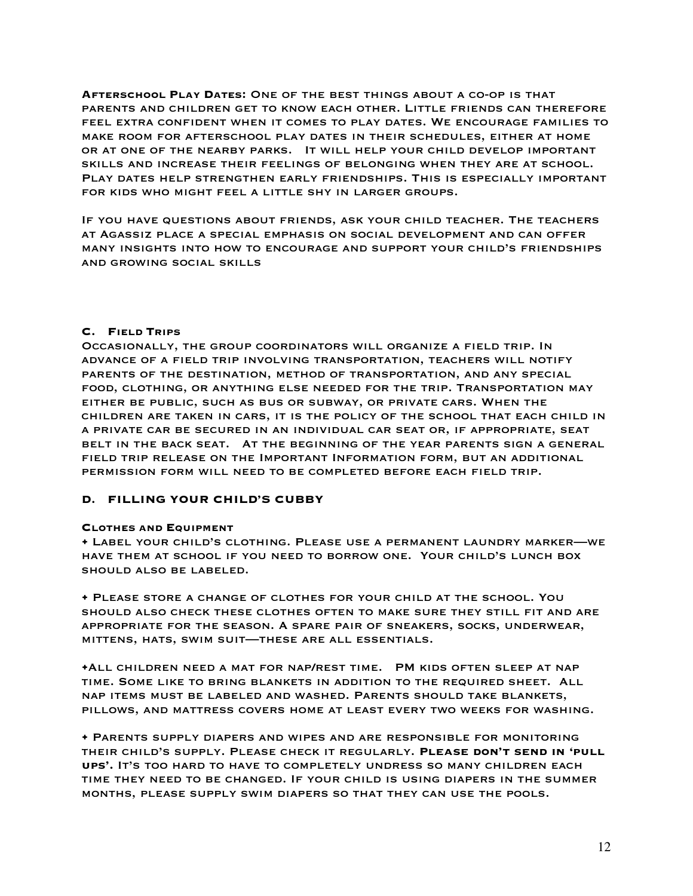**Afterschool Play Dates:** One of the best things about a co-op is that parents and children get to know each other. Little friends can therefore feel extra confident when it comes to play dates. We encourage families to make room for afterschool play dates in their schedules, either at home or at one of the nearby parks. It will help your child develop important skills and increase their feelings of belonging when they are at school. Play dates help strengthen early friendships. This is especially important for kids who might feel a little shy in larger groups.

If you have questions about friends, ask your child teacher. The teachers at Agassiz place a special emphasis on social development and can offer many insights into how to encourage and support your child's friendships and growing social skills

### C. Field Trips

Occasionally, the group coordinators will organize a field trip. In advance of a field trip involving transportation, teachers will notify parents of the destination, method of transportation, and any special food, clothing, or anything else needed for the trip. Transportation may either be public, such as bus or subway, or private cars. When the children are taken in cars, it is the policy of the school that each child in a private car be secured in an individual car seat or, if appropriate, seat belt in the back seat. At the beginning of the year parents sign a general field trip release on the Important Information form, but an additional permission form will need to be completed before each field trip.

### D. FILLING YOUR CHILD'S CUBBY

**Clothes and Equipment**

+ Label your child's clothing. Please use a permanent laundry marker—we have them at school if you need to borrow one. Your child's lunch box should also be labeled.

+ Please store a change of clothes for your child at the school. You should also check these clothes often to make sure they still fit and are appropriate for the season. A spare pair of sneakers, socks, underwear, mittens, hats, swim suit—these are all essentials.

+All children need a mat for nap/rest time. PM kids often sleep at nap time. Some like to bring blankets in addition to the required sheet. All nap items must be labeled and washed. Parents should take blankets, pillows, and mattress covers home at least every two weeks for washing.

+ Parents supply diapers and wipes and are responsible for monitoring their child's supply. Please check it regularly. **Please don't send in 'pull ups'.** It's too hard to have to completely undress so many children each time they need to be changed. If your child is using diapers in the summer months, please supply swim diapers so that they can use the pools.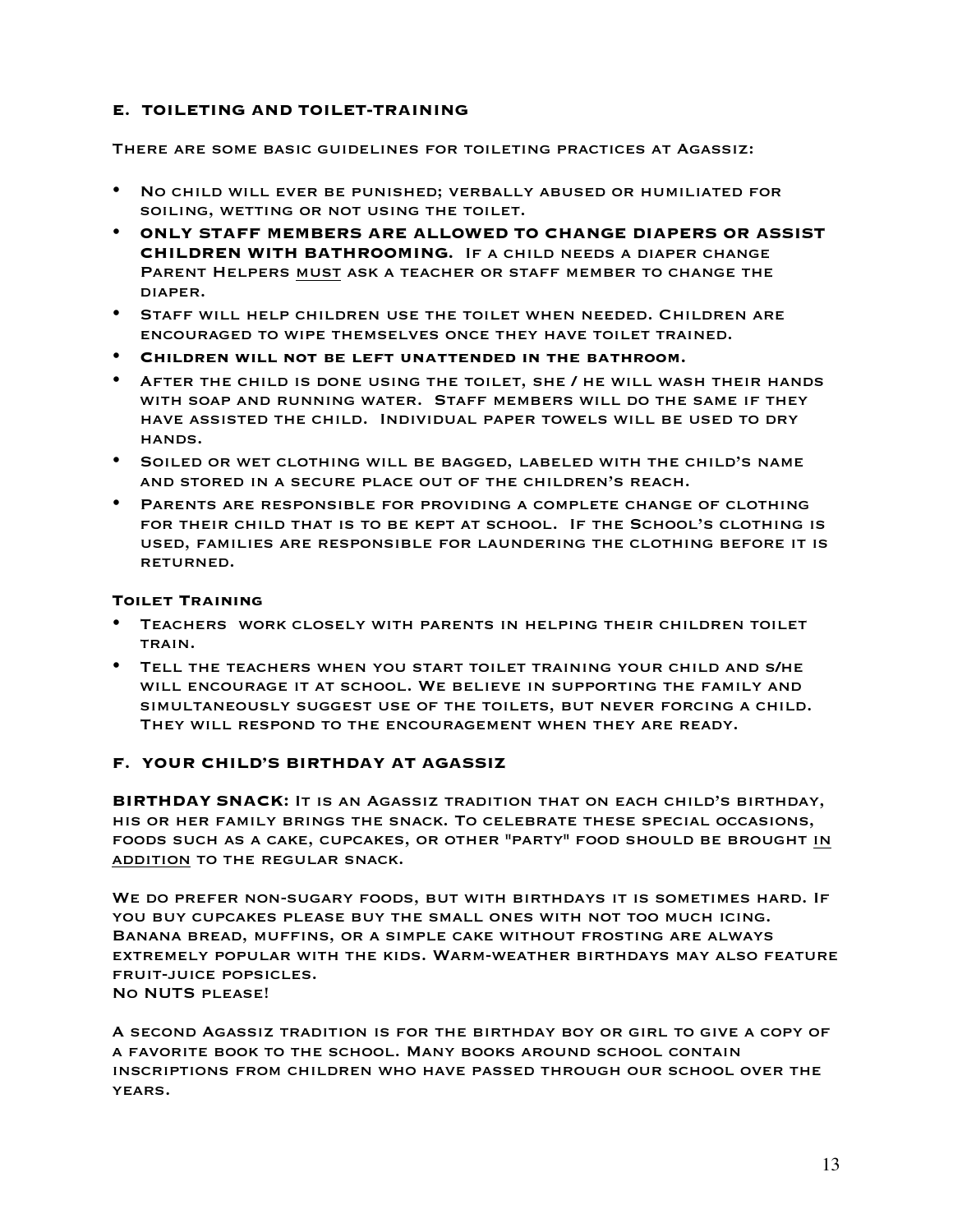### E. TOILETING AND TOILET-TRAINING

There are some basic guidelines for toileting practices at Agassiz:

- No child will ever be punished; verbally abused or humiliated for soiling, wetting or not using the toilet.
- **ONLY STAFF MEMBERS ARE ALLOWED TO CHANGE DIAPERS OR ASSIST CHILDREN WITH BATHROOMING.** If a child needs a diaper change Parent Helpers <u>must</u> ask a teacher or staff member to change the diaper.
- Staff will help children use the toilet when needed. Children are encouraged to wipe themselves once they have toilet trained.
- **Children will not be left unattended in the bathroom.**
- After the child is done using the toilet, she / he will wash their hands with soap and running water. Staff members will do the same if they have assisted the child. Individual paper towels will be used to dry hands.
- Soiled or wet clothing will be bagged, labeled with the child's name and stored in a secure place out of the children's reach.
- Parents are responsible for providing a complete change of clothing for their child that is to be kept at school. If the School's clothing is used, families are responsible for laundering the clothing before it is returned.

**Toilet Training**

- Teachers work closely with parents in helping their children toilet train.
- Tell the teachers when you start toilet training your child and s/he will encourage it at school. We believe in supporting the family and simultaneously suggest use of the toilets, but never forcing a child. They will respond to the encouragement when they are ready.

### F. YOUR CHILD'S BIRTHDAY AT AGASSIZ

**BIRTHDAY SNACK:** It is an Agassiz tradition that on each child's birthday, his or her family brings the snack. To celebrate these special occasions, foods such as a cake, cupcakes, or other "party" food should be brought <u>in addition</u> to the regular snack.

We do prefer non-sugary foods, but with birthdays it is sometimes hard. If you buy cupcakes please buy the small ones with not too much icing. Banana bread, muffins, or a simple cake without frosting are always extremely popular with the kids. Warm-weather birthdays may also feature fruit-juice popsicles.
No NUTS please!

A second Agassiz tradition is for the birthday boy or girl to give a copy of a favorite book to the school. Many books around school contain inscriptions from children who have passed through our school over the years.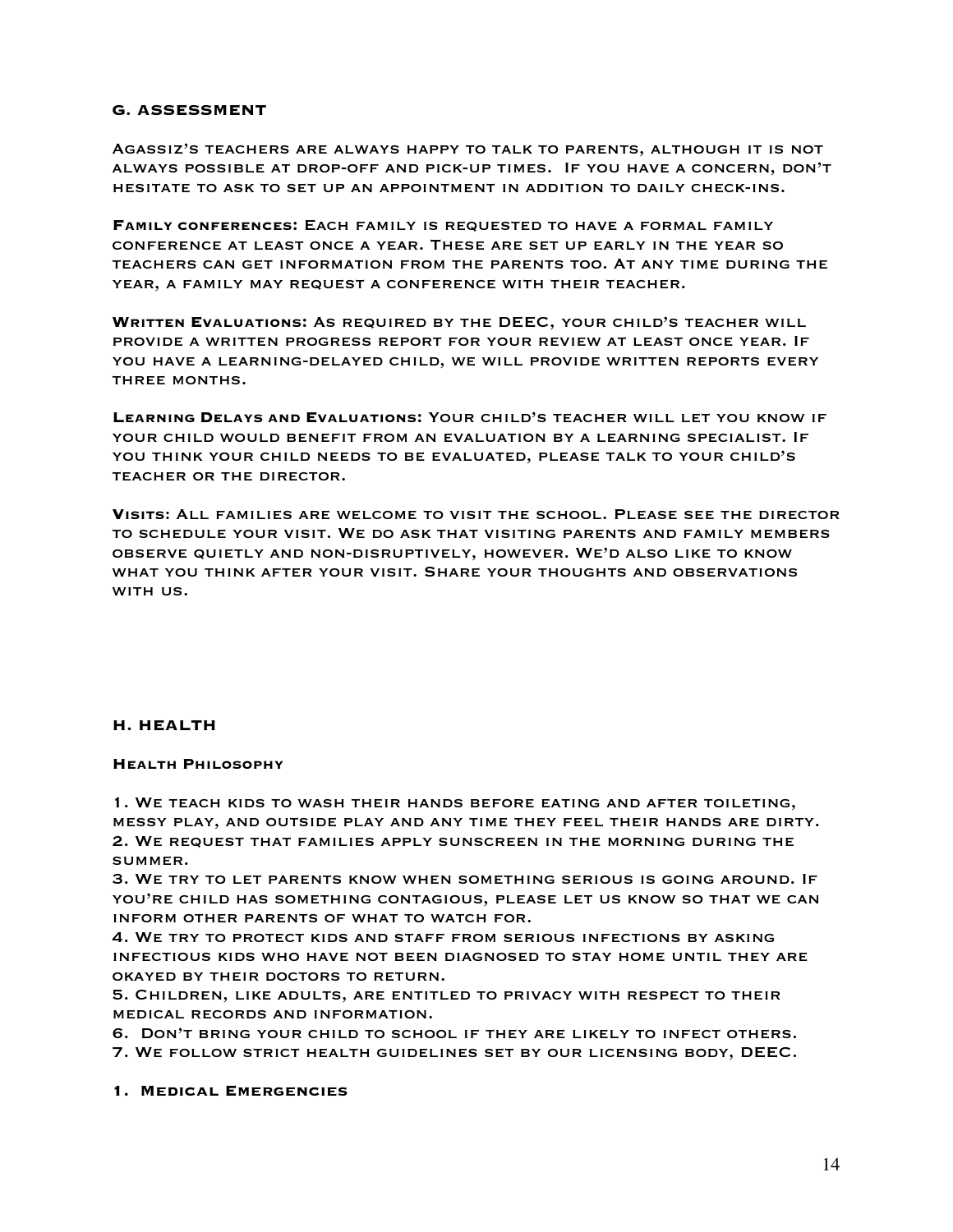## G. ASSESSMENT

Agassiz's teachers are always happy to talk to parents, although it is not always possible at drop-off and pick-up times. If you have a concern, don't hesitate to ask to set up an appointment in addition to daily check-ins.

**Family conferences:** Each family is requested to have a formal family conference at least once a year. These are set up early in the year so teachers can get information from the parents too. At any time during the year, a family may request a conference with their teacher.

**Written Evaluations:** As required by the DEEC, your child's teacher will provide a written progress report for your review at least once year. If you have a learning-delayed child, we will provide written reports every three months.

**Learning Delays and Evaluations:** Your child's teacher will let you know if your child would benefit from an evaluation by a learning specialist. If you think your child needs to be evaluated, please talk to your child's teacher or the director.

**Visits:** All families are welcome to visit the school. Please see the director to schedule your visit. We do ask that visiting parents and family members observe quietly and non-disruptively, however. We'd also like to know what you think after your visit. Share your thoughts and observations with us.

## H. HEALTH

### Health Philosophy

1. We teach kids to wash their hands before eating and after toileting, messy play, and outside play and any time they feel their hands are dirty.
2. We request that families apply sunscreen in the morning during the summer.
3. We try to let parents know when something serious is going around. If you're child has something contagious, please let us know so that we can inform other parents of what to watch for.
4. We try to protect kids and staff from serious infections by asking infectious kids who have not been diagnosed to stay home until they are okayed by their doctors to return.
5. Children, like adults, are entitled to privacy with respect to their medical records and information.
6. Don't bring your child to school if they are likely to infect others.
7. We follow strict health guidelines set by our licensing body, DEEC.

### 1. Medical Emergencies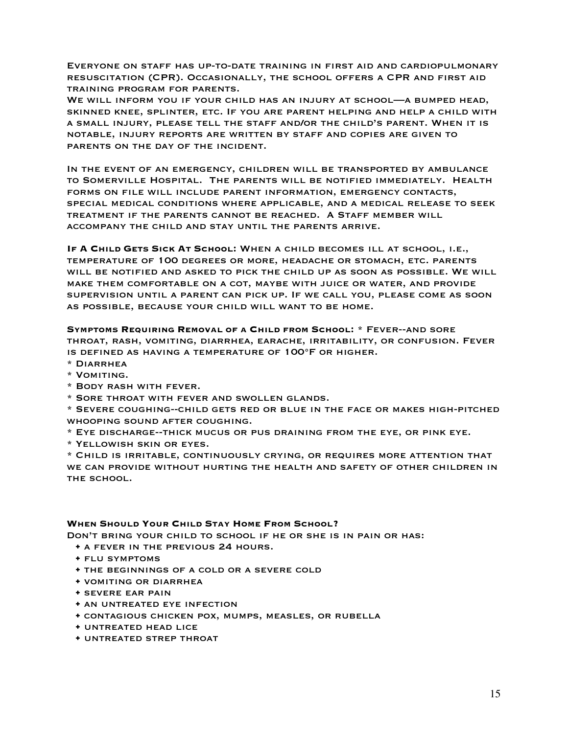Everyone on staff has up-to-date training in first aid and cardiopulmonary resuscitation (CPR). Occasionally, the school offers a CPR and first aid training program for parents.

We will inform you if your child has an injury at school—a bumped head, skinned knee, splinter, etc. If you are parent helping and help a child with a small injury, please tell the staff and/or the child's parent. When it is notable, injury reports are written by staff and copies are given to parents on the day of the incident.

In the event of an emergency, children will be transported by ambulance to Somerville Hospital. The parents will be notified immediately. Health forms on file will include parent information, emergency contacts, special medical conditions where applicable, and a medical release to seek treatment if the parents cannot be reached. A Staff member will accompany the child and stay until the parents arrive.

**If A Child Gets Sick At School:** When a child becomes ill at school, i.e., temperature of 100 degrees or more, headache or stomach, etc. parents will be notified and asked to pick the child up as soon as possible. We will make them comfortable on a cot, maybe with juice or water, and provide supervision until a parent can pick up. If we call you, please come as soon as possible, because your child will want to be home.

**Symptoms Requiring Removal of a Child from School:** * Fever--and sore throat, rash, vomiting, diarrhea, earache, irritability, or confusion. Fever is defined as having a temperature of 100°F or higher.

* Diarrhea
* Vomiting.
* Body rash with fever.
* Sore throat with fever and swollen glands.
* Severe coughing--child gets red or blue in the face or makes high-pitched whooping sound after coughing.
* Eye discharge--thick mucus or pus draining from the eye, or pink eye.
* Yellowish skin or eyes.
* Child is irritable, continuously crying, or requires more attention that we can provide without hurting the health and safety of other children in the school.

**When Should Your Child Stay Home From School?**

Don't bring your child to school if he or she is in pain or has:

- a fever in the previous 24 hours.
- flu symptoms
- the beginnings of a cold or a severe cold
- vomiting or diarrhea
- severe ear pain
- an untreated eye infection
- contagious chicken pox, mumps, measles, or rubella
- untreated head lice
- untreated strep throat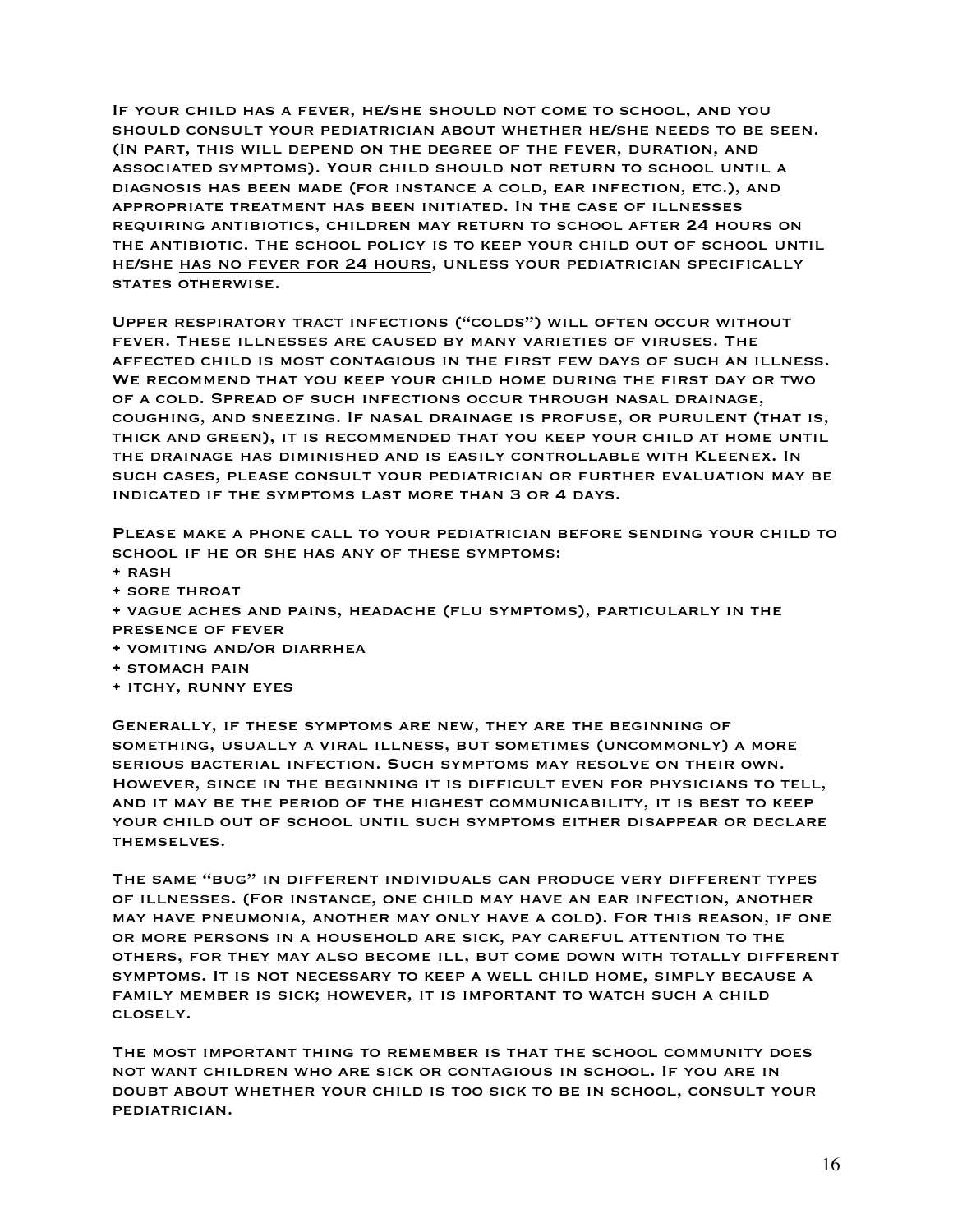If your child has a fever, he/she should not come to school, and you should consult your pediatrician about whether he/she needs to be seen. (In part, this will depend on the degree of the fever, duration, and associated symptoms). Your child should not return to school until a diagnosis has been made (for instance a cold, ear infection, etc.), and appropriate treatment has been initiated. In the case of illnesses requiring antibiotics, children may return to school after 24 hours on the antibiotic. The school policy is to keep your child out of school until he/she <u>has no fever for 24 hours</u>, unless your pediatrician specifically states otherwise.

Upper respiratory tract infections ("colds") will often occur without fever. These illnesses are caused by many varieties of viruses. The affected child is most contagious in the first few days of such an illness. We recommend that you keep your child home during the first day or two of a cold. Spread of such infections occur through nasal drainage, coughing, and sneezing. If nasal drainage is profuse, or purulent (that is, thick and green), it is recommended that you keep your child at home until the drainage has diminished and is easily controllable with Kleenex. In such cases, please consult your pediatrician or further evaluation may be indicated if the symptoms last more than 3 or 4 days.

Please make a phone call to your pediatrician before sending your child to school if he or she has any of these symptoms:

+ rash
+ sore throat
+ vague aches and pains, headache (flu symptoms), particularly in the presence of fever
+ vomiting and/or diarrhea
+ stomach pain
+ itchy, runny eyes

Generally, if these symptoms are new, they are the beginning of something, usually a viral illness, but sometimes (uncommonly) a more serious bacterial infection. Such symptoms may resolve on their own. However, since in the beginning it is difficult even for physicians to tell, and it may be the period of the highest communicability, it is best to keep your child out of school until such symptoms either disappear or declare themselves.

The same "bug" in different individuals can produce very different types of illnesses. (For instance, one child may have an ear infection, another may have pneumonia, another may only have a cold). For this reason, if one or more persons in a household are sick, pay careful attention to the others, for they may also become ill, but come down with totally different symptoms. It is not necessary to keep a well child home, simply because a family member is sick; however, it is important to watch such a child closely.

The most important thing to remember is that the school community does not want children who are sick or contagious in school. If you are in doubt about whether your child is too sick to be in school, consult your pediatrician.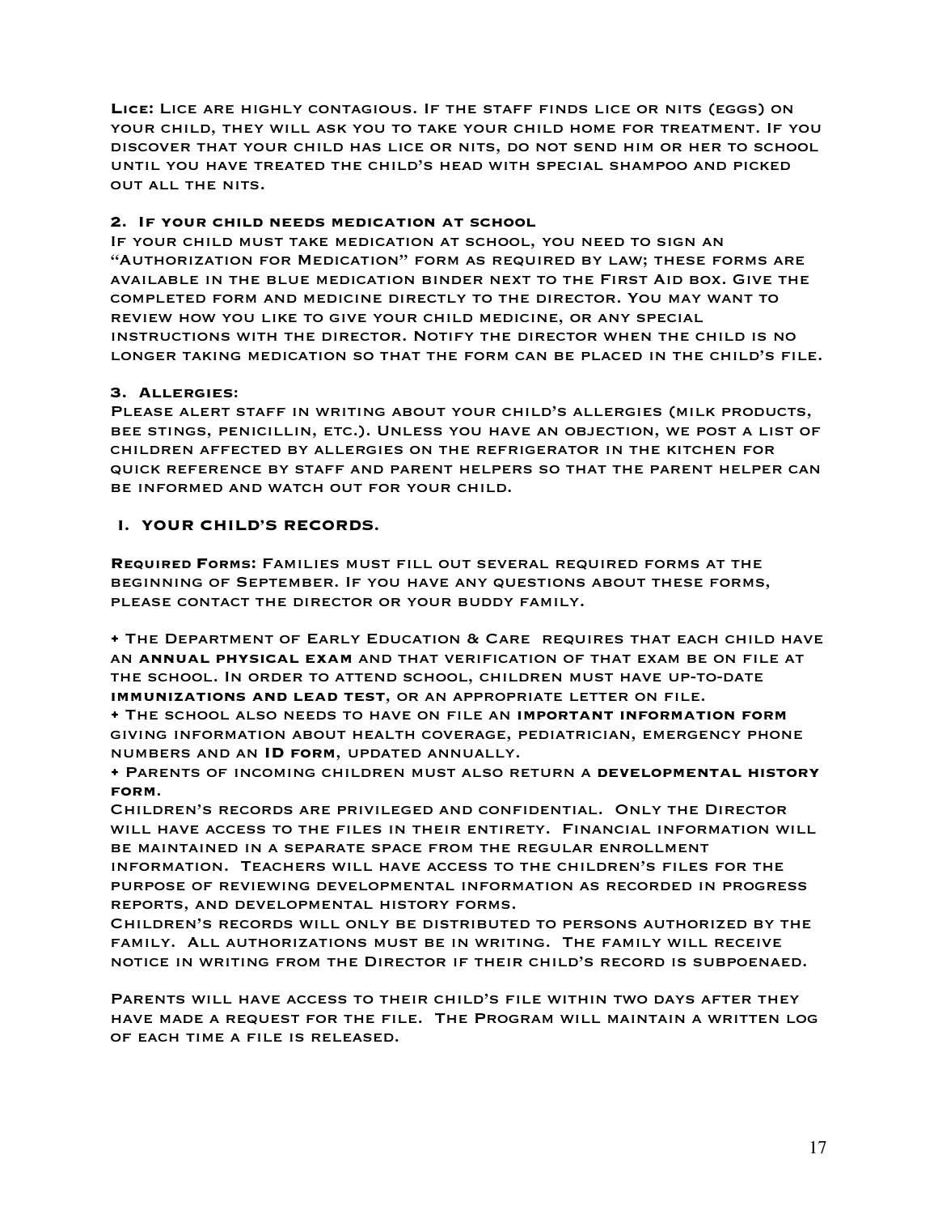**Lice:** Lice are highly contagious. If the staff finds lice or nits (eggs) on your child, they will ask you to take your child home for treatment. If you discover that your child has lice or nits, do not send him or her to school until you have treated the child's head with special shampoo and picked out all the nits.

**2. If your child needs medication at school**

If your child must take medication at school, you need to sign an "Authorization for Medication" form as required by law; these forms are available in the blue medication binder next to the First Aid box. Give the completed form and medicine directly to the director. You may want to review how you like to give your child medicine, or any special instructions with the director. Notify the director when the child is no longer taking medication so that the form can be placed in the child's file.

**3. Allergies:**

Please alert staff in writing about your child's allergies (milk products, bee stings, penicillin, etc.). Unless you have an objection, we post a list of children affected by allergies on the refrigerator in the kitchen for quick reference by staff and parent helpers so that the parent helper can be informed and watch out for your child.

## I. YOUR CHILD'S RECORDS.

**Required Forms:** Families must fill out several required forms at the beginning of September. If you have any questions about these forms, please contact the director or your buddy family.

+ The Department of Early Education & Care requires that each child have an **annual physical exam** and that verification of that exam be on file at the school. In order to attend school, children must have up-to-date **immunizations and lead test**, or an appropriate letter on file.
+ The school also needs to have on file an **important information form** giving information about health coverage, pediatrician, emergency phone numbers and an **ID form**, updated annually.
+ Parents of incoming children must also return a **developmental history form**.

Children's records are privileged and confidential. Only the Director will have access to the files in their entirety. Financial information will be maintained in a separate space from the regular enrollment information. Teachers will have access to the children's files for the purpose of reviewing developmental information as recorded in progress reports, and developmental history forms.

Children's records will only be distributed to persons authorized by the family. All authorizations must be in writing. The family will receive notice in writing from the Director if their child's record is subpoenaed.

Parents will have access to their child's file within two days after they have made a request for the file. The Program will maintain a written log of each time a file is released.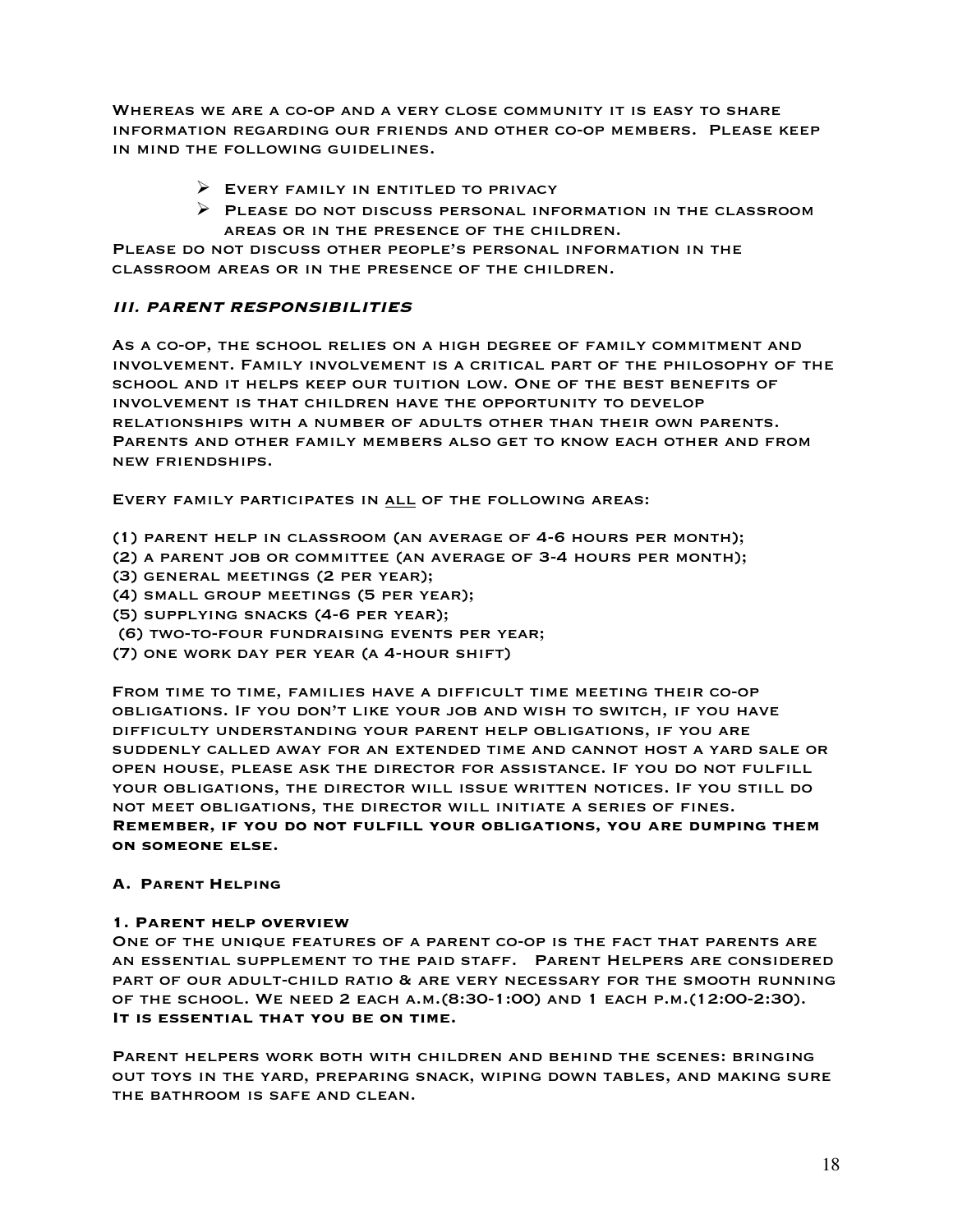Whereas we are a co-op and a very close community it is easy to share information regarding our friends and other co-op members. Please keep in mind the following guidelines.

- Every family in entitled to privacy
- Please do not discuss personal information in the classroom areas or in the presence of the children.

Please do not discuss other people's personal information in the classroom areas or in the presence of the children.

### *III. PARENT RESPONSIBILITIES*

As a co-op, the school relies on a high degree of family commitment and involvement. Family involvement is a critical part of the philosophy of the school and it helps keep our tuition low. One of the best benefits of involvement is that children have the opportunity to develop relationships with a number of adults other than their own parents. Parents and other family members also get to know each other and from new friendships.

Every family participates in <u>all</u> of the following areas:

(1) parent help in classroom (an average of 4-6 hours per month);
(2) a parent job or committee (an average of 3-4 hours per month);
(3) general meetings (2 per year);
(4) small group meetings (5 per year);
(5) supplying snacks (4-6 per year);
(6) two-to-four fundraising events per year;
(7) one work day per year (a 4-hour shift)

From time to time, families have a difficult time meeting their co-op obligations. If you don't like your job and wish to switch, if you have difficulty understanding your parent help obligations, if you are suddenly called away for an extended time and cannot host a yard sale or open house, please ask the director for assistance. If you do not fulfill your obligations, the director will issue written notices. If you still do not meet obligations, the director will initiate a series of fines. **Remember, if you do not fulfill your obligations, you are dumping them on someone else.**

#### A. Parent Helping

**1. Parent help overview**

One of the unique features of a parent co-op is the fact that parents are an essential supplement to the paid staff. Parent Helpers are considered part of our adult-child ratio & are very necessary for the smooth running of the school. We need 2 each a.m.(8:30-1:00) and 1 each p.m.(12:00-2:30). **It is essential that you be on time.**

Parent helpers work both with children and behind the scenes: bringing out toys in the yard, preparing snack, wiping down tables, and making sure the bathroom is safe and clean.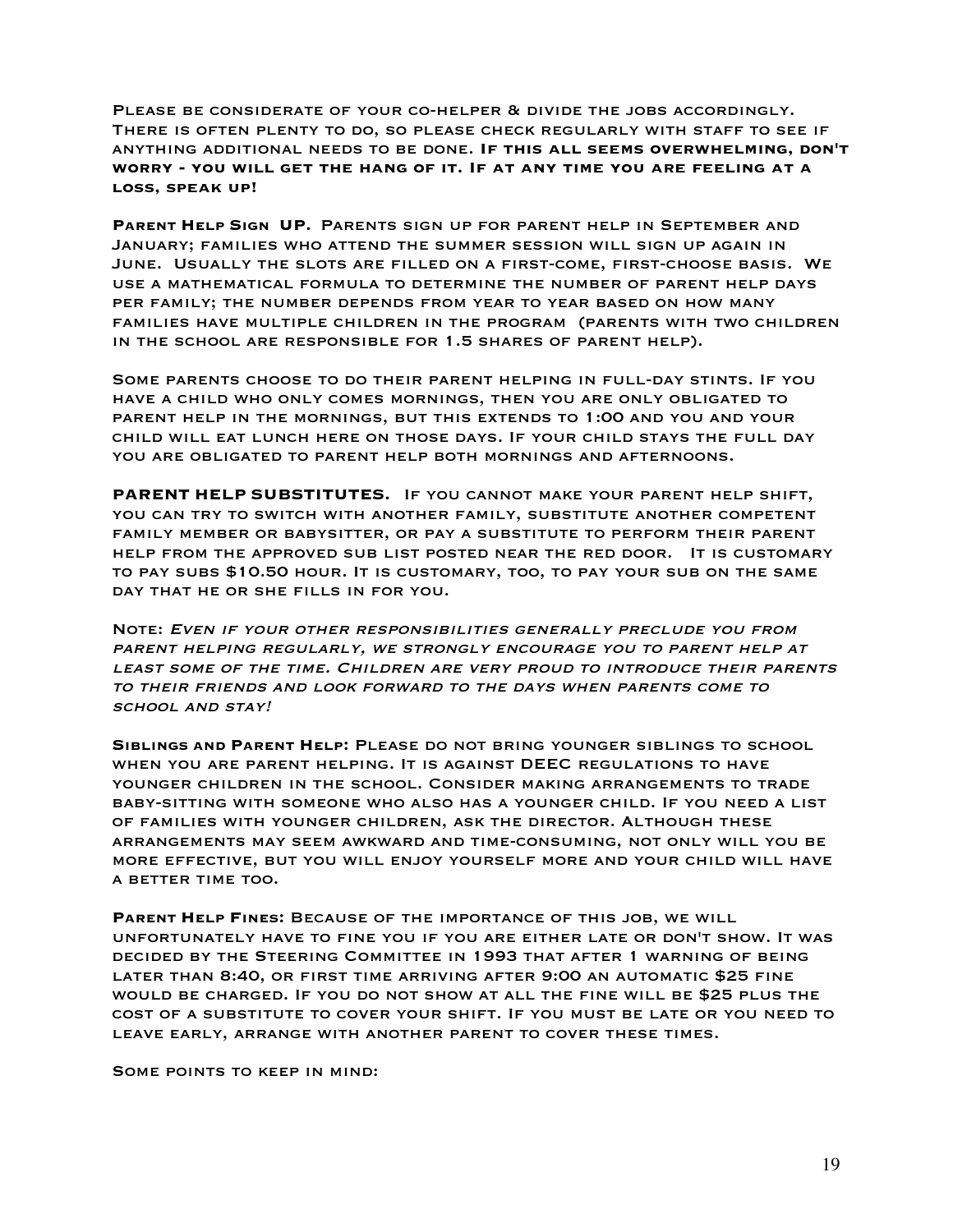Please be considerate of your co-helper & divide the jobs accordingly. There is often plenty to do, so please check regularly with staff to see if anything additional needs to be done. **If this all seems overwhelming, don't worry - you will get the hang of it. If at any time you are feeling at a loss, speak up!**

**Parent Help Sign UP.** Parents sign up for parent help in September and January; families who attend the summer session will sign up again in June. Usually the slots are filled on a first-come, first-choose basis. We use a mathematical formula to determine the number of parent help days per family; the number depends from year to year based on how many families have multiple children in the program (parents with two children in the school are responsible for 1.5 shares of parent help).

Some parents choose to do their parent helping in full-day stints. If you have a child who only comes mornings, then you are only obligated to parent help in the mornings, but this extends to 1:00 and you and your child will eat lunch here on those days. If your child stays the full day you are obligated to parent help both mornings and afternoons.

**PARENT HELP SUBSTITUTES.** If you cannot make your parent help shift, you can try to switch with another family, substitute another competent family member or babysitter, or pay a substitute to perform their parent help from the approved sub list posted near the red door. It is customary to pay subs $10.50 hour. It is customary, too, to pay your sub on the same day that he or she fills in for you.

Note: *Even if your other responsibilities generally preclude you from parent helping regularly, we strongly encourage you to parent help at least some of the time. Children are very proud to introduce their parents to their friends and look forward to the days when parents come to school and stay!*

**Siblings and Parent Help:** Please do not bring younger siblings to school when you are parent helping. It is against DEEC regulations to have younger children in the school. Consider making arrangements to trade baby-sitting with someone who also has a younger child. If you need a list of families with younger children, ask the director. Although these arrangements may seem awkward and time-consuming, not only will you be more effective, but you will enjoy yourself more and your child will have a better time too.

**Parent Help Fines:** Because of the importance of this job, we will unfortunately have to fine you if you are either late or don't show. It was decided by the Steering Committee in 1993 that after 1 warning of being later than 8:40, or first time arriving after 9:00 an automatic $25 fine would be charged. If you do not show at all the fine will be $25 plus the cost of a substitute to cover your shift. If you must be late or you need to leave early, arrange with another parent to cover these times.

Some points to keep in mind: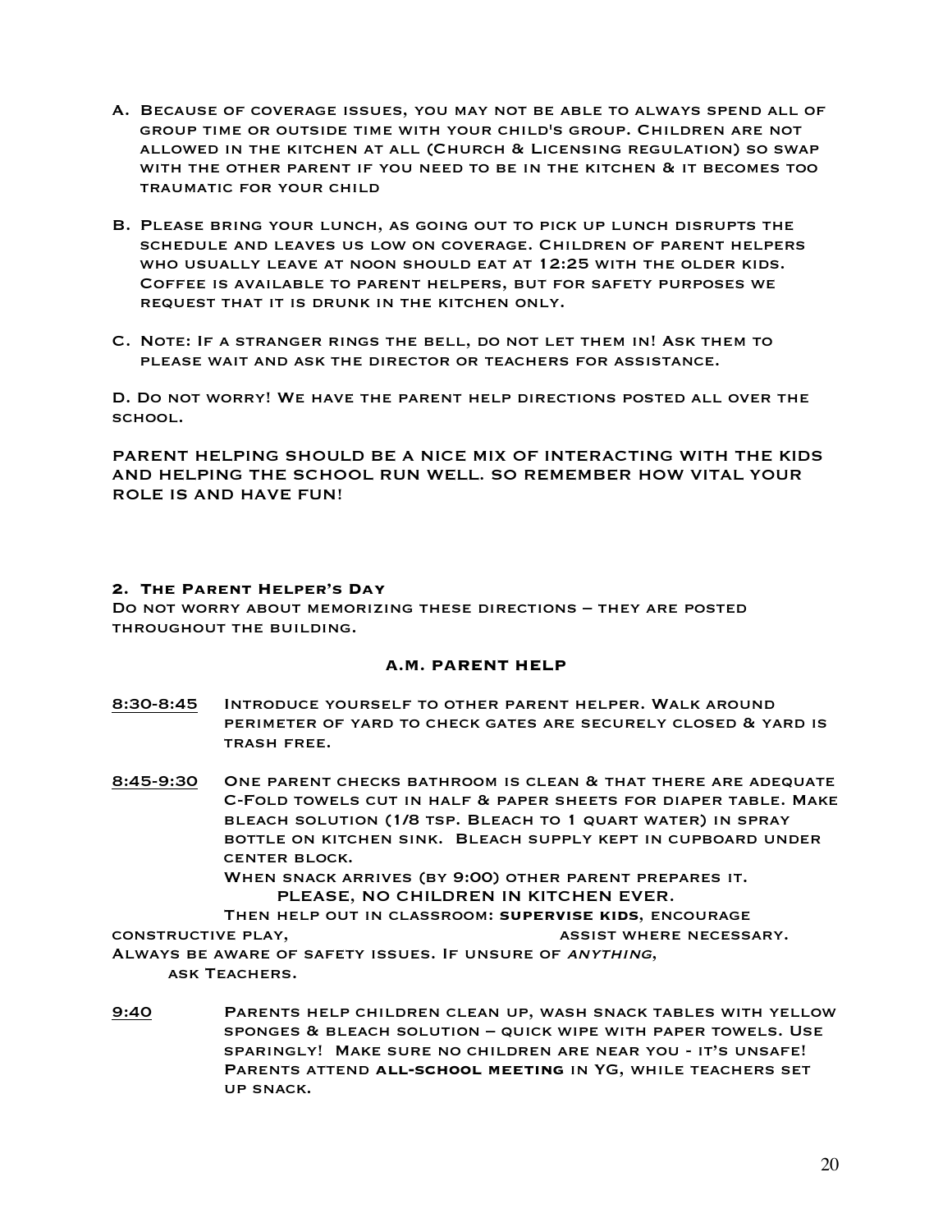A. Because of coverage issues, you may not be able to always spend all of group time or outside time with your child's group. Children are not allowed in the kitchen at all (Church & Licensing regulation) so swap with the other parent if you need to be in the kitchen & it becomes too traumatic for your child

B. Please bring your lunch, as going out to pick up lunch disrupts the schedule and leaves us low on coverage. Children of parent helpers who usually leave at noon should eat at 12:25 with the older kids. Coffee is available to parent helpers, but for safety purposes we request that it is drunk in the kitchen only.

C. Note: If a stranger rings the bell, do not let them in! Ask them to please wait and ask the director or teachers for assistance.

D. Do not worry! We have the parent help directions posted all over the school.

PARENT HELPING SHOULD BE A NICE MIX OF INTERACTING WITH THE KIDS AND HELPING THE SCHOOL RUN WELL. SO REMEMBER HOW VITAL YOUR ROLE IS AND HAVE FUN!

### 2. The Parent Helper's Day

Do not worry about memorizing these directions – they are posted throughout the building.

#### A.M. PARENT HELP

8:30-8:45 Introduce yourself to other parent helper. Walk around perimeter of yard to check gates are securely closed & yard is trash free.

8:45-9:30 One parent checks bathroom is clean & that there are adequate C-Fold towels cut in half & paper sheets for diaper table. Make bleach solution (1/8 tsp. Bleach to 1 quart water) in spray bottle on kitchen sink. Bleach supply kept in cupboard under center block.
When snack arrives (by 9:00) other parent prepares it.
PLEASE, NO CHILDREN IN KITCHEN EVER.
Then help out in classroom: **supervise kids**, encourage constructive play, assist where necessary.
Always be aware of safety issues. If unsure of *anything*, ask Teachers.

9:40 Parents help children clean up, wash snack tables with yellow sponges & bleach solution – quick wipe with paper towels. Use sparingly! Make sure no children are near you - it's unsafe! Parents attend **all-school meeting** in YG, while teachers set up snack.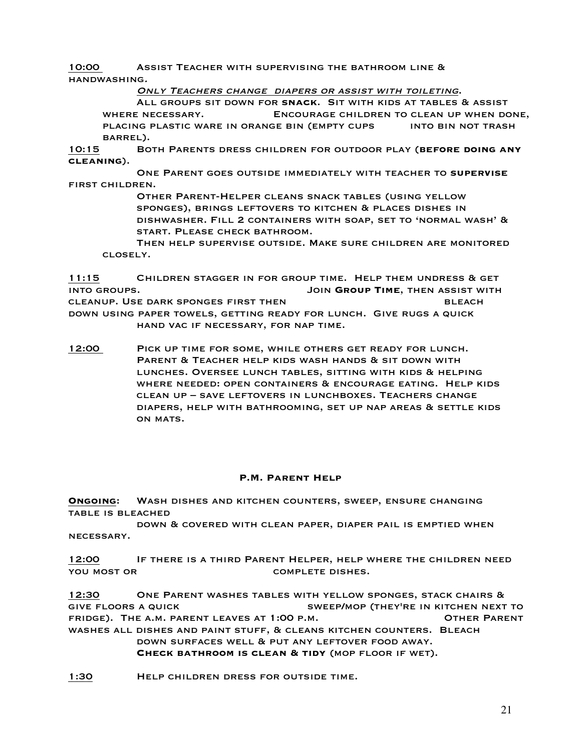10:00 Assist Teacher with supervising the bathroom line & handwashing.

*Only Teachers change diapers or assist with toileting*.

All groups sit down for **snack**. Sit with kids at tables & assist where necessary. Encourage children to clean up when done, placing plastic ware in orange bin (empty cups into bin not trash barrel).

10:15 Both Parents dress children for outdoor play (**before doing any cleaning**).

One Parent goes outside immediately with teacher to **supervise** first children.

Other Parent-Helper cleans snack tables (using yellow sponges), brings leftovers to kitchen & places dishes in dishwasher. Fill 2 containers with soap, set to 'normal wash' & start. Please check bathroom.

Then help supervise outside. Make sure children are monitored closely.

11:15 Children stagger in for group time. Help them undress & get into groups. Join **Group Time**, then assist with cleanup. Use dark sponges first then bleach down using paper towels, getting ready for lunch. Give rugs a quick hand vac if necessary, for nap time.

12:00 Pick up time for some, while others get ready for lunch. Parent & Teacher help kids wash hands & sit down with lunches. Oversee lunch tables, sitting with kids & helping where needed: open containers & encourage eating. Help kids clean up – save leftovers in lunchboxes. Teachers change diapers, help with bathrooming, set up nap areas & settle kids on mats.

## P.M. Parent Help

**Ongoing**: Wash dishes and kitchen counters, sweep, ensure changing table is bleached down & covered with clean paper, diaper pail is emptied when necessary.

12:00 If there is a third Parent Helper, help where the children need you most or complete dishes.

12:30 One Parent washes tables with yellow sponges, stack chairs & give floors a quick sweep/mop (they're in kitchen next to fridge). The a.m. parent leaves at 1:00 p.m. Other Parent washes all dishes and paint stuff, & cleans kitchen counters. Bleach down surfaces well & put any leftover food away.

**Check bathroom is clean & tidy** (mop floor if wet).

1:30 Help children dress for outside time.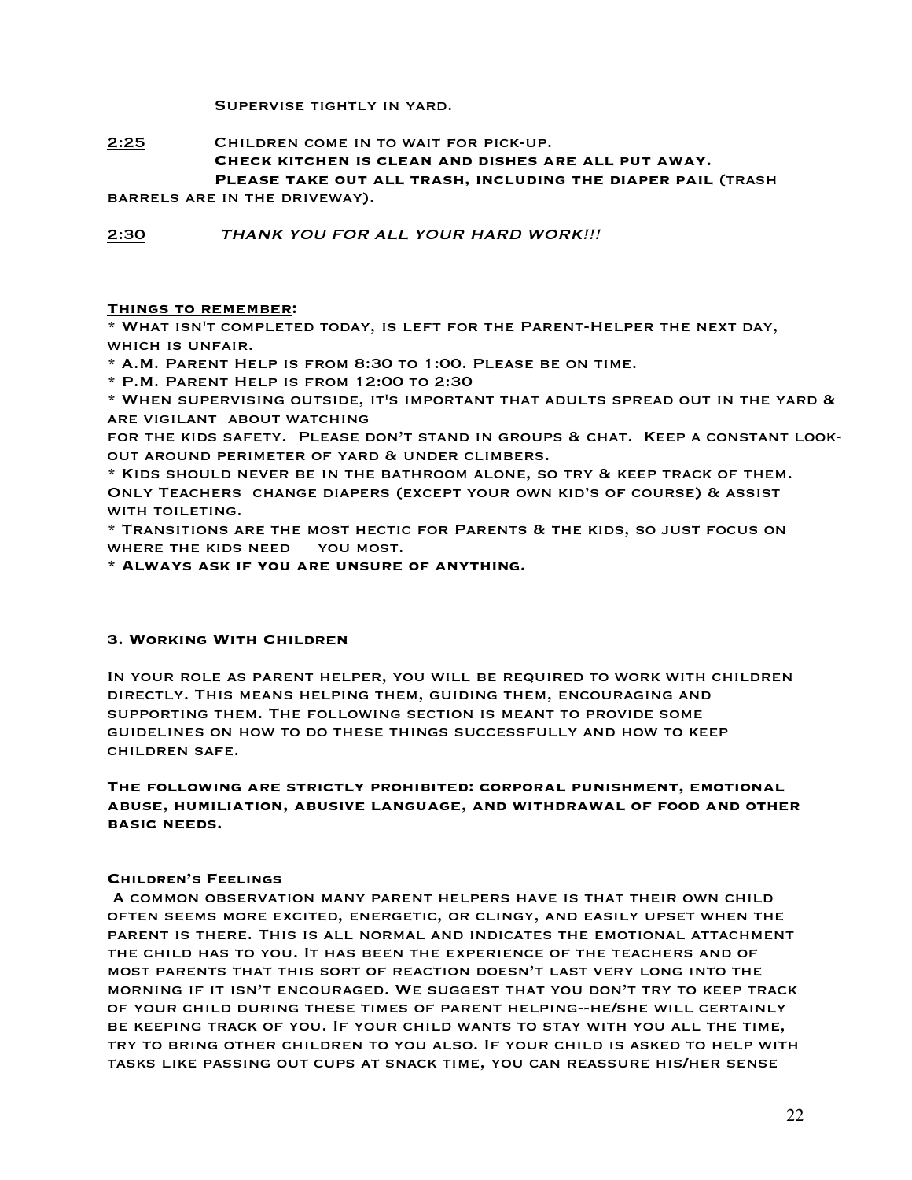Supervise tightly in yard.

2:25 Children come in to wait for pick-up.
**Check kitchen is clean and dishes are all put away.**
**Please take out all trash, including the diaper pail** (trash barrels are in the driveway).

2:30 *THANK YOU FOR ALL YOUR HARD WORK!!!*

**Things to remember:**

* What isn't completed today, is left for the Parent-Helper the next day, which is unfair.
* A.M. Parent Help is from 8:30 to 1:00. Please be on time.
* P.M. Parent Help is from 12:00 to 2:30
* When supervising outside, it's important that adults spread out in the yard & are vigilant about watching for the kids safety. Please don't stand in groups & chat. Keep a constant look-out around perimeter of yard & under climbers.
* Kids should never be in the bathroom alone, so try & keep track of them. Only Teachers change diapers (except your own kid's of course) & assist with toileting.
* Transitions are the most hectic for Parents & the kids, so just focus on where the kids need you most.
* **Always ask if you are unsure of anything.**

### 3. Working With Children

In your role as parent helper, you will be required to work with children directly. This means helping them, guiding them, encouraging and supporting them. The following section is meant to provide some guidelines on how to do these things successfully and how to keep children safe.

**The following are strictly prohibited: corporal punishment, emotional abuse, humiliation, abusive language, and withdrawal of food and other basic needs.**

#### Children's Feelings

A common observation many parent helpers have is that their own child often seems more excited, energetic, or clingy, and easily upset when the parent is there. This is all normal and indicates the emotional attachment the child has to you. It has been the experience of the teachers and of most parents that this sort of reaction doesn't last very long into the morning if it isn't encouraged. We suggest that you don't try to keep track of your child during these times of parent helping--he/she will certainly be keeping track of you. If your child wants to stay with you all the time, try to bring other children to you also. If your child is asked to help with tasks like passing out cups at snack time, you can reassure his/her sense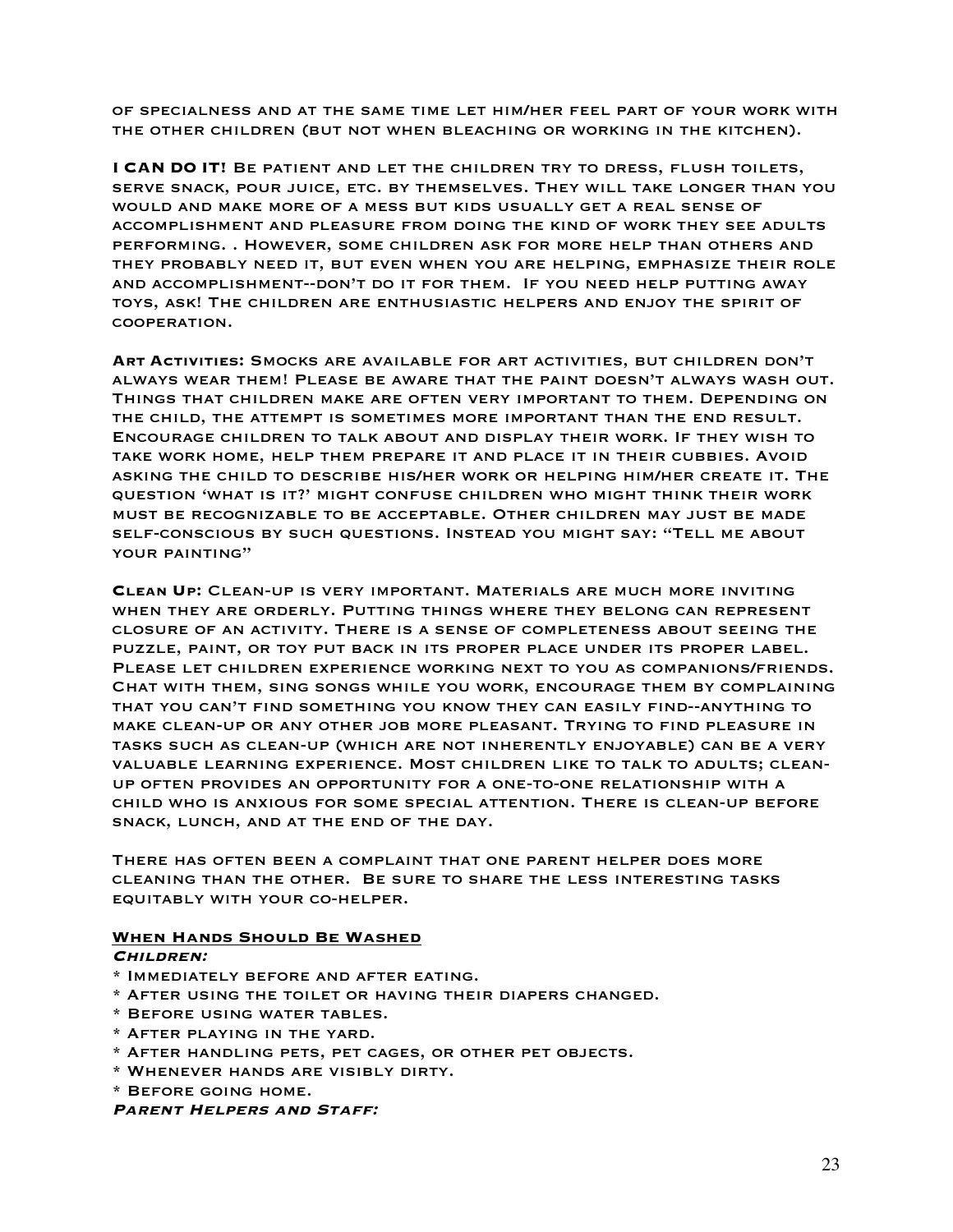of specialness and at the same time let him/her feel part of your work with the other children (but not when bleaching or working in the kitchen).

**I CAN DO IT!** Be patient and let the children try to dress, flush toilets, serve snack, pour juice, etc. by themselves. They will take longer than you would and make more of a mess but kids usually get a real sense of accomplishment and pleasure from doing the kind of work they see adults performing. . However, some children ask for more help than others and they probably need it, but even when you are helping, emphasize their role and accomplishment--don't do it for them. If you need help putting away toys, ask! The children are enthusiastic helpers and enjoy the spirit of cooperation.

**Art Activities:** Smocks are available for art activities, but children don't always wear them! Please be aware that the paint doesn't always wash out. Things that children make are often very important to them. Depending on the child, the attempt is sometimes more important than the end result. Encourage children to talk about and display their work. If they wish to take work home, help them prepare it and place it in their cubbies. Avoid asking the child to describe his/her work or helping him/her create it. The question 'what is it?' might confuse children who might think their work must be recognizable to be acceptable. Other children may just be made self-conscious by such questions. Instead you might say: "Tell me about your painting"

**Clean Up:** Clean-up is very important. Materials are much more inviting when they are orderly. Putting things where they belong can represent closure of an activity. There is a sense of completeness about seeing the puzzle, paint, or toy put back in its proper place under its proper label. Please let children experience working next to you as companions/friends. Chat with them, sing songs while you work, encourage them by complaining that you can't find something you know they can easily find--anything to make clean-up or any other job more pleasant. Trying to find pleasure in tasks such as clean-up (which are not inherently enjoyable) can be a very valuable learning experience. Most children like to talk to adults; clean-up often provides an opportunity for a one-to-one relationship with a child who is anxious for some special attention. There is clean-up before snack, lunch, and at the end of the day.

There has often been a complaint that one parent helper does more cleaning than the other. Be sure to share the less interesting tasks equitably with your co-helper.

**When Hands Should Be Washed**

***Children:***

* Immediately before and after eating.
* After using the toilet or having their diapers changed.
* Before using water tables.
* After playing in the yard.
* After handling pets, pet cages, or other pet objects.
* Whenever hands are visibly dirty.
* Before going home.

***Parent Helpers and Staff:***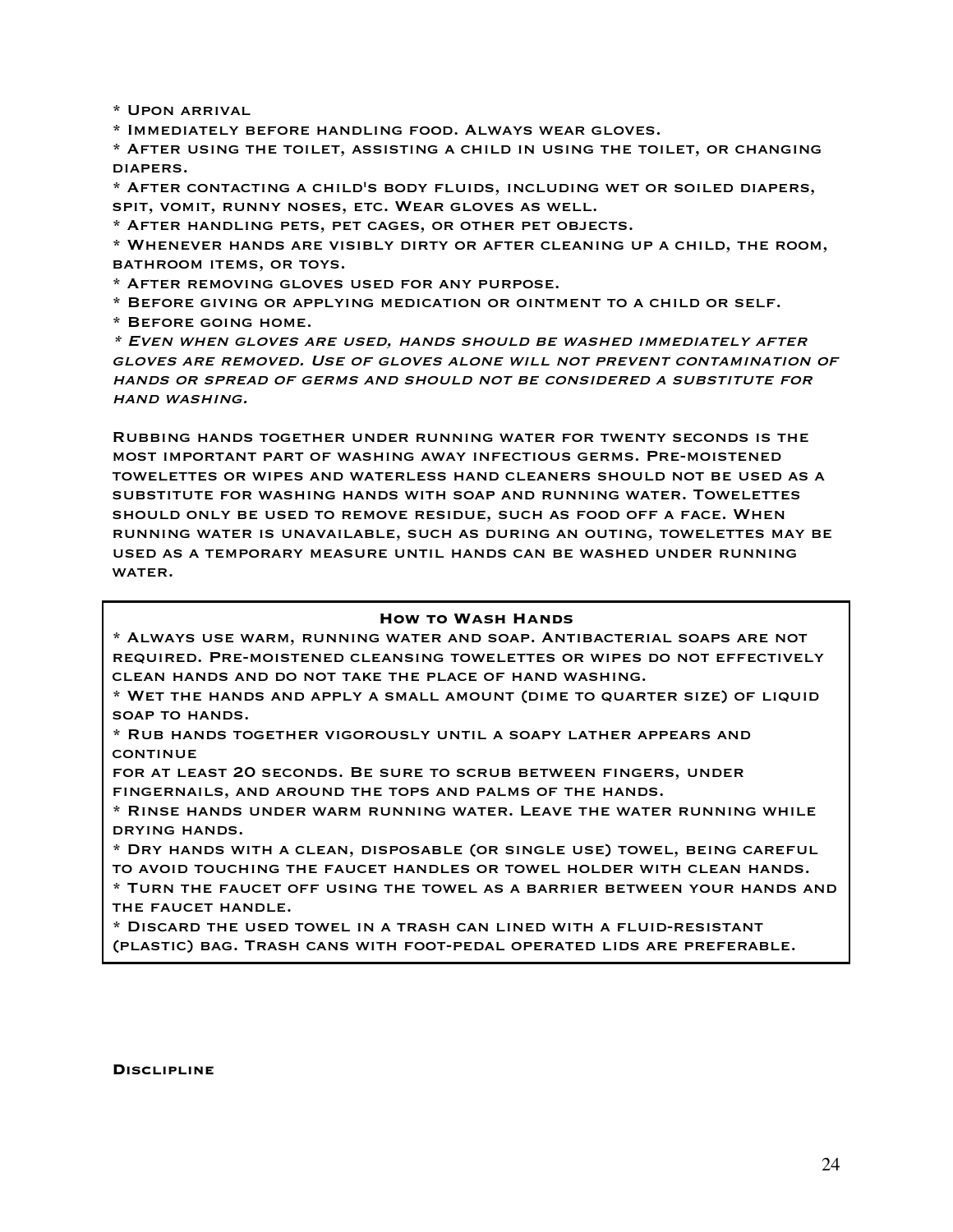* Upon arrival
* Immediately before handling food. Always wear gloves.
* After using the toilet, assisting a child in using the toilet, or changing diapers.
* After contacting a child's body fluids, including wet or soiled diapers, spit, vomit, runny noses, etc. Wear gloves as well.
* After handling pets, pet cages, or other pet objects.
* Whenever hands are visibly dirty or after cleaning up a child, the room, bathroom items, or toys.
* After removing gloves used for any purpose.
* Before giving or applying medication or ointment to a child or self.
* Before going home.
*\* Even when gloves are used, hands should be washed immediately after gloves are removed. Use of gloves alone will not prevent contamination of hands or spread of germs and should not be considered a substitute for hand washing.*

Rubbing hands together under running water for twenty seconds is the most important part of washing away infectious germs. Pre-moistened towelettes or wipes and waterless hand cleaners should not be used as a substitute for washing hands with soap and running water. Towelettes should only be used to remove residue, such as food off a face. When running water is unavailable, such as during an outing, towelettes may be used as a temporary measure until hands can be washed under running water.

**How to Wash Hands**

* Always use warm, running water and soap. Antibacterial soaps are not required. Pre-moistened cleansing towelettes or wipes do not effectively clean hands and do not take the place of hand washing.
* Wet the hands and apply a small amount (dime to quarter size) of liquid soap to hands.
* Rub hands together vigorously until a soapy lather appears and continue for at least 20 seconds. Be sure to scrub between fingers, under fingernails, and around the tops and palms of the hands.
* Rinse hands under warm running water. Leave the water running while drying hands.
* Dry hands with a clean, disposable (or single use) towel, being careful to avoid touching the faucet handles or towel holder with clean hands.
* Turn the faucet off using the towel as a barrier between your hands and the faucet handle.
* Discard the used towel in a trash can lined with a fluid-resistant (plastic) bag. Trash cans with foot-pedal operated lids are preferable.

**Disclipline**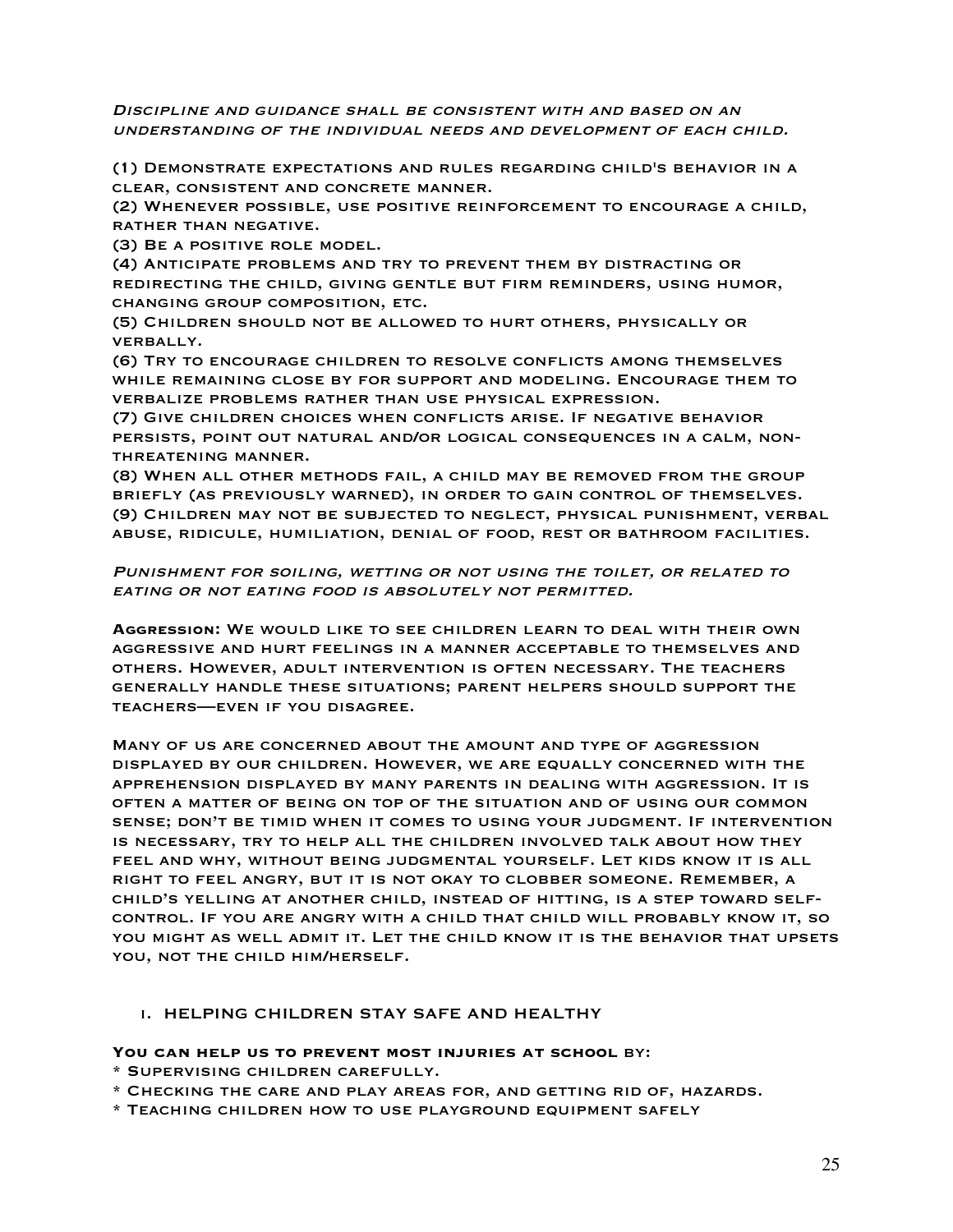*Discipline and guidance shall be consistent with and based on an understanding of the individual needs and development of each child.*

(1) Demonstrate expectations and rules regarding child's behavior in a clear, consistent and concrete manner.
(2) Whenever possible, use positive reinforcement to encourage a child, rather than negative.
(3) Be a positive role model.
(4) Anticipate problems and try to prevent them by distracting or redirecting the child, giving gentle but firm reminders, using humor, changing group composition, etc.
(5) Children should not be allowed to hurt others, physically or verbally.
(6) Try to encourage children to resolve conflicts among themselves while remaining close by for support and modeling. Encourage them to verbalize problems rather than use physical expression.
(7) Give children choices when conflicts arise. If negative behavior persists, point out natural and/or logical consequences in a calm, non-threatening manner.
(8) When all other methods fail, a child may be removed from the group briefly (as previously warned), in order to gain control of themselves.
(9) Children may not be subjected to neglect, physical punishment, verbal abuse, ridicule, humiliation, denial of food, rest or bathroom facilities.

*Punishment for soiling, wetting or not using the toilet, or related to eating or not eating food is absolutely not permitted.*

**Aggression:** We would like to see children learn to deal with their own aggressive and hurt feelings in a manner acceptable to themselves and others. However, adult intervention is often necessary. The teachers generally handle these situations; parent helpers should support the teachers—even if you disagree.

Many of us are concerned about the amount and type of aggression displayed by our children. However, we are equally concerned with the apprehension displayed by many parents in dealing with aggression. It is often a matter of being on top of the situation and of using our common sense; don't be timid when it comes to using your judgment. If intervention is necessary, try to help all the children involved talk about how they feel and why, without being judgmental yourself. Let kids know it is all right to feel angry, but it is not okay to clobber someone. Remember, a child's yelling at another child, instead of hitting, is a step toward self-control. If you are angry with a child that child will probably know it, so you might as well admit it. Let the child know it is the behavior that upsets you, not the child him/herself.

## I. HELPING CHILDREN STAY SAFE AND HEALTHY

**You can help us to prevent most injuries at school** by:
* Supervising children carefully.
* Checking the care and play areas for, and getting rid of, hazards.
* Teaching children how to use playground equipment safely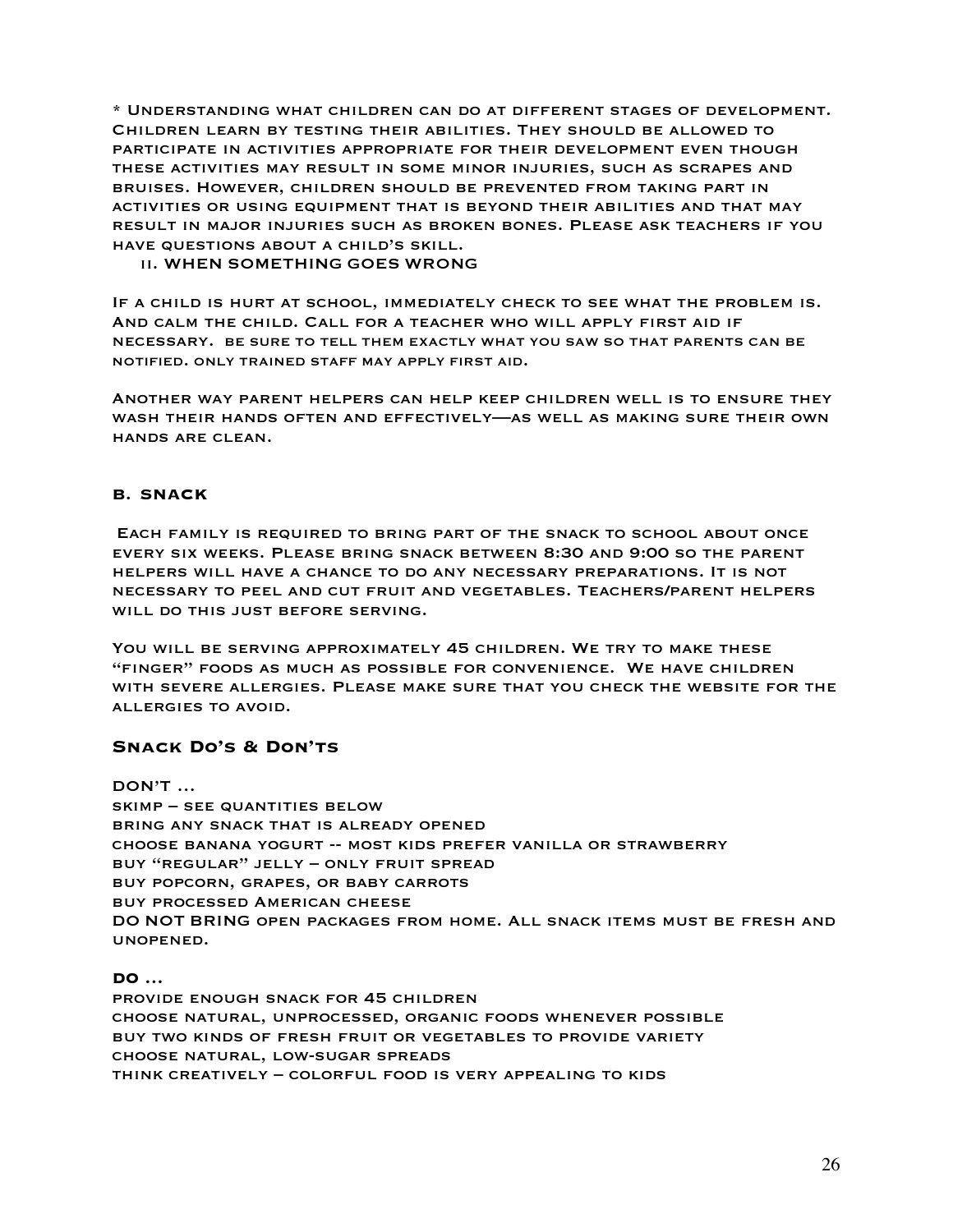* Understanding what children can do at different stages of development. Children learn by testing their abilities. They should be allowed to participate in activities appropriate for their development even though these activities may result in some minor injuries, such as scrapes and bruises. However, children should be prevented from taking part in activities or using equipment that is beyond their abilities and that may result in major injuries such as broken bones. Please ask teachers if you have questions about a child's skill.

### ii. WHEN SOMETHING GOES WRONG

If a child is hurt at school, immediately check to see what the problem is. And calm the child. Call for a teacher who will apply first aid if necessary. be sure to tell them exactly what you saw so that parents can be notified. only trained staff may apply first aid.

Another way parent helpers can help keep children well is to ensure they wash their hands often and effectively—as well as making sure their own hands are clean.

## B. SNACK

Each family is required to bring part of the snack to school about once every six weeks. Please bring snack between 8:30 and 9:00 so the parent helpers will have a chance to do any necessary preparations. It is not necessary to peel and cut fruit and vegetables. Teachers/parent helpers will do this just before serving.

You will be serving approximately 45 children. We try to make these "finger" foods as much as possible for convenience. We have children with severe allergies. Please make sure that you check the website for the allergies to avoid.

### Snack Do's & Don'ts

DON'T ...
- skimp – see quantities below
- bring any snack that is already opened
- choose banana yogurt -- most kids prefer vanilla or strawberry
- buy "regular" jelly – only fruit spread
- buy popcorn, grapes, or baby carrots
- buy processed American cheese
- DO NOT BRING open packages from home. All snack items must be fresh and unopened.

**DO ...**
- provide enough snack for 45 children
- choose natural, unprocessed, organic foods whenever possible
- buy two kinds of fresh fruit or vegetables to provide variety
- choose natural, low-sugar spreads
- think creatively – colorful food is very appealing to kids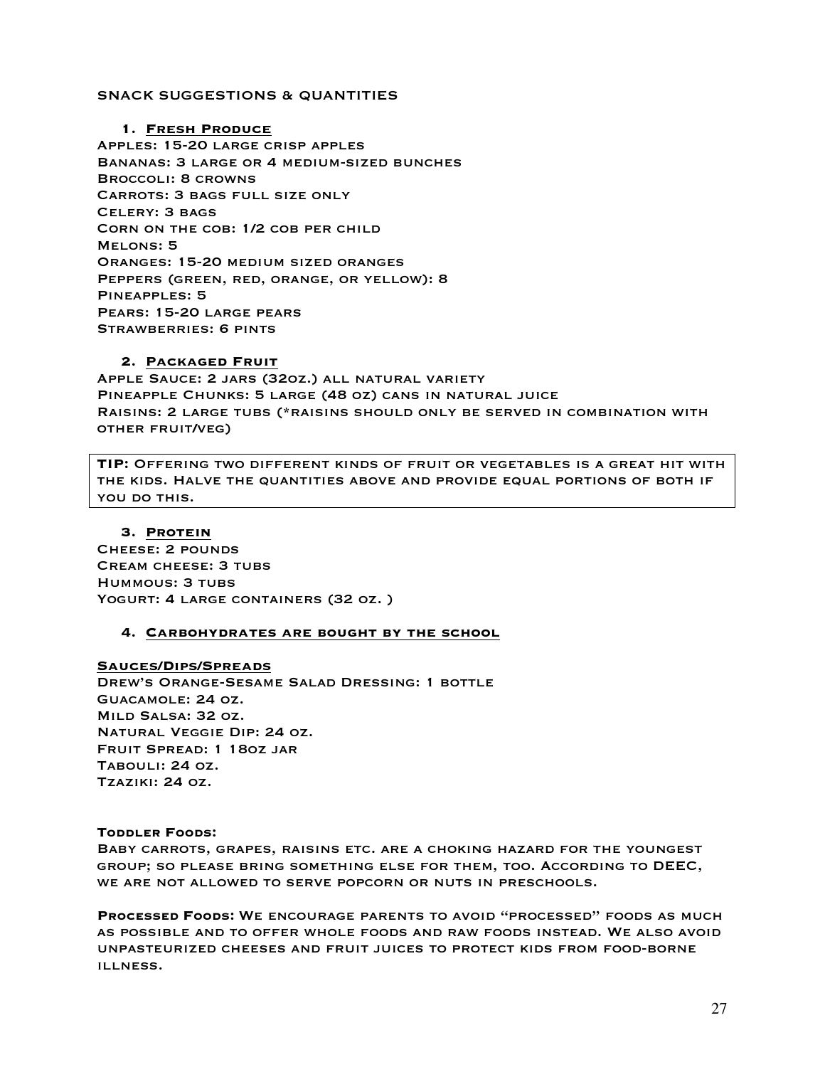## SNACK SUGGESTIONS & QUANTITIES

1. **Fresh Produce**

Apples: 15-20 large crisp apples
Bananas: 3 large or 4 medium-sized bunches
Broccoli: 8 crowns
Carrots: 3 bags full size only
Celery: 3 bags
Corn on the cob: 1/2 cob per child
Melons: 5
Oranges: 15-20 medium sized oranges
Peppers (green, red, orange, or yellow): 8
Pineapples: 5
Pears: 15-20 large pears
Strawberries: 6 pints

2. **Packaged Fruit**

Apple Sauce: 2 jars (32oz.) all natural variety
Pineapple Chunks: 5 large (48 oz) cans in natural juice
Raisins: 2 large tubs (*raisins should only be served in combination with other fruit/veg)

> **TIP:** Offering two different kinds of fruit or vegetables is a great hit with the kids. Halve the quantities above and provide equal portions of both if you do this.

3. **Protein**

Cheese: 2 pounds
Cream cheese: 3 tubs
Hummous: 3 tubs
Yogurt: 4 large containers (32 oz. )

4. **Carbohydrates are bought by the school**

**Sauces/Dips/Spreads**

Drew's Orange-Sesame Salad Dressing: 1 bottle
Guacamole: 24 oz.
Mild Salsa: 32 oz.
Natural Veggie Dip: 24 oz.
Fruit Spread: 1 18oz jar
Tabouli: 24 oz.
Tzaziki: 24 oz.

**Toddler Foods:**
Baby carrots, grapes, raisins etc. are a choking hazard for the youngest group; so please bring something else for them, too. According to DEEC, we are not allowed to serve popcorn or nuts in preschools.

**Processed Foods:** We encourage parents to avoid "processed" foods as much as possible and to offer whole foods and raw foods instead. We also avoid unpasteurized cheeses and fruit juices to protect kids from food-borne illness.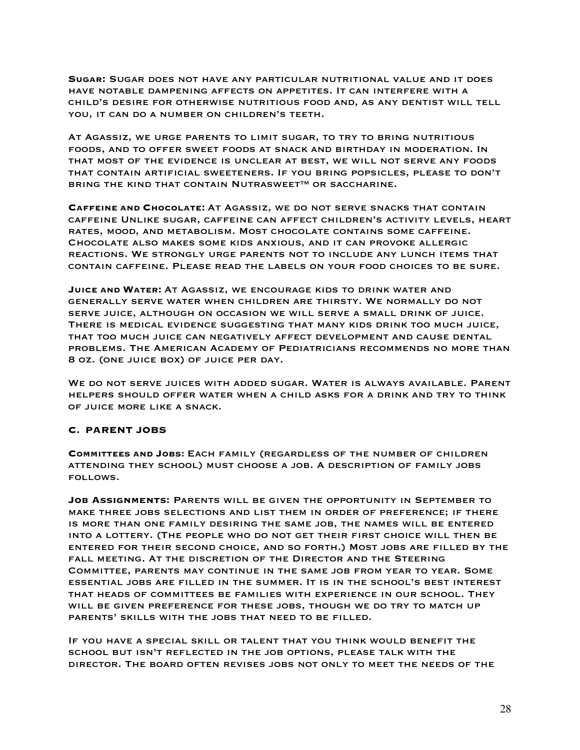**Sugar:** Sugar does not have any particular nutritional value and it does have notable dampening affects on appetites. It can interfere with a child's desire for otherwise nutritious food and, as any dentist will tell you, it can do a number on children's teeth.

At Agassiz, we urge parents to limit sugar, to try to bring nutritious foods, and to offer sweet foods at snack and birthday in moderation. In that most of the evidence is unclear at best, we will not serve any foods that contain artificial sweeteners. If you bring popsicles, please to don't bring the kind that contain Nutrasweet™ or saccharine.

**Caffeine and Chocolate:** At Agassiz, we do not serve snacks that contain caffeine Unlike sugar, caffeine can affect children's activity levels, heart rates, mood, and metabolism. Most chocolate contains some caffeine. Chocolate also makes some kids anxious, and it can provoke allergic reactions. We strongly urge parents not to include any lunch items that contain caffeine. Please read the labels on your food choices to be sure.

**Juice and Water:** At Agassiz, we encourage kids to drink water and generally serve water when children are thirsty. We normally do not serve juice, although on occasion we will serve a small drink of juice. There is medical evidence suggesting that many kids drink too much juice, that too much juice can negatively affect development and cause dental problems. The American Academy of Pediatricians recommends no more than 8 oz. (one juice box) of juice per day.

We do not serve juices with added sugar. Water is always available. Parent helpers should offer water when a child asks for a drink and try to think of juice more like a snack.

### C. PARENT JOBS

**Committees and Jobs**: Each family (regardless of the number of children attending they school) must choose a job. A description of family jobs follows.

**Job Assignments:** Parents will be given the opportunity in September to make three jobs selections and list them in order of preference; if there is more than one family desiring the same job, the names will be entered into a lottery. (The people who do not get their first choice will then be entered for their second choice, and so forth.) Most jobs are filled by the fall meeting. At the discretion of the Director and the Steering Committee, parents may continue in the same job from year to year. Some essential jobs are filled in the summer. It is in the school's best interest that heads of committees be families with experience in our school. They will be given preference for these jobs, though we do try to match up parents' skills with the jobs that need to be filled.

If you have a special skill or talent that you think would benefit the school but isn't reflected in the job options, please talk with the director. The board often revises jobs not only to meet the needs of the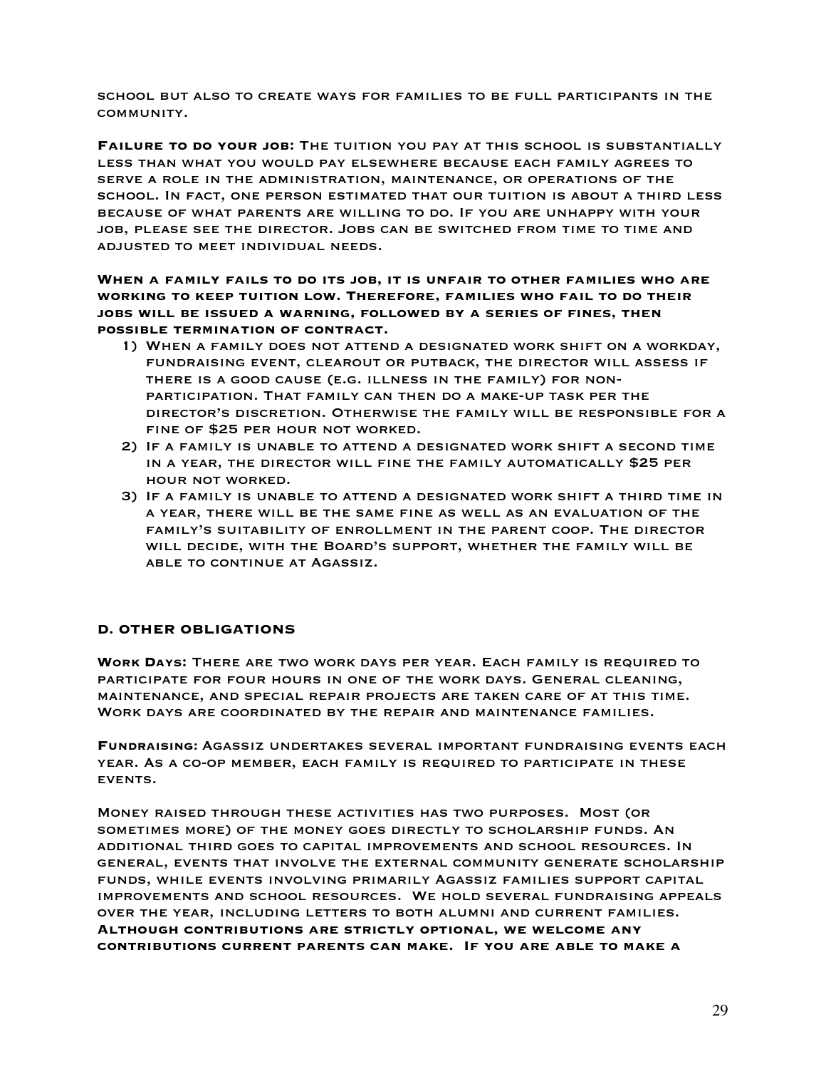school but also to create ways for families to be full participants in the community.

**Failure to do your job:** The tuition you pay at this school is substantially less than what you would pay elsewhere because each family agrees to serve a role in the administration, maintenance, or operations of the school. In fact, one person estimated that our tuition is about a third less because of what parents are willing to do. If you are unhappy with your job, please see the director. Jobs can be switched from time to time and adjusted to meet individual needs.

**When a family fails to do its job, it is unfair to other families who are working to keep tuition low. Therefore, families who fail to do their jobs will be issued a warning, followed by a series of fines, then possible termination of contract.**

1) When a family does not attend a designated work shift on a workday, fundraising event, clearout or putback, the director will assess if there is a good cause (e.g. illness in the family) for non-participation. That family can then do a make-up task per the director's discretion. Otherwise the family will be responsible for a fine of $25 per hour not worked.
2) If a family is unable to attend a designated work shift a second time in a year, the director will fine the family automatically $25 per hour not worked.
3) If a family is unable to attend a designated work shift a third time in a year, there will be the same fine as well as an evaluation of the family's suitability of enrollment in the parent coop. The director will decide, with the Board's support, whether the family will be able to continue at Agassiz.

### D. OTHER OBLIGATIONS

**Work Days:** There are two work days per year. Each family is required to participate for four hours in one of the work days. General cleaning, maintenance, and special repair projects are taken care of at this time. Work days are coordinated by the repair and maintenance families.

**Fundraising**: Agassiz undertakes several important fundraising events each year. As a co-op member, each family is required to participate in these events.

Money raised through these activities has two purposes. Most (or sometimes more) of the money goes directly to scholarship funds. An additional third goes to capital improvements and school resources. In general, events that involve the external community generate scholarship funds, while events involving primarily Agassiz families support capital improvements and school resources. We hold several fundraising appeals over the year, including letters to both alumni and current families. **Although contributions are strictly optional, we welcome any contributions current parents can make. If you are able to make a**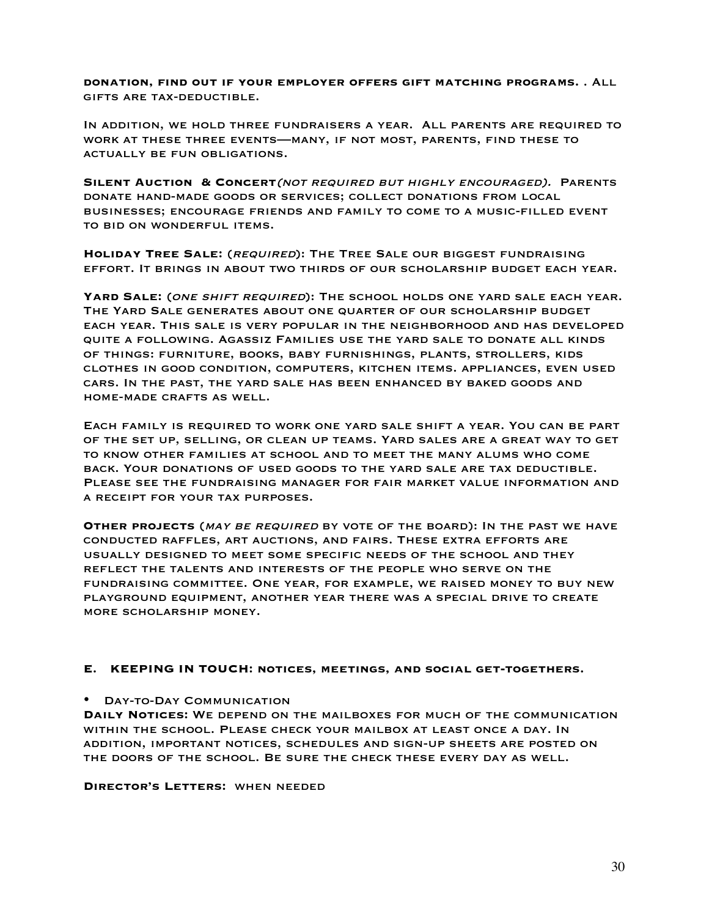**donation, find out if your employer offers gift matching programs.** . All gifts are tax-deductible.

In addition, we hold three fundraisers a year. All parents are required to work at these three events—many, if not most, parents, find these to actually be fun obligations.

**Silent Auction & Concert***(not required but highly encouraged).* Parents donate hand-made goods or services; collect donations from local businesses; encourage friends and family to come to a music-filled event to bid on wonderful items.

**Holiday Tree Sale:** (*required*): The Tree Sale our biggest fundraising effort. It brings in about two thirds of our scholarship budget each year.

**Yard Sale:** (*one shift required*): The school holds one yard sale each year. The Yard Sale generates about one quarter of our scholarship budget each year. This sale is very popular in the neighborhood and has developed quite a following. Agassiz Families use the yard sale to donate all kinds of things: furniture, books, baby furnishings, plants, strollers, kids clothes in good condition, computers, kitchen items. appliances, even used cars. In the past, the yard sale has been enhanced by baked goods and home-made crafts as well.

Each family is required to work one yard sale shift a year. You can be part of the set up, selling, or clean up teams. Yard sales are a great way to get to know other families at school and to meet the many alums who come back. Your donations of used goods to the yard sale are tax deductible. Please see the fundraising manager for fair market value information and a receipt for your tax purposes.

**Other projects** (*may be required* by vote of the board): In the past we have conducted raffles, art auctions, and fairs. These extra efforts are usually designed to meet some specific needs of the school and they reflect the talents and interests of the people who serve on the fundraising committee. One year, for example, we raised money to buy new playground equipment, another year there was a special drive to create more scholarship money.

## E. KEEPING IN TOUCH: notices, meetings, and social get-togethers.

- Day-to-Day Communication

**Daily Notices:** We depend on the mailboxes for much of the communication within the school. Please check your mailbox at least once a day. In addition, important notices, schedules and sign-up sheets are posted on the doors of the school. Be sure the check these every day as well.

**Director's Letters:** when needed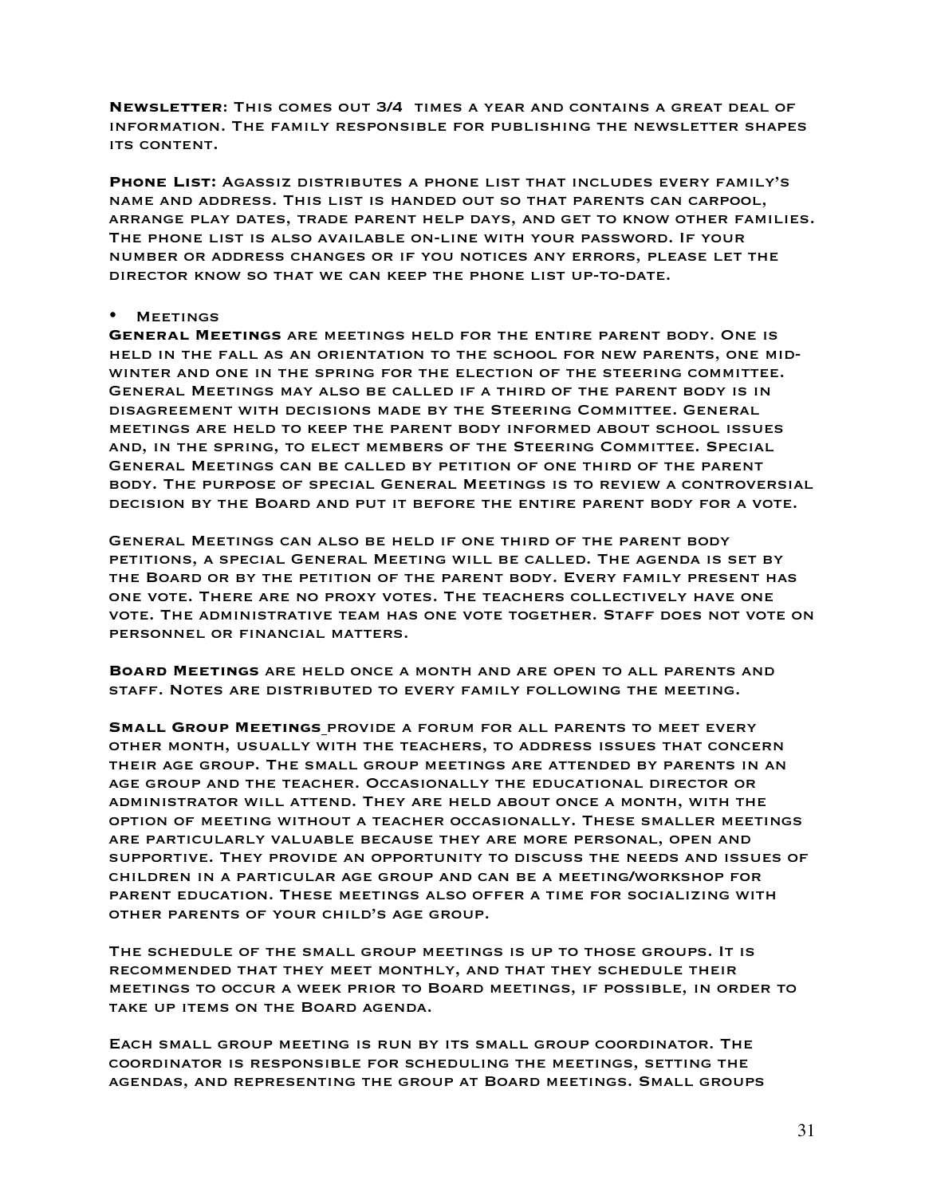**Newsletter**: This comes out 3/4 times a year and contains a great deal of information. The family responsible for publishing the newsletter shapes its content.

**Phone List**: Agassiz distributes a phone list that includes every family's name and address. This list is handed out so that parents can carpool, arrange play dates, trade parent help days, and get to know other families. The phone list is also available on-line with your password. If your number or address changes or if you notices any errors, please let the director know so that we can keep the phone list up-to-date.

- Meetings

**General Meetings** are meetings held for the entire parent body. One is held in the fall as an orientation to the school for new parents, one mid-winter and one in the spring for the election of the steering committee. General Meetings may also be called if a third of the parent body is in disagreement with decisions made by the Steering Committee. General meetings are held to keep the parent body informed about school issues and, in the spring, to elect members of the Steering Committee. Special General Meetings can be called by petition of one third of the parent body. The purpose of special General Meetings is to review a controversial decision by the Board and put it before the entire parent body for a vote.

General Meetings can also be held if one third of the parent body petitions, a special General Meeting will be called. The agenda is set by the Board or by the petition of the parent body. Every family present has one vote. There are no proxy votes. The teachers collectively have one vote. The administrative team has one vote together. Staff does not vote on personnel or financial matters.

**Board Meetings** are held once a month and are open to all parents and staff. Notes are distributed to every family following the meeting.

**Small Group Meetings** provide a forum for all parents to meet every other month, usually with the teachers, to address issues that concern their age group. The small group meetings are attended by parents in an age group and the teacher. Occasionally the educational director or administrator will attend. They are held about once a month, with the option of meeting without a teacher occasionally. These smaller meetings are particularly valuable because they are more personal, open and supportive. They provide an opportunity to discuss the needs and issues of children in a particular age group and can be a meeting/workshop for parent education. These meetings also offer a time for socializing with other parents of your child's age group.

The schedule of the small group meetings is up to those groups. It is recommended that they meet monthly, and that they schedule their meetings to occur a week prior to Board meetings, if possible, in order to take up items on the Board agenda.

Each small group meeting is run by its small group coordinator. The coordinator is responsible for scheduling the meetings, setting the agendas, and representing the group at Board meetings. Small groups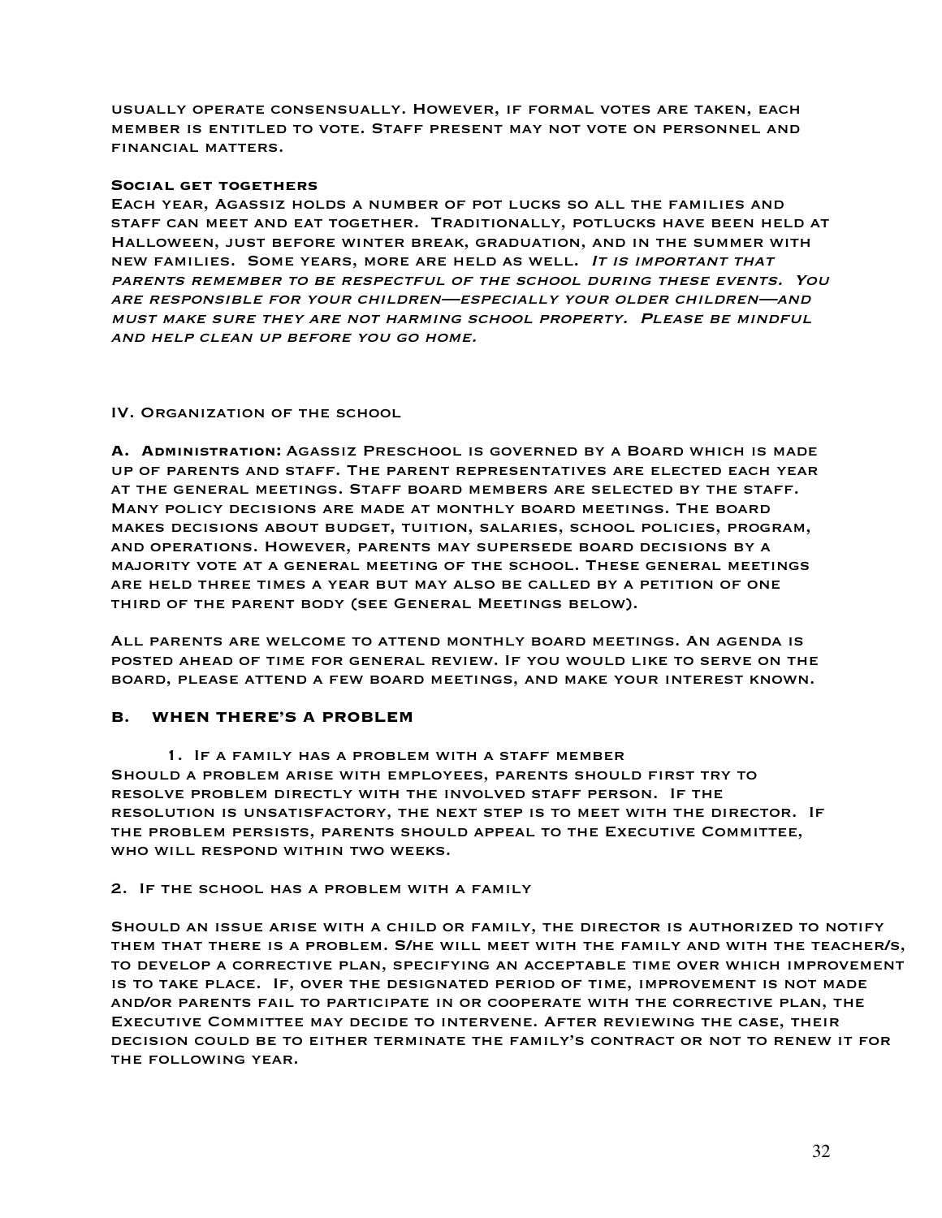usually operate consensually. However, if formal votes are taken, each member is entitled to vote. Staff present may not vote on personnel and financial matters.

**Social get togethers**

Each year, Agassiz holds a number of pot lucks so all the families and staff can meet and eat together. Traditionally, potlucks have been held at Halloween, just before winter break, graduation, and in the summer with new families. Some years, more are held as well. *It is important that parents remember to be respectful of the school during these events. You are responsible for your children—especially your older children—and must make sure they are not harming school property. Please be mindful and help clean up before you go home.*

## IV. Organization of the school

**A. Administration:** Agassiz Preschool is governed by a Board which is made up of parents and staff. The parent representatives are elected each year at the general meetings. Staff board members are selected by the staff. Many policy decisions are made at monthly board meetings. The board makes decisions about budget, tuition, salaries, school policies, program, and operations. However, parents may supersede board decisions by a majority vote at a general meeting of the school. These general meetings are held three times a year but may also be called by a petition of one third of the parent body (see General Meetings below).

All parents are welcome to attend monthly board meetings. An agenda is posted ahead of time for general review. If you would like to serve on the board, please attend a few board meetings, and make your interest known.

### B. When there's a problem

1. If a family has a problem with a staff member

Should a problem arise with employees, parents should first try to resolve problem directly with the involved staff person. If the resolution is unsatisfactory, the next step is to meet with the director. If the problem persists, parents should appeal to the Executive Committee, who will respond within two weeks.

2. If the school has a problem with a family

Should an issue arise with a child or family, the director is authorized to notify them that there is a problem. S/he will meet with the family and with the teacher/s, to develop a corrective plan, specifying an acceptable time over which improvement is to take place. If, over the designated period of time, improvement is not made and/or parents fail to participate in or cooperate with the corrective plan, the Executive Committee may decide to intervene. After reviewing the case, their decision could be to either terminate the family's contract or not to renew it for the following year.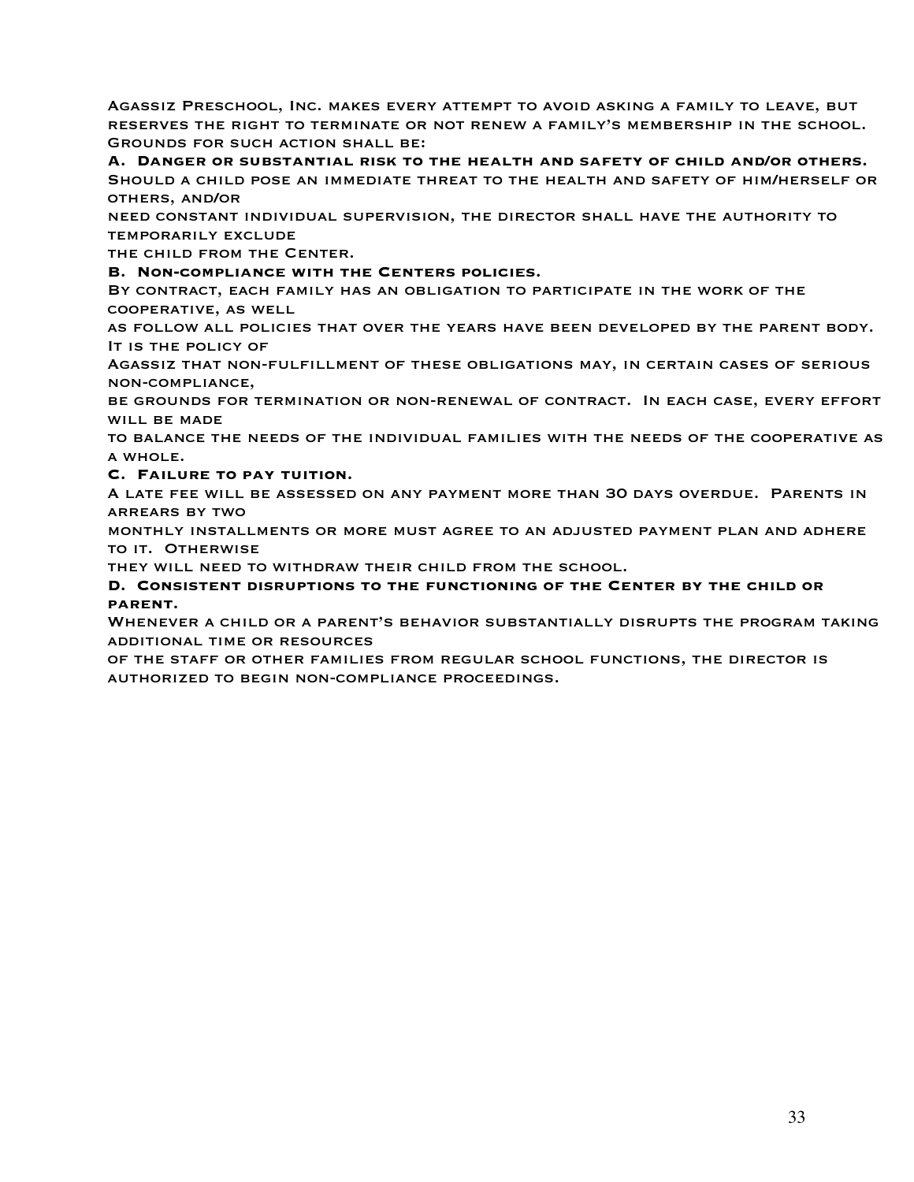Agassiz Preschool, Inc. makes every attempt to avoid asking a family to leave, but reserves the right to terminate or not renew a family's membership in the school. Grounds for such action shall be:

**A. Danger or substantial risk to the health and safety of child and/or others.**

Should a child pose an immediate threat to the health and safety of him/herself or others, and/or need constant individual supervision, the director shall have the authority to temporarily exclude the child from the Center.

**B. Non-compliance with the Centers policies.**

By contract, each family has an obligation to participate in the work of the cooperative, as well as follow all policies that over the years have been developed by the parent body. It is the policy of Agassiz that non-fulfillment of these obligations may, in certain cases of serious non-compliance, be grounds for termination or non-renewal of contract. In each case, every effort will be made to balance the needs of the individual families with the needs of the cooperative as a whole.

**C. Failure to pay tuition.**

A late fee will be assessed on any payment more than 30 days overdue. Parents in arrears by two monthly installments or more must agree to an adjusted payment plan and adhere to it. Otherwise they will need to withdraw their child from the school.

**D. Consistent disruptions to the functioning of the Center by the child or parent.**

Whenever a child or a parent's behavior substantially disrupts the program taking additional time or resources of the staff or other families from regular school functions, the director is authorized to begin non-compliance proceedings.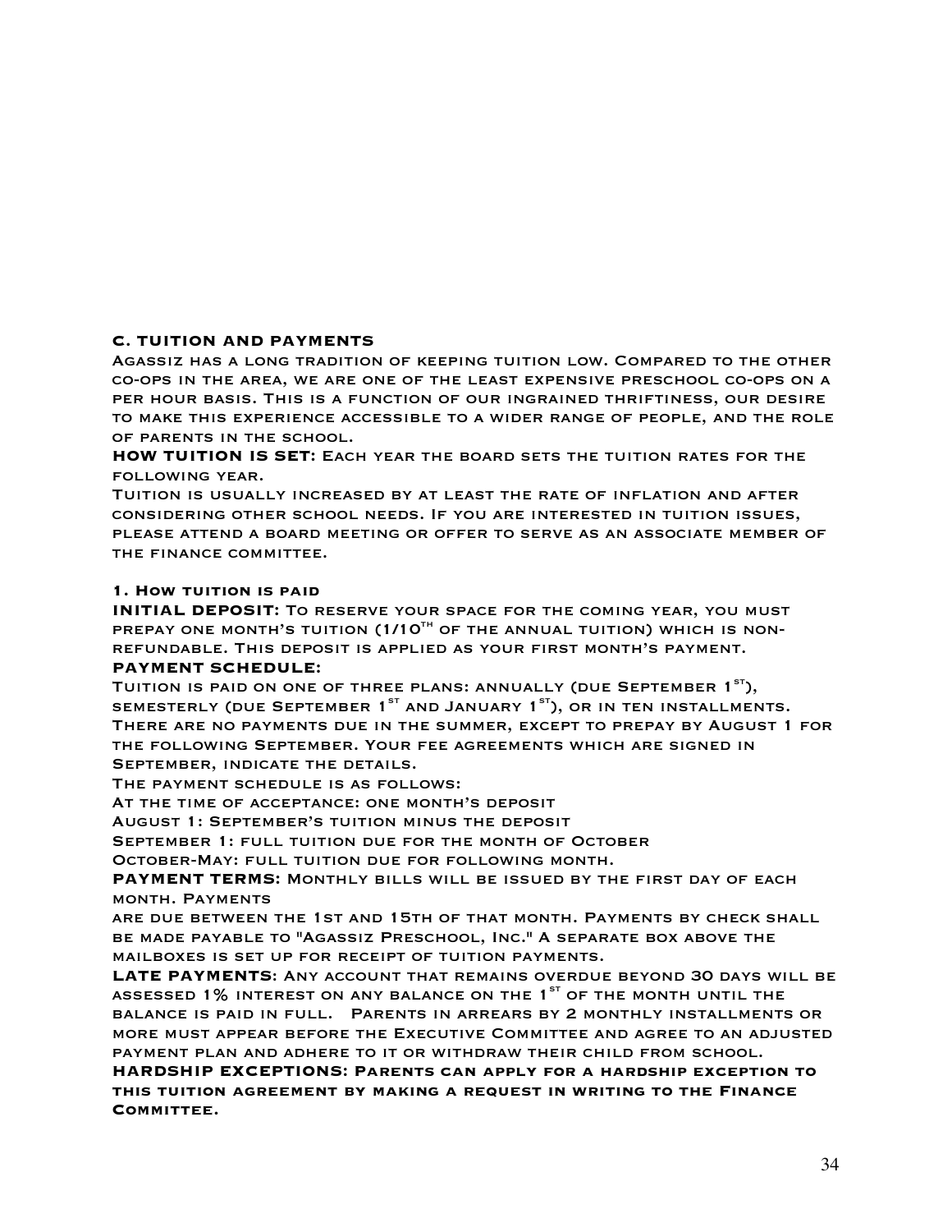## C. TUITION AND PAYMENTS

Agassiz has a long tradition of keeping tuition low. Compared to the other co-ops in the area, we are one of the least expensive preschool co-ops on a per hour basis. This is a function of our ingrained thriftiness, our desire to make this experience accessible to a wider range of people, and the role of parents in the school.

**HOW TUITION IS SET:** Each year the board sets the tuition rates for the following year.

Tuition is usually increased by at least the rate of inflation and after considering other school needs. If you are interested in tuition issues, please attend a board meeting or offer to serve as an associate member of the finance committee.

### 1. How tuition is paid

**INITIAL DEPOSIT:** To reserve your space for the coming year, you must prepay one month's tuition (1/10th of the annual tuition) which is non-refundable. This deposit is applied as your first month's payment.

**PAYMENT SCHEDULE:**

Tuition is paid on one of three plans: annually (due September 1st), semesterly (due September 1st and January 1st), or in ten installments. There are no payments due in the summer, except to prepay by August 1 for the following September. Your fee agreements which are signed in September, indicate the details.

The payment schedule is as follows:

At the time of acceptance: one month's deposit

August 1: September's tuition minus the deposit

September 1: full tuition due for the month of October

October-May: full tuition due for following month.

**PAYMENT TERMS:** Monthly bills will be issued by the first day of each month. Payments are due between the 1st and 15th of that month. Payments by check shall be made payable to "Agassiz Preschool, Inc." A separate box above the mailboxes is set up for receipt of tuition payments.

**LATE PAYMENTS:** Any account that remains overdue beyond 30 days will be assessed 1% interest on any balance on the 1st of the month until the balance is paid in full. Parents in arrears by 2 monthly installments or more must appear before the Executive Committee and agree to an adjusted payment plan and adhere to it or withdraw their child from school.

**HARDSHIP EXCEPTIONS: Parents can apply for a hardship exception to this tuition agreement by making a request in writing to the Finance Committee.**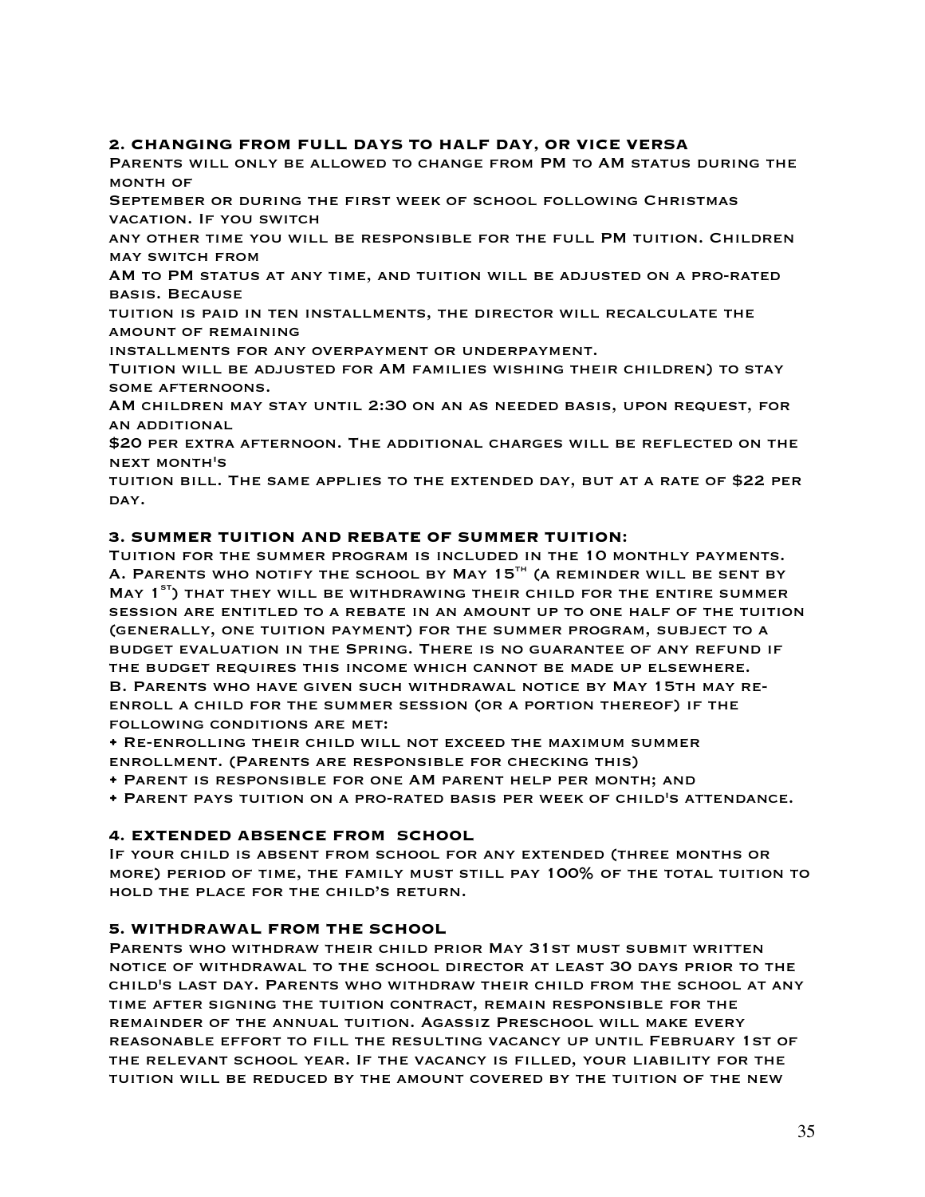### 2. CHANGING FROM FULL DAYS TO HALF DAY, OR VICE VERSA

Parents will only be allowed to change from PM to AM status during the month of September or during the first week of school following Christmas vacation. If you switch any other time you will be responsible for the full PM tuition. Children may switch from AM to PM status at any time, and tuition will be adjusted on a pro-rated basis. Because tuition is paid in ten installments, the director will recalculate the amount of remaining installments for any overpayment or underpayment.

Tuition will be adjusted for AM families wishing their children) to stay some afternoons.

AM children may stay until 2:30 on an as needed basis, upon request, for an additional $20 per extra afternoon. The additional charges will be reflected on the next month's tuition bill. The same applies to the extended day, but at a rate of $22 per day.

### 3. SUMMER TUITION AND REBATE OF SUMMER TUITION:

Tuition for the summer program is included in the 10 monthly payments.

A. Parents who notify the school by May 15th (a reminder will be sent by May 1st) that they will be withdrawing their child for the entire summer session are entitled to a rebate in an amount up to one half of the tuition (generally, one tuition payment) for the summer program, subject to a budget evaluation in the Spring. There is no guarantee of any refund if the budget requires this income which cannot be made up elsewhere.

B. Parents who have given such withdrawal notice by May 15th may re-enroll a child for the summer session (or a portion thereof) if the following conditions are met:

+ Re-enrolling their child will not exceed the maximum summer enrollment. (Parents are responsible for checking this)
+ Parent is responsible for one AM parent help per month; and
+ Parent pays tuition on a pro-rated basis per week of child's attendance.

### 4. EXTENDED ABSENCE FROM SCHOOL

If your child is absent from school for any extended (three months or more) period of time, the family must still pay 100% of the total tuition to hold the place for the child's return.

### 5. WITHDRAWAL FROM THE SCHOOL

Parents who withdraw their child prior May 31st must submit written notice of withdrawal to the school director at least 30 days prior to the child's last day. Parents who withdraw their child from the school at any time after signing the tuition contract, remain responsible for the remainder of the annual tuition. Agassiz Preschool will make every reasonable effort to fill the resulting vacancy up until February 1st of the relevant school year. If the vacancy is filled, your liability for the tuition will be reduced by the amount covered by the tuition of the new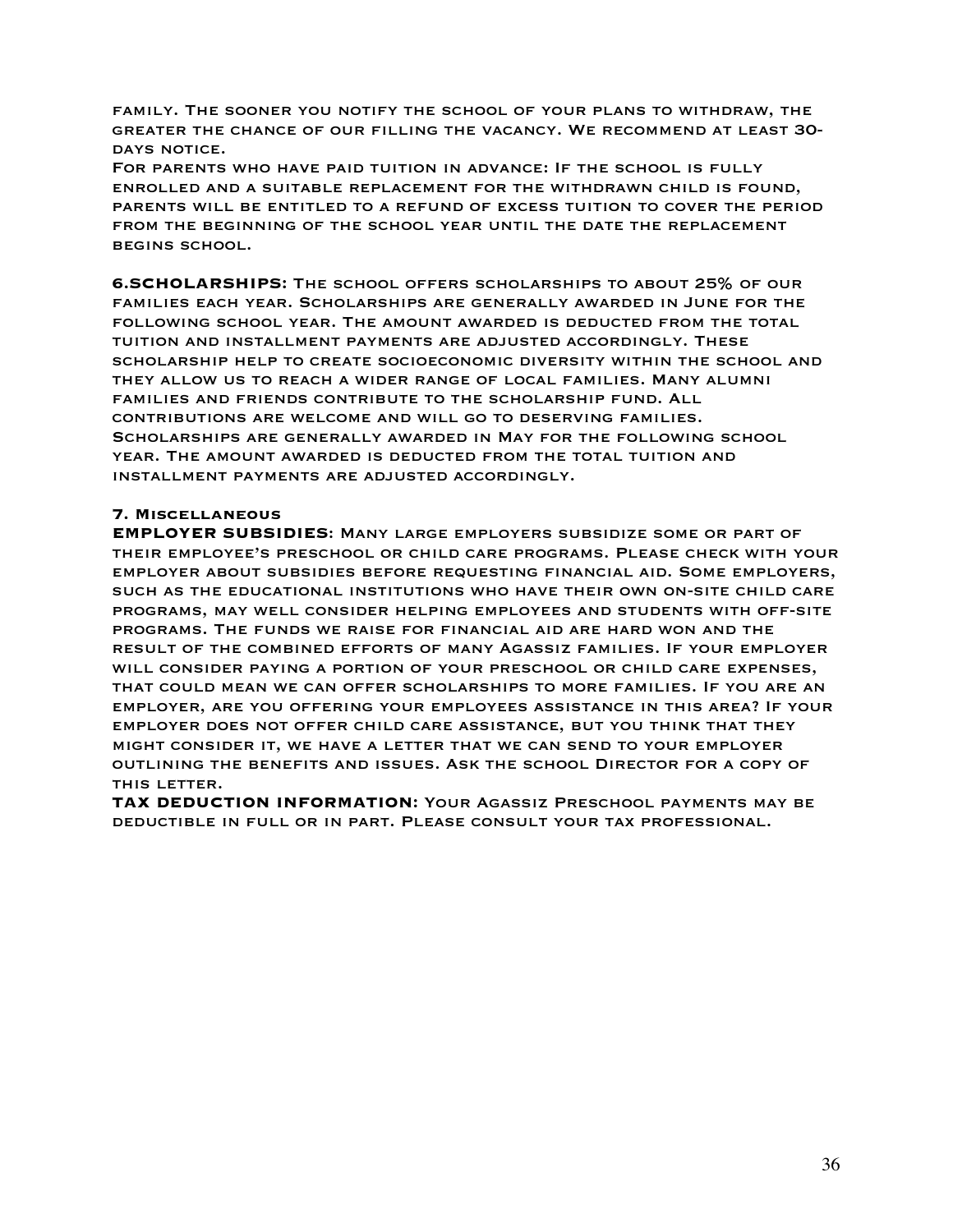family. The sooner you notify the school of your plans to withdraw, the greater the chance of our filling the vacancy. We recommend at least 30-days notice.

For parents who have paid tuition in advance: If the school is fully enrolled and a suitable replacement for the withdrawn child is found, parents will be entitled to a refund of excess tuition to cover the period from the beginning of the school year until the date the replacement begins school.

**6.SCHOLARSHIPS**: The school offers scholarships to about 25% of our families each year. Scholarships are generally awarded in June for the following school year. The amount awarded is deducted from the total tuition and installment payments are adjusted accordingly. These scholarship help to create socioeconomic diversity within the school and they allow us to reach a wider range of local families. Many alumni families and friends contribute to the scholarship fund. All contributions are welcome and will go to deserving families. Scholarships are generally awarded in May for the following school year. The amount awarded is deducted from the total tuition and installment payments are adjusted accordingly.

**7. Miscellaneous**

**EMPLOYER SUBSIDIES**: Many large employers subsidize some or part of their employee's preschool or child care programs. Please check with your employer about subsidies before requesting financial aid. Some employers, such as the educational institutions who have their own on-site child care programs, may well consider helping employees and students with off-site programs. The funds we raise for financial aid are hard won and the result of the combined efforts of many Agassiz families. If your employer will consider paying a portion of your preschool or child care expenses, that could mean we can offer scholarships to more families. If you are an employer, are you offering your employees assistance in this area? If your employer does not offer child care assistance, but you think that they might consider it, we have a letter that we can send to your employer outlining the benefits and issues. Ask the school Director for a copy of this letter.

**TAX DEDUCTION INFORMATION**: Your Agassiz Preschool payments may be deductible in full or in part. Please consult your tax professional.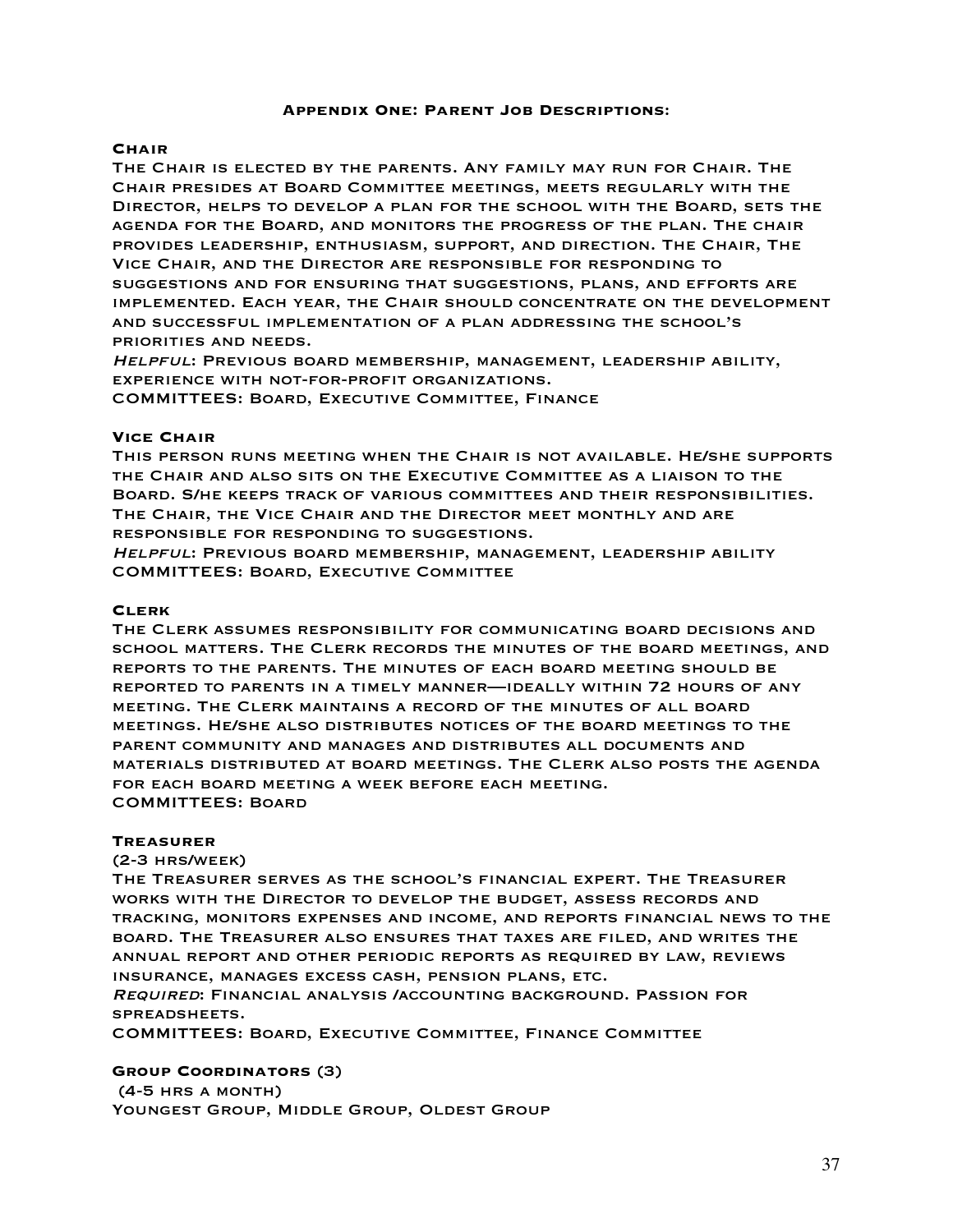## Appendix One: Parent Job Descriptions:

### Chair

The Chair is elected by the parents. Any family may run for Chair. The Chair presides at Board Committee meetings, meets regularly with the Director, helps to develop a plan for the school with the Board, sets the agenda for the Board, and monitors the progress of the plan. The chair provides leadership, enthusiasm, support, and direction. The Chair, The Vice Chair, and the Director are responsible for responding to suggestions and for ensuring that suggestions, plans, and efforts are implemented. Each year, the Chair should concentrate on the development and successful implementation of a plan addressing the school's priorities and needs.

*Helpful*: Previous board membership, management, leadership ability, experience with not-for-profit organizations.

COMMITTEES: Board, Executive Committee, Finance

### Vice Chair

This person runs meeting when the Chair is not available. He/she supports the Chair and also sits on the Executive Committee as a liaison to the Board. S/he keeps track of various committees and their responsibilities. The Chair, the Vice Chair and the Director meet monthly and are responsible for responding to suggestions.

*Helpful*: Previous board membership, management, leadership ability

COMMITTEES: Board, Executive Committee

### Clerk

The Clerk assumes responsibility for communicating board decisions and school matters. The Clerk records the minutes of the board meetings, and reports to the parents. The minutes of each board meeting should be reported to parents in a timely manner—ideally within 72 hours of any meeting. The Clerk maintains a record of the minutes of all board meetings. He/she also distributes notices of the board meetings to the parent community and manages and distributes all documents and materials distributed at board meetings. The Clerk also posts the agenda for each board meeting a week before each meeting.

COMMITTEES: Board

### Treasurer

(2-3 hrs/week)

The Treasurer serves as the school's financial expert. The Treasurer works with the Director to develop the budget, assess records and tracking, monitors expenses and income, and reports financial news to the board. The Treasurer also ensures that taxes are filed, and writes the annual report and other periodic reports as required by law, reviews insurance, manages excess cash, pension plans, etc.

*Required*: Financial analysis /accounting background. Passion for spreadsheets.

COMMITTEES: Board, Executive Committee, Finance Committee

### Group Coordinators (3)

(4-5 hrs a month)

Youngest Group, Middle Group, Oldest Group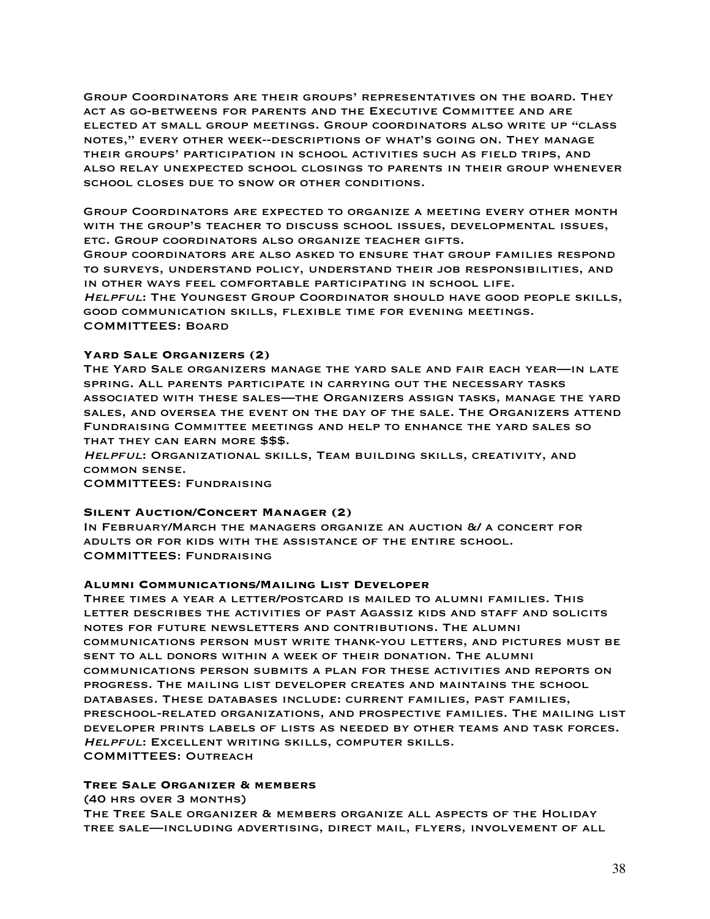Group Coordinators are their groups' representatives on the board. They act as go-betweens for parents and the Executive Committee and are elected at small group meetings. Group coordinators also write up "class notes," every other week--descriptions of what's going on. They manage their groups' participation in school activities such as field trips, and also relay unexpected school closings to parents in their group whenever school closes due to snow or other conditions.

Group Coordinators are expected to organize a meeting every other month with the group's teacher to discuss school issues, developmental issues, etc. Group coordinators also organize teacher gifts.
Group coordinators are also asked to ensure that group families respond to surveys, understand policy, understand their job responsibilities, and in other ways feel comfortable participating in school life.
*Helpful*: The Youngest Group Coordinator should have good people skills, good communication skills, flexible time for evening meetings.
COMMITTEES: Board

**Yard Sale Organizers (2)**
The Yard Sale organizers manage the yard sale and fair each year—in late spring. All parents participate in carrying out the necessary tasks associated with these sales—the Organizers assign tasks, manage the yard sales, and oversea the event on the day of the sale. The Organizers attend Fundraising Committee meetings and help to enhance the yard sales so that they can earn more $$$.
*Helpful*: Organizational skills, Team building skills, creativity, and common sense.
COMMITTEES: Fundraising

**Silent Auction/Concert Manager (2)**
In February/March the managers organize an auction &/ a concert for adults or for kids with the assistance of the entire school.
COMMITTEES: Fundraising

**Alumni Communications/Mailing List Developer**
Three times a year a letter/postcard is mailed to alumni families. This letter describes the activities of past Agassiz kids and staff and solicits notes for future newsletters and contributions. The alumni communications person must write thank-you letters, and pictures must be sent to all donors within a week of their donation. The alumni communications person submits a plan for these activities and reports on progress. The mailing list developer creates and maintains the school databases. These databases include: current families, past families, preschool-related organizations, and prospective families. The mailing list developer prints labels of lists as needed by other teams and task forces.
*Helpful*: Excellent writing skills, computer skills.
COMMITTEES: Outreach

**Tree Sale Organizer & members**
(40 hrs over 3 months)
The Tree Sale organizer & members organize all aspects of the Holiday tree sale—including advertising, direct mail, flyers, involvement of all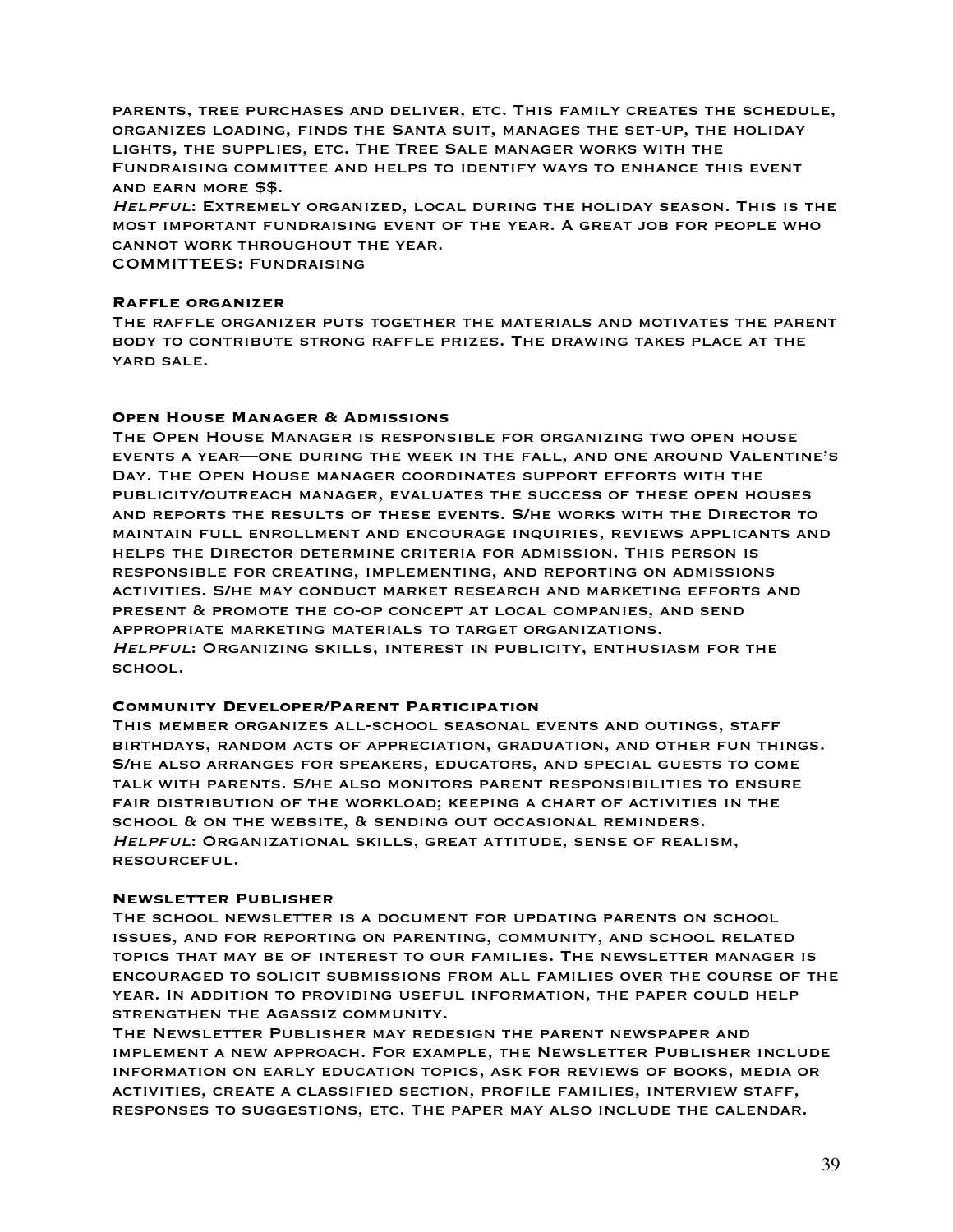parents, tree purchases and deliver, etc. This family creates the schedule, organizes loading, finds the Santa suit, manages the set-up, the holiday lights, the supplies, etc. The Tree Sale manager works with the Fundraising committee and helps to identify ways to enhance this event and earn more $$.

*Helpful*: Extremely organized, local during the holiday season. This is the most important fundraising event of the year. A great job for people who cannot work throughout the year.

COMMITTEES: Fundraising

**Raffle organizer**

The raffle organizer puts together the materials and motivates the parent body to contribute strong raffle prizes. The drawing takes place at the yard sale.

**Open House Manager & Admissions**

The Open House Manager is responsible for organizing two open house events a year—one during the week in the fall, and one around Valentine's Day. The Open House manager coordinates support efforts with the publicity/outreach manager, evaluates the success of these open houses and reports the results of these events. S/he works with the Director to maintain full enrollment and encourage inquiries, reviews applicants and helps the Director determine criteria for admission. This person is responsible for creating, implementing, and reporting on admissions activities. S/he may conduct market research and marketing efforts and present & promote the co-op concept at local companies, and send appropriate marketing materials to target organizations.

*Helpful*: Organizing skills, interest in publicity, enthusiasm for the school.

**Community Developer/Parent Participation**

This member organizes all-school seasonal events and outings, staff birthdays, random acts of appreciation, graduation, and other fun things. S/he also arranges for speakers, educators, and special guests to come talk with parents. S/he also monitors parent responsibilities to ensure fair distribution of the workload; keeping a chart of activities in the school & on the website, & sending out occasional reminders.

*Helpful*: Organizational skills, great attitude, sense of realism, resourceful.

**Newsletter Publisher**

The school newsletter is a document for updating parents on school issues, and for reporting on parenting, community, and school related topics that may be of interest to our families. The newsletter manager is encouraged to solicit submissions from all families over the course of the year. In addition to providing useful information, the paper could help strengthen the Agassiz community.

The Newsletter Publisher may redesign the parent newspaper and implement a new approach. For example, the Newsletter Publisher include information on early education topics, ask for reviews of books, media or activities, create a classified section, profile families, interview staff, responses to suggestions, etc. The paper may also include the calendar.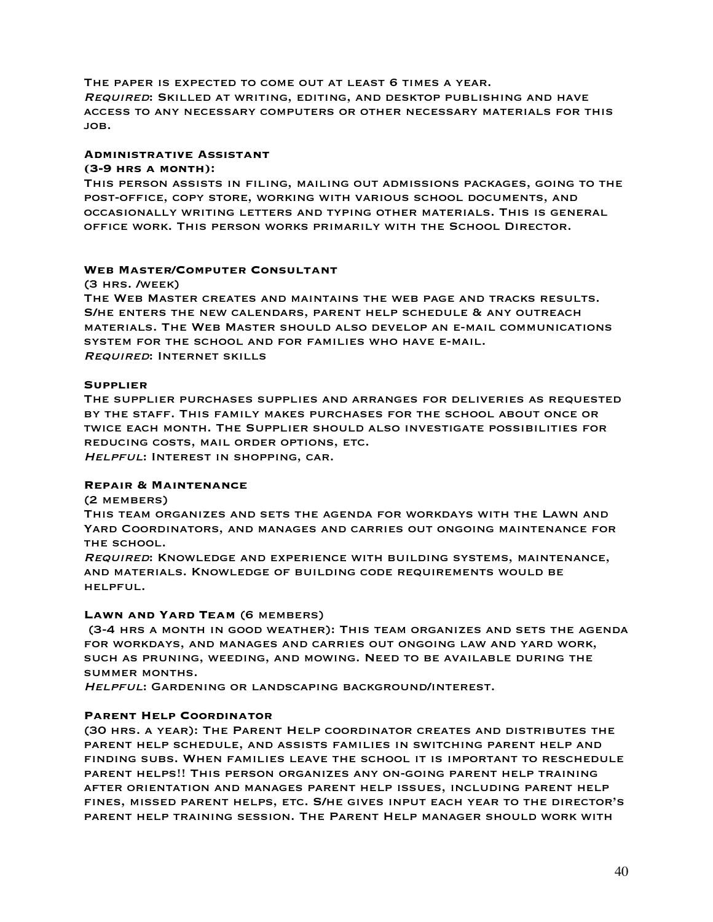The paper is expected to come out at least 6 times a year.
*Required*: Skilled at writing, editing, and desktop publishing and have access to any necessary computers or other necessary materials for this job.

**Administrative Assistant**
**(3-9 hrs a month):**
This person assists in filing, mailing out admissions packages, going to the post-office, copy store, working with various school documents, and occasionally writing letters and typing other materials. This is general office work. This person works primarily with the School Director.

**Web Master/Computer Consultant**
(3 hrs. /week)
The Web Master creates and maintains the web page and tracks results. S/he enters the new calendars, parent help schedule & any outreach materials. The Web Master should also develop an e-mail communications system for the school and for families who have e-mail.
*Required*: Internet skills

**Supplier**
The supplier purchases supplies and arranges for deliveries as requested by the staff. This family makes purchases for the school about once or twice each month. The Supplier should also investigate possibilities for reducing costs, mail order options, etc.
*Helpful*: Interest in shopping, car.

**Repair & Maintenance**
(2 members)
This team organizes and sets the agenda for workdays with the Lawn and Yard Coordinators, and manages and carries out ongoing maintenance for the school.
*Required*: Knowledge and experience with building systems, maintenance, and materials. Knowledge of building code requirements would be helpful.

**Lawn and Yard Team** (6 members)
(3-4 hrs a month in good weather): This team organizes and sets the agenda for workdays, and manages and carries out ongoing law and yard work, such as pruning, weeding, and mowing. Need to be available during the summer months.
*Helpful*: Gardening or landscaping background/interest.

**Parent Help Coordinator**
(30 hrs. a year): The Parent Help coordinator creates and distributes the parent help schedule, and assists families in switching parent help and finding subs. When families leave the school it is important to reschedule parent helps!! This person organizes any on-going parent help training after orientation and manages parent help issues, including parent help fines, missed parent helps, etc. S/he gives input each year to the director's parent help training session. The Parent Help manager should work with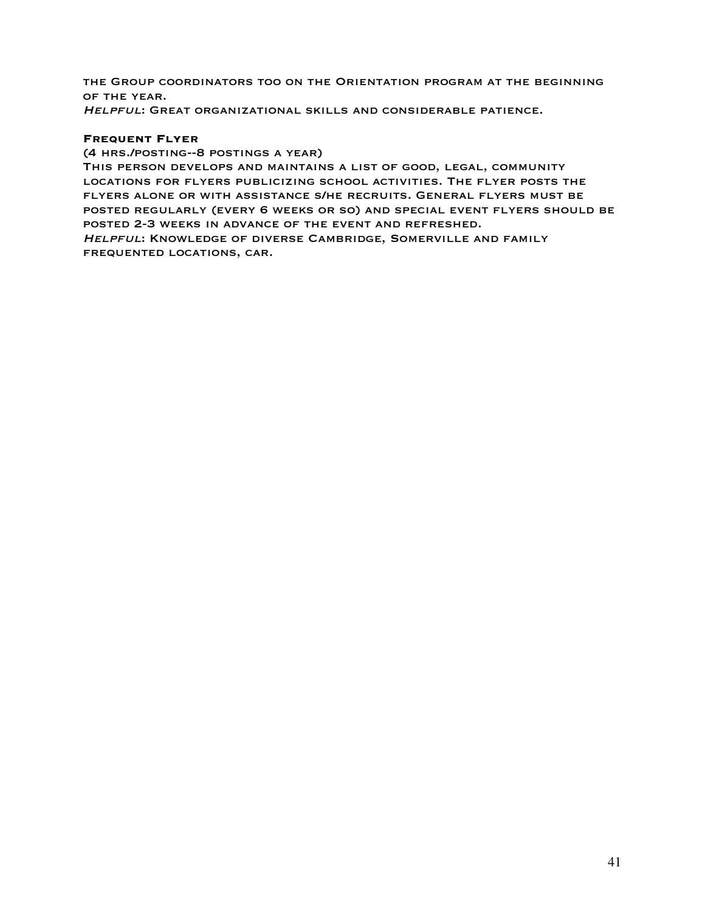the Group coordinators too on the Orientation program at the beginning of the year.
*Helpful*: Great organizational skills and considerable patience.

**Frequent Flyer**

(4 hrs./posting--8 postings a year)
This person develops and maintains a list of good, legal, community locations for flyers publicizing school activities. The flyer posts the flyers alone or with assistance s/he recruits. General flyers must be posted regularly (every 6 weeks or so) and special event flyers should be posted 2-3 weeks in advance of the event and refreshed.
*Helpful*: Knowledge of diverse Cambridge, Somerville and family frequented locations, car.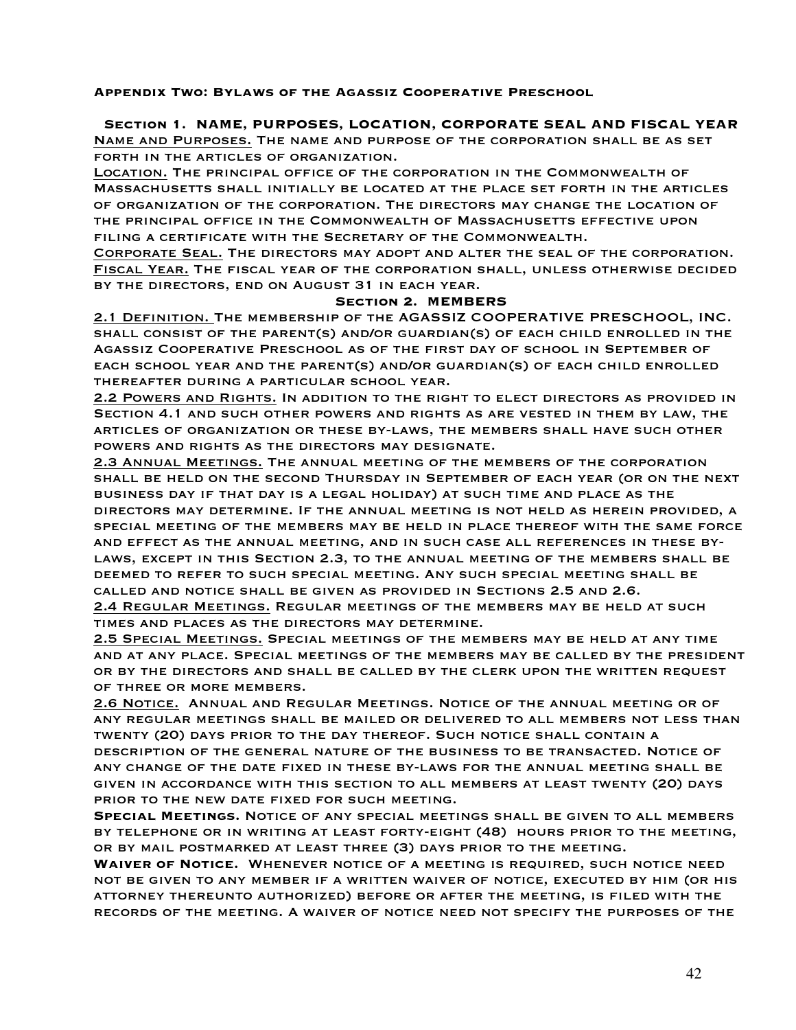**Appendix Two: Bylaws of the Agassiz Cooperative Preschool**

**Section 1. NAME, PURPOSES, LOCATION, CORPORATE SEAL AND FISCAL YEAR**

Name and Purposes. The name and purpose of the corporation shall be as set forth in the articles of organization.

Location. The principal office of the corporation in the Commonwealth of Massachusetts shall initially be located at the place set forth in the articles of organization of the corporation. The directors may change the location of the principal office in the Commonwealth of Massachusetts effective upon filing a certificate with the Secretary of the Commonwealth.

Corporate Seal. The directors may adopt and alter the seal of the corporation.

Fiscal Year. The fiscal year of the corporation shall, unless otherwise decided by the directors, end on August 31 in each year.

**Section 2. MEMBERS**

2.1 Definition. The membership of the AGASSIZ COOPERATIVE PRESCHOOL, INC. shall consist of the parent(s) and/or guardian(s) of each child enrolled in the Agassiz Cooperative Preschool as of the first day of school in September of each school year and the parent(s) and/or guardian(s) of each child enrolled thereafter during a particular school year.

2.2 Powers and Rights. In addition to the right to elect directors as provided in Section 4.1 and such other powers and rights as are vested in them by law, the articles of organization or these by-laws, the members shall have such other powers and rights as the directors may designate.

2.3 Annual Meetings. The annual meeting of the members of the corporation shall be held on the second Thursday in September of each year (or on the next business day if that day is a legal holiday) at such time and place as the directors may determine. If the annual meeting is not held as herein provided, a special meeting of the members may be held in place thereof with the same force and effect as the annual meeting, and in such case all references in these by-laws, except in this Section 2.3, to the annual meeting of the members shall be deemed to refer to such special meeting. Any such special meeting shall be called and notice shall be given as provided in Sections 2.5 and 2.6.

2.4 Regular Meetings. Regular meetings of the members may be held at such times and places as the directors may determine.

2.5 Special Meetings. Special meetings of the members may be held at any time and at any place. Special meetings of the members may be called by the president or by the directors and shall be called by the clerk upon the written request of three or more members.

2.6 Notice. Annual and Regular Meetings. Notice of the annual meeting or of any regular meetings shall be mailed or delivered to all members not less than twenty (20) days prior to the day thereof. Such notice shall contain a description of the general nature of the business to be transacted. Notice of any change of the date fixed in these by-laws for the annual meeting shall be given in accordance with this section to all members at least twenty (20) days prior to the new date fixed for such meeting.

**Special Meetings.** Notice of any special meetings shall be given to all members by telephone or in writing at least forty-eight (48) hours prior to the meeting, or by mail postmarked at least three (3) days prior to the meeting.

**Waiver of Notice.** Whenever notice of a meeting is required, such notice need not be given to any member if a written waiver of notice, executed by him (or his attorney thereunto authorized) before or after the meeting, is filed with the records of the meeting. A waiver of notice need not specify the purposes of the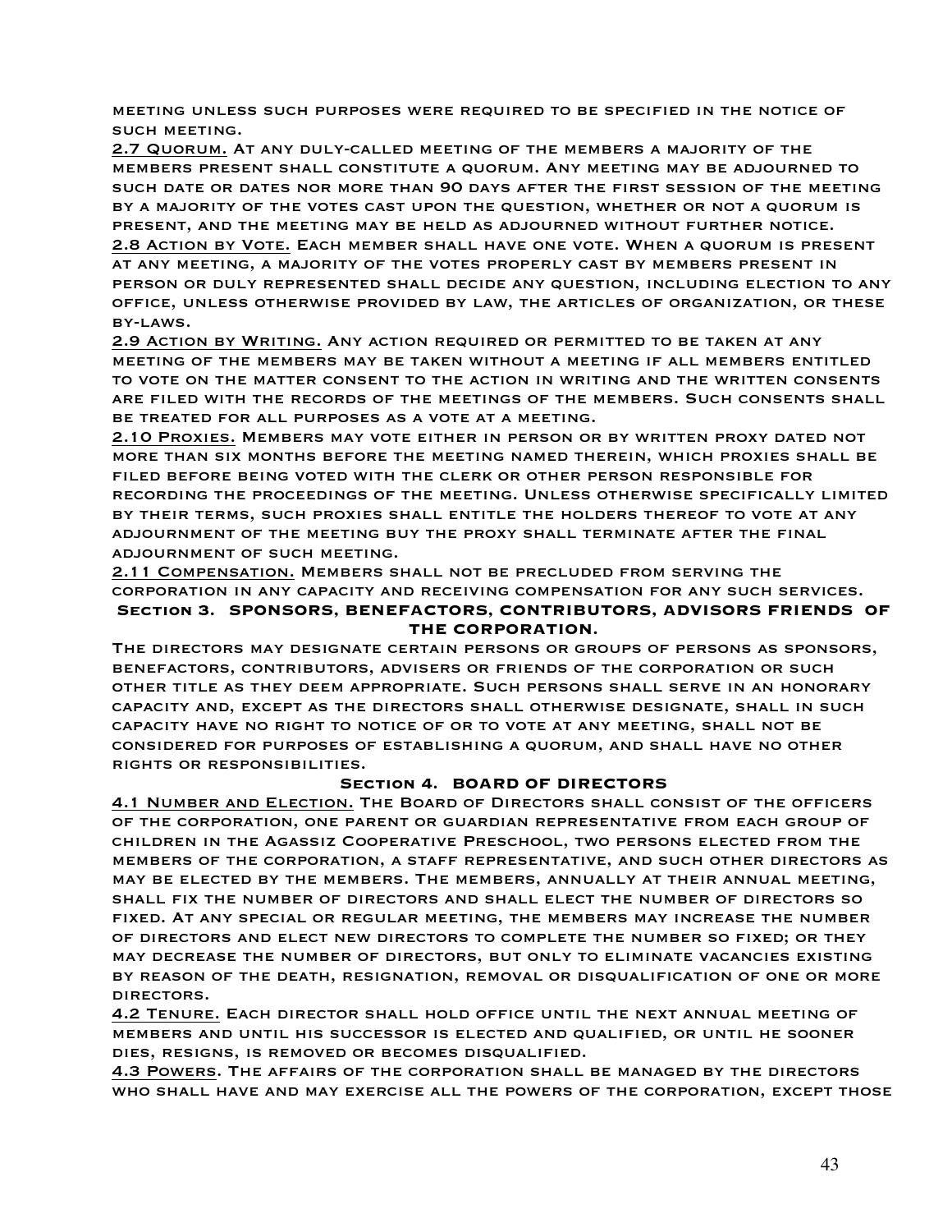meeting unless such purposes were required to be specified in the notice of such meeting.

2.7 Quorum. At any duly-called meeting of the members a majority of the members present shall constitute a quorum. Any meeting may be adjourned to such date or dates nor more than 90 days after the first session of the meeting by a majority of the votes cast upon the question, whether or not a quorum is present, and the meeting may be held as adjourned without further notice.

2.8 Action by Vote. Each member shall have one vote. When a quorum is present at any meeting, a majority of the votes properly cast by members present in person or duly represented shall decide any question, including election to any office, unless otherwise provided by law, the articles of organization, or these by-laws.

2.9 Action by Writing. Any action required or permitted to be taken at any meeting of the members may be taken without a meeting if all members entitled to vote on the matter consent to the action in writing and the written consents are filed with the records of the meetings of the members. Such consents shall be treated for all purposes as a vote at a meeting.

2.10 Proxies. Members may vote either in person or by written proxy dated not more than six months before the meeting named therein, which proxies shall be filed before being voted with the clerk or other person responsible for recording the proceedings of the meeting. Unless otherwise specifically limited by their terms, such proxies shall entitle the holders thereof to vote at any adjournment of the meeting buy the proxy shall terminate after the final adjournment of such meeting.

2.11 Compensation. Members shall not be precluded from serving the corporation in any capacity and receiving compensation for any such services.

## Section 3. SPONSORS, BENEFACTORS, CONTRIBUTORS, ADVISORS FRIENDS OF THE CORPORATION.

The directors may designate certain persons or groups of persons as sponsors, benefactors, contributors, advisers or friends of the corporation or such other title as they deem appropriate. Such persons shall serve in an honorary capacity and, except as the directors shall otherwise designate, shall in such capacity have no right to notice of or to vote at any meeting, shall not be considered for purposes of establishing a quorum, and shall have no other rights or responsibilities.

## Section 4. BOARD OF DIRECTORS

4.1 Number and Election. The Board of Directors shall consist of the officers of the corporation, one parent or guardian representative from each group of children in the Agassiz Cooperative Preschool, two persons elected from the members of the corporation, a staff representative, and such other directors as may be elected by the members. The members, annually at their annual meeting, shall fix the number of directors and shall elect the number of directors so fixed. At any special or regular meeting, the members may increase the number of directors and elect new directors to complete the number so fixed; or they may decrease the number of directors, but only to eliminate vacancies existing by reason of the death, resignation, removal or disqualification of one or more directors.

4.2 Tenure. Each director shall hold office until the next annual meeting of members and until his successor is elected and qualified, or until he sooner dies, resigns, is removed or becomes disqualified.

4.3 Powers. The affairs of the corporation shall be managed by the directors who shall have and may exercise all the powers of the corporation, except those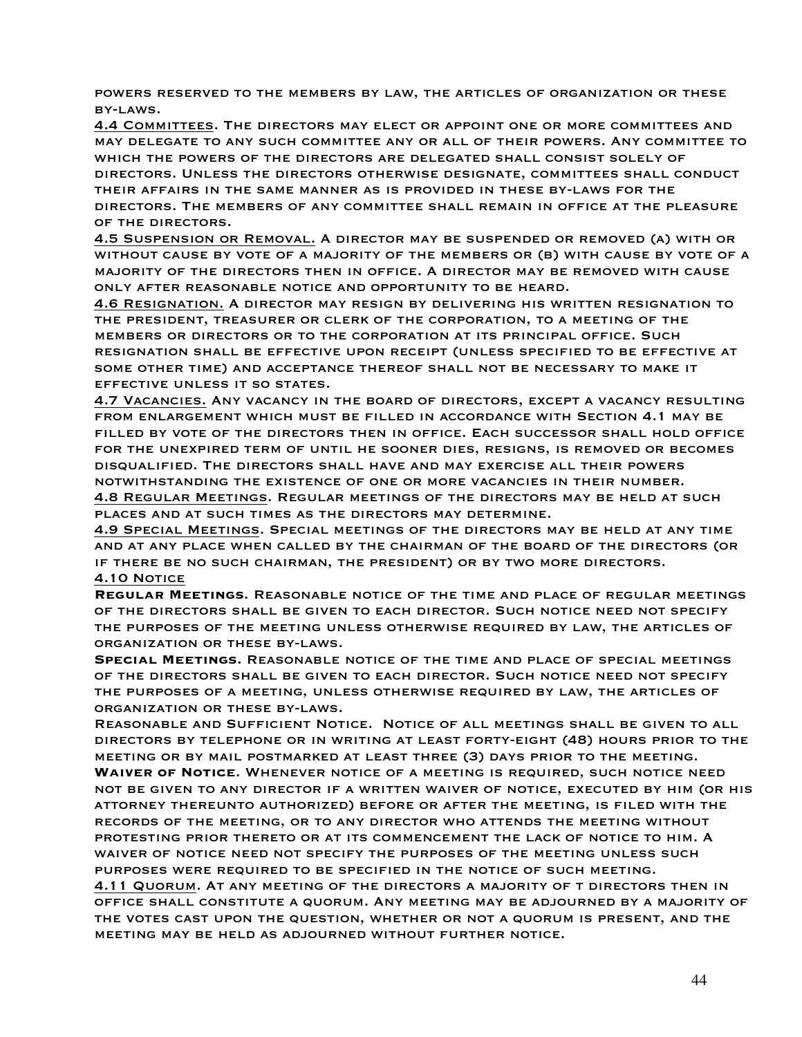powers reserved to the members by law, the articles of organization or these by-laws.

4.4 Committees. The directors may elect or appoint one or more committees and may delegate to any such committee any or all of their powers. Any committee to which the powers of the directors are delegated shall consist solely of directors. Unless the directors otherwise designate, committees shall conduct their affairs in the same manner as is provided in these by-laws for the directors. The members of any committee shall remain in office at the pleasure of the directors.

4.5 Suspension or Removal. A director may be suspended or removed (a) with or without cause by vote of a majority of the members or (b) with cause by vote of a majority of the directors then in office. A director may be removed with cause only after reasonable notice and opportunity to be heard.

4.6 Resignation. A director may resign by delivering his written resignation to the president, treasurer or clerk of the corporation, to a meeting of the members or directors or to the corporation at its principal office. Such resignation shall be effective upon receipt (unless specified to be effective at some other time) and acceptance thereof shall not be necessary to make it effective unless it so states.

4.7 Vacancies. Any vacancy in the board of directors, except a vacancy resulting from enlargement which must be filled in accordance with Section 4.1 may be filled by vote of the directors then in office. Each successor shall hold office for the unexpired term of until he sooner dies, resigns, is removed or becomes disqualified. The directors shall have and may exercise all their powers notwithstanding the existence of one or more vacancies in their number.

4.8 Regular Meetings. Regular meetings of the directors may be held at such places and at such times as the directors may determine.

4.9 Special Meetings. Special meetings of the directors may be held at any time and at any place when called by the chairman of the board of the directors (or if there be no such chairman, the president) or by two more directors.

4.10 Notice

**Regular Meetings**. Reasonable notice of the time and place of regular meetings of the directors shall be given to each director. Such notice need not specify the purposes of the meeting unless otherwise required by law, the articles of organization or these by-laws.

**Special Meetings**. Reasonable notice of the time and place of special meetings of the directors shall be given to each director. Such notice need not specify the purposes of a meeting, unless otherwise required by law, the articles of organization or these by-laws.

Reasonable and Sufficient Notice. Notice of all meetings shall be given to all directors by telephone or in writing at least forty-eight (48) hours prior to the meeting or by mail postmarked at least three (3) days prior to the meeting.

**Waiver of Notice**. Whenever notice of a meeting is required, such notice need not be given to any director if a written waiver of notice, executed by him (or his attorney thereunto authorized) before or after the meeting, is filed with the records of the meeting, or to any director who attends the meeting without protesting prior thereto or at its commencement the lack of notice to him. A waiver of notice need not specify the purposes of the meeting unless such purposes were required to be specified in the notice of such meeting.

4.11 Quorum. At any meeting of the directors a majority of t directors then in office shall constitute a quorum. Any meeting may be adjourned by a majority of the votes cast upon the question, whether or not a quorum is present, and the meeting may be held as adjourned without further notice.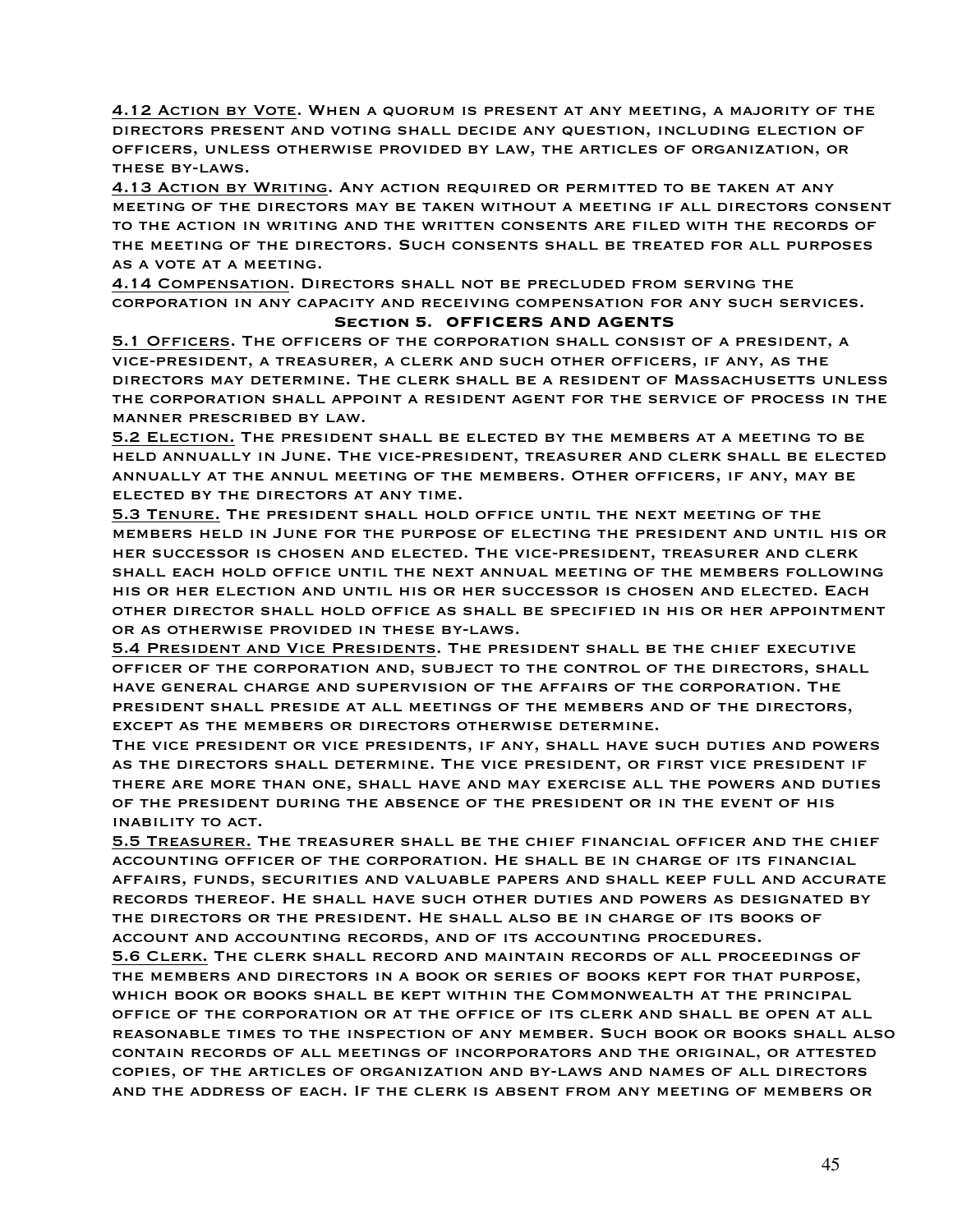**4.12 Action by Vote**. When a quorum is present at any meeting, a majority of the directors present and voting shall decide any question, including election of officers, unless otherwise provided by law, the articles of organization, or these by-laws.

**4.13 Action by Writing**. Any action required or permitted to be taken at any meeting of the directors may be taken without a meeting if all directors consent to the action in writing and the written consents are filed with the records of the meeting of the directors. Such consents shall be treated for all purposes as a vote at a meeting.

**4.14 Compensation**. Directors shall not be precluded from serving the corporation in any capacity and receiving compensation for any such services.

## Section 5. OFFICERS AND AGENTS

**5.1 Officers**. The officers of the corporation shall consist of a president, a vice-president, a treasurer, a clerk and such other officers, if any, as the directors may determine. The clerk shall be a resident of Massachusetts unless the corporation shall appoint a resident agent for the service of process in the manner prescribed by law.

**5.2 Election.** The president shall be elected by the members at a meeting to be held annually in June. The vice-president, treasurer and clerk shall be elected annually at the annul meeting of the members. Other officers, if any, may be elected by the directors at any time.

**5.3 Tenure.** The president shall hold office until the next meeting of the members held in June for the purpose of electing the president and until his or her successor is chosen and elected. The vice-president, treasurer and clerk shall each hold office until the next annual meeting of the members following his or her election and until his or her successor is chosen and elected. Each other director shall hold office as shall be specified in his or her appointment or as otherwise provided in these by-laws.

**5.4 President and Vice Presidents**. The president shall be the chief executive officer of the corporation and, subject to the control of the directors, shall have general charge and supervision of the affairs of the corporation. The president shall preside at all meetings of the members and of the directors, except as the members or directors otherwise determine.

The vice president or vice presidents, if any, shall have such duties and powers as the directors shall determine. The vice president, or first vice president if there are more than one, shall have and may exercise all the powers and duties of the president during the absence of the president or in the event of his inability to act.

**5.5 Treasurer.** The treasurer shall be the chief financial officer and the chief accounting officer of the corporation. He shall be in charge of its financial affairs, funds, securities and valuable papers and shall keep full and accurate records thereof. He shall have such other duties and powers as designated by the directors or the president. He shall also be in charge of its books of account and accounting records, and of its accounting procedures.

**5.6 Clerk.** The clerk shall record and maintain records of all proceedings of the members and directors in a book or series of books kept for that purpose, which book or books shall be kept within the Commonwealth at the principal office of the corporation or at the office of its clerk and shall be open at all reasonable times to the inspection of any member. Such book or books shall also contain records of all meetings of incorporators and the original, or attested copies, of the articles of organization and by-laws and names of all directors and the address of each. If the clerk is absent from any meeting of members or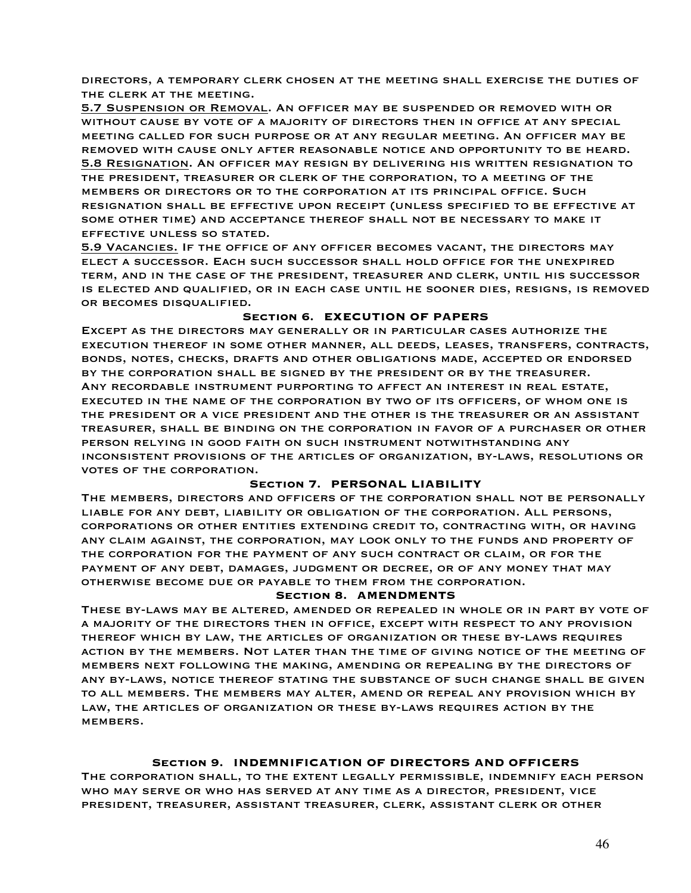directors, a temporary clerk chosen at the meeting shall exercise the duties of the clerk at the meeting.

5.7 Suspension or Removal. An officer may be suspended or removed with or without cause by vote of a majority of directors then in office at any special meeting called for such purpose or at any regular meeting. An officer may be removed with cause only after reasonable notice and opportunity to be heard.

5.8 Resignation. An officer may resign by delivering his written resignation to the president, treasurer or clerk of the corporation, to a meeting of the members or directors or to the corporation at its principal office. Such resignation shall be effective upon receipt (unless specified to be effective at some other time) and acceptance thereof shall not be necessary to make it effective unless so stated.

5.9 Vacancies. If the office of any officer becomes vacant, the directors may elect a successor. Each such successor shall hold office for the unexpired term, and in the case of the president, treasurer and clerk, until his successor is elected and qualified, or in each case until he sooner dies, resigns, is removed or becomes disqualified.

## Section 6. EXECUTION OF PAPERS

Except as the directors may generally or in particular cases authorize the execution thereof in some other manner, all deeds, leases, transfers, contracts, bonds, notes, checks, drafts and other obligations made, accepted or endorsed by the corporation shall be signed by the president or by the treasurer. Any recordable instrument purporting to affect an interest in real estate, executed in the name of the corporation by two of its officers, of whom one is the president or a vice president and the other is the treasurer or an assistant treasurer, shall be binding on the corporation in favor of a purchaser or other person relying in good faith on such instrument notwithstanding any inconsistent provisions of the articles of organization, by-laws, resolutions or votes of the corporation.

## Section 7. PERSONAL LIABILITY

The members, directors and officers of the corporation shall not be personally liable for any debt, liability or obligation of the corporation. All persons, corporations or other entities extending credit to, contracting with, or having any claim against, the corporation, may look only to the funds and property of the corporation for the payment of any such contract or claim, or for the payment of any debt, damages, judgment or decree, or of any money that may otherwise become due or payable to them from the corporation.

## Section 8. AMENDMENTS

These by-laws may be altered, amended or repealed in whole or in part by vote of a majority of the directors then in office, except with respect to any provision thereof which by law, the articles of organization or these by-laws requires action by the members. Not later than the time of giving notice of the meeting of members next following the making, amending or repealing by the directors of any by-laws, notice thereof stating the substance of such change shall be given to all members. The members may alter, amend or repeal any provision which by law, the articles of organization or these by-laws requires action by the members.

## Section 9. INDEMNIFICATION OF DIRECTORS AND OFFICERS

The corporation shall, to the extent legally permissible, indemnify each person who may serve or who has served at any time as a director, president, vice president, treasurer, assistant treasurer, clerk, assistant clerk or other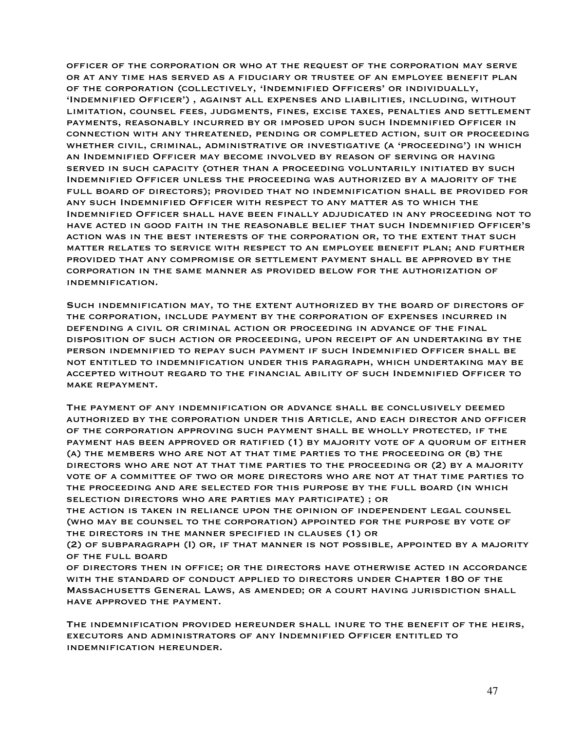officer of the corporation or who at the request of the corporation may serve or at any time has served as a fiduciary or trustee of an employee benefit plan of the corporation (collectively, 'Indemnified Officers' or individually, 'Indemnified Officer') , against all expenses and liabilities, including, without limitation, counsel fees, judgments, fines, excise taxes, penalties and settlement payments, reasonably incurred by or imposed upon such Indemnified Officer in connection with any threatened, pending or completed action, suit or proceeding whether civil, criminal, administrative or investigative (a 'proceeding') in which an Indemnified Officer may become involved by reason of serving or having served in such capacity (other than a proceeding voluntarily initiated by such Indemnified Officer unless the proceeding was authorized by a majority of the full board of directors); provided that no indemnification shall be provided for any such Indemnified Officer with respect to any matter as to which the Indemnified Officer shall have been finally adjudicated in any proceeding not to have acted in good faith in the reasonable belief that such Indemnified Officer's action was in the best interests of the corporation or, to the extent that such matter relates to service with respect to an employee benefit plan; and further provided that any compromise or settlement payment shall be approved by the corporation in the same manner as provided below for the authorization of indemnification.

Such indemnification may, to the extent authorized by the board of directors of the corporation, include payment by the corporation of expenses incurred in defending a civil or criminal action or proceeding in advance of the final disposition of such action or proceeding, upon receipt of an undertaking by the person indemnified to repay such payment if such Indemnified Officer shall be not entitled to indemnification under this paragraph, which undertaking may be accepted without regard to the financial ability of such Indemnified Officer to make repayment.

The payment of any indemnification or advance shall be conclusively deemed authorized by the corporation under this Article, and each director and officer of the corporation approving such payment shall be wholly protected, if the payment has been approved or ratified (1) by majority vote of a quorum of either (a) the members who are not at that time parties to the proceeding or (b) the directors who are not at that time parties to the proceeding or (2) by a majority vote of a committee of two or more directors who are not at that time parties to the proceeding and are selected for this purpose by the full board (in which selection directors who are parties may participate) ; or
the action is taken in reliance upon the opinion of independent legal counsel (who may be counsel to the corporation) appointed for the purpose by vote of the directors in the manner specified in clauses (1) or
(2) of subparagraph (I) or, if that manner is not possible, appointed by a majority of the full board
of directors then in office; or the directors have otherwise acted in accordance with the standard of conduct applied to directors under Chapter 180 of the Massachusetts General Laws, as amended; or a court having jurisdiction shall have approved the payment.

The indemnification provided hereunder shall inure to the benefit of the heirs, executors and administrators of any Indemnified Officer entitled to indemnification hereunder.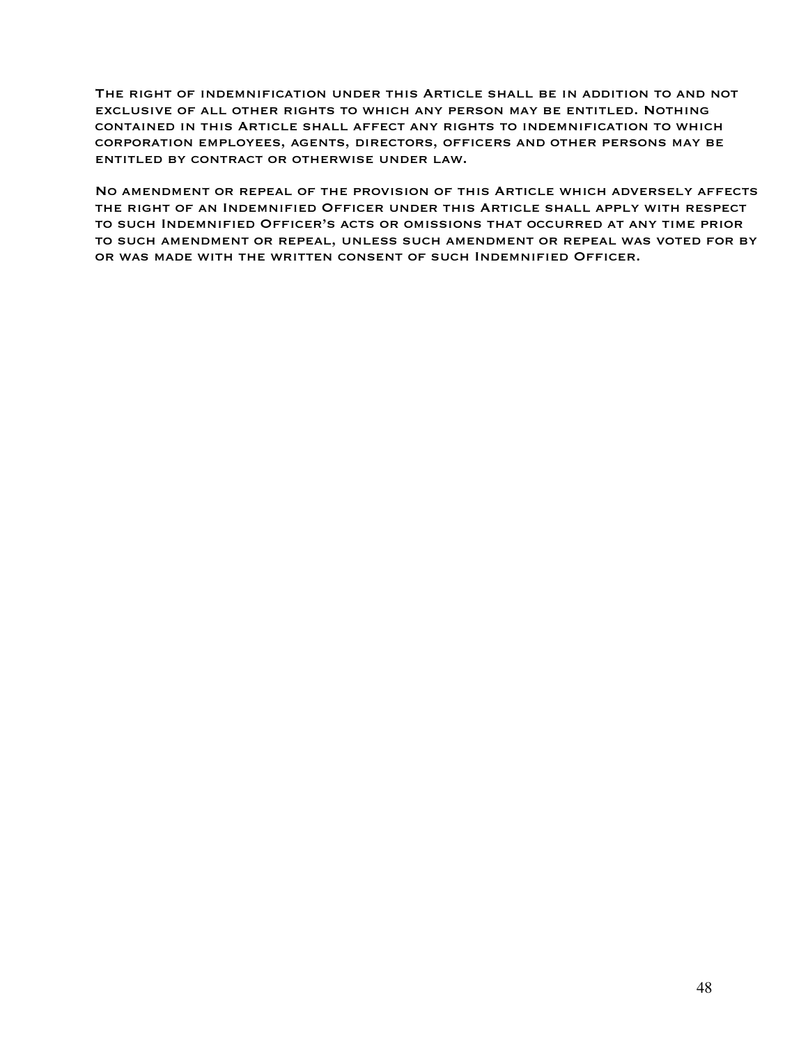The right of indemnification under this Article shall be in addition to and not exclusive of all other rights to which any person may be entitled. Nothing contained in this Article shall affect any rights to indemnification to which corporation employees, agents, directors, officers and other persons may be entitled by contract or otherwise under law.

No amendment or repeal of the provision of this Article which adversely affects the right of an Indemnified Officer under this Article shall apply with respect to such Indemnified Officer's acts or omissions that occurred at any time prior to such amendment or repeal, unless such amendment or repeal was voted for by or was made with the written consent of such Indemnified Officer.